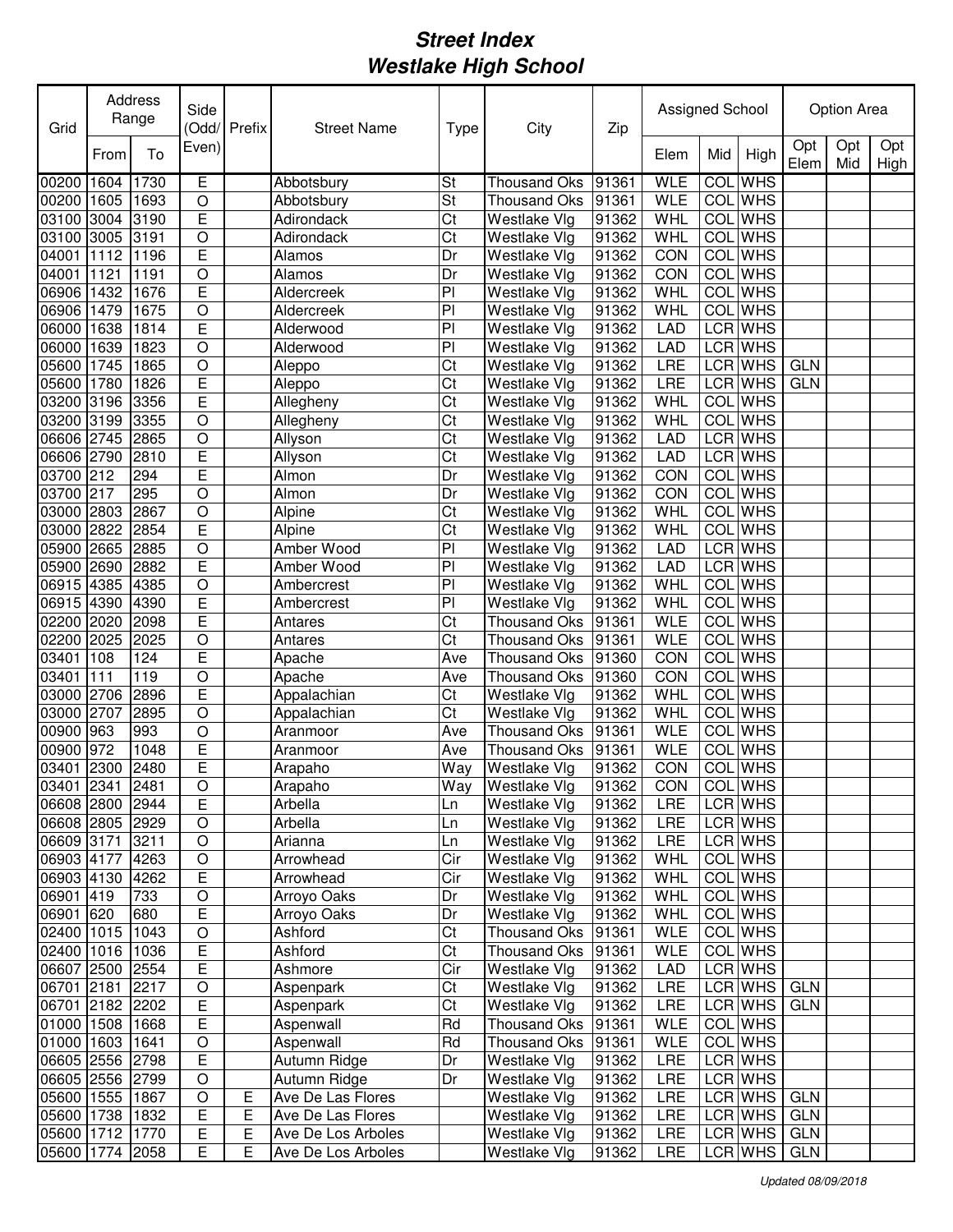# Street Index
# Westlake High School

| Grid | Address Range | | Side (Odd/ Even) | Prefix | Street Name | Type | City | Zip | Assigned School | | | Option Area | | |
|---|---|---|---|---|---|---|---|---|---|---|---|---|---|---|
| | From | To | | | | | | | Elem | Mid | High | Opt Elem | Opt Mid | Opt High |
| 00200 | 1604 | 1730 | E | | Abbotsbury | St | Thousand Oks | 91361 | WLE | COL | WHS | | | |
| 00200 | 1605 | 1693 | O | | Abbotsbury | St | Thousand Oks | 91361 | WLE | COL | WHS | | | |
| 03100 | 3004 | 3190 | E | | Adirondack | Ct | Westlake Vlg | 91362 | WHL | COL | WHS | | | |
| 03100 | 3005 | 3191 | O | | Adirondack | Ct | Westlake Vlg | 91362 | WHL | COL | WHS | | | |
| 04001 | 1112 | 1196 | E | | Alamos | Dr | Westlake Vlg | 91362 | CON | COL | WHS | | | |
| 04001 | 1121 | 1191 | O | | Alamos | Dr | Westlake Vlg | 91362 | CON | COL | WHS | | | |
| 06906 | 1432 | 1676 | E | | Aldercreek | Pl | Westlake Vlg | 91362 | WHL | COL | WHS | | | |
| 06906 | 1479 | 1675 | O | | Aldercreek | Pl | Westlake Vlg | 91362 | WHL | COL | WHS | | | |
| 06000 | 1638 | 1814 | E | | Alderwood | Pl | Westlake Vlg | 91362 | LAD | LCR | WHS | | | |
| 06000 | 1639 | 1823 | O | | Alderwood | Pl | Westlake Vlg | 91362 | LAD | LCR | WHS | | | |
| 05600 | 1745 | 1865 | O | | Aleppo | Ct | Westlake Vlg | 91362 | LRE | LCR | WHS | GLN | | |
| 05600 | 1780 | 1826 | E | | Aleppo | Ct | Westlake Vlg | 91362 | LRE | LCR | WHS | GLN | | |
| 03200 | 3196 | 3356 | E | | Allegheny | Ct | Westlake Vlg | 91362 | WHL | COL | WHS | | | |
| 03200 | 3199 | 3355 | O | | Allegheny | Ct | Westlake Vlg | 91362 | WHL | COL | WHS | | | |
| 06606 | 2745 | 2865 | O | | Allyson | Ct | Westlake Vlg | 91362 | LAD | LCR | WHS | | | |
| 06606 | 2790 | 2810 | E | | Allyson | Ct | Westlake Vlg | 91362 | LAD | LCR | WHS | | | |
| 03700 | 212 | 294 | E | | Almon | Dr | Westlake Vlg | 91362 | CON | COL | WHS | | | |
| 03700 | 217 | 295 | O | | Almon | Dr | Westlake Vlg | 91362 | CON | COL | WHS | | | |
| 03000 | 2803 | 2867 | O | | Alpine | Ct | Westlake Vlg | 91362 | WHL | COL | WHS | | | |
| 03000 | 2822 | 2854 | E | | Alpine | Ct | Westlake Vlg | 91362 | WHL | COL | WHS | | | |
| 05900 | 2665 | 2885 | O | | Amber Wood | Pl | Westlake Vlg | 91362 | LAD | LCR | WHS | | | |
| 05900 | 2690 | 2882 | E | | Amber Wood | Pl | Westlake Vlg | 91362 | LAD | LCR | WHS | | | |
| 06915 | 4385 | 4385 | O | | Ambercrest | Pl | Westlake Vlg | 91362 | WHL | COL | WHS | | | |
| 06915 | 4390 | 4390 | E | | Ambercrest | Pl | Westlake Vlg | 91362 | WHL | COL | WHS | | | |
| 02200 | 2020 | 2098 | E | | Antares | Ct | Thousand Oks | 91361 | WLE | COL | WHS | | | |
| 02200 | 2025 | 2025 | O | | Antares | Ct | Thousand Oks | 91361 | WLE | COL | WHS | | | |
| 03401 | 108 | 124 | E | | Apache | Ave | Thousand Oks | 91360 | CON | COL | WHS | | | |
| 03401 | 111 | 119 | O | | Apache | Ave | Thousand Oks | 91360 | CON | COL | WHS | | | |
| 03000 | 2706 | 2896 | E | | Appalachian | Ct | Westlake Vlg | 91362 | WHL | COL | WHS | | | |
| 03000 | 2707 | 2895 | O | | Appalachian | Ct | Westlake Vlg | 91362 | WHL | COL | WHS | | | |
| 00900 | 963 | 993 | O | | Aranmoor | Ave | Thousand Oks | 91361 | WLE | COL | WHS | | | |
| 00900 | 972 | 1048 | E | | Aranmoor | Ave | Thousand Oks | 91361 | WLE | COL | WHS | | | |
| 03401 | 2300 | 2480 | E | | Arapaho | Way | Westlake Vlg | 91362 | CON | COL | WHS | | | |
| 03401 | 2341 | 2481 | O | | Arapaho | Way | Westlake Vlg | 91362 | CON | COL | WHS | | | |
| 06608 | 2800 | 2944 | E | | Arbella | Ln | Westlake Vlg | 91362 | LRE | LCR | WHS | | | |
| 06608 | 2805 | 2929 | O | | Arbella | Ln | Westlake Vlg | 91362 | LRE | LCR | WHS | | | |
| 06609 | 3171 | 3211 | O | | Arianna | Ln | Westlake Vlg | 91362 | LRE | LCR | WHS | | | |
| 06903 | 4177 | 4263 | O | | Arrowhead | Cir | Westlake Vlg | 91362 | WHL | COL | WHS | | | |
| 06903 | 4130 | 4262 | E | | Arrowhead | Cir | Westlake Vlg | 91362 | WHL | COL | WHS | | | |
| 06901 | 419 | 733 | O | | Arroyo Oaks | Dr | Westlake Vlg | 91362 | WHL | COL | WHS | | | |
| 06901 | 620 | 680 | E | | Arroyo Oaks | Dr | Westlake Vlg | 91362 | WHL | COL | WHS | | | |
| 02400 | 1015 | 1043 | O | | Ashford | Ct | Thousand Oks | 91361 | WLE | COL | WHS | | | |
| 02400 | 1016 | 1036 | E | | Ashford | Ct | Thousand Oks | 91361 | WLE | COL | WHS | | | |
| 06607 | 2500 | 2554 | E | | Ashmore | Cir | Westlake Vlg | 91362 | LAD | LCR | WHS | | | |
| 06701 | 2181 | 2217 | O | | Aspenpark | Ct | Westlake Vlg | 91362 | LRE | LCR | WHS | GLN | | |
| 06701 | 2182 | 2202 | E | | Aspenpark | Ct | Westlake Vlg | 91362 | LRE | LCR | WHS | GLN | | |
| 01000 | 1508 | 1668 | E | | Aspenwall | Rd | Thousand Oks | 91361 | WLE | COL | WHS | | | |
| 01000 | 1603 | 1641 | O | | Aspenwall | Rd | Thousand Oks | 91361 | WLE | COL | WHS | | | |
| 06605 | 2556 | 2798 | E | | Autumn Ridge | Dr | Westlake Vlg | 91362 | LRE | LCR | WHS | | | |
| 06605 | 2556 | 2799 | O | | Autumn Ridge | Dr | Westlake Vlg | 91362 | LRE | LCR | WHS | | | |
| 05600 | 1555 | 1867 | O | E | Ave De Las Flores | | Westlake Vlg | 91362 | LRE | LCR | WHS | GLN | | |
| 05600 | 1738 | 1832 | E | E | Ave De Las Flores | | Westlake Vlg | 91362 | LRE | LCR | WHS | GLN | | |
| 05600 | 1712 | 1770 | E | E | Ave De Los Arboles | | Westlake Vlg | 91362 | LRE | LCR | WHS | GLN | | |
| 05600 | 1774 | 2058 | E | E | Ave De Los Arboles | | Westlake Vlg | 91362 | LRE | LCR | WHS | GLN | | |

*Updated 08/09/2018*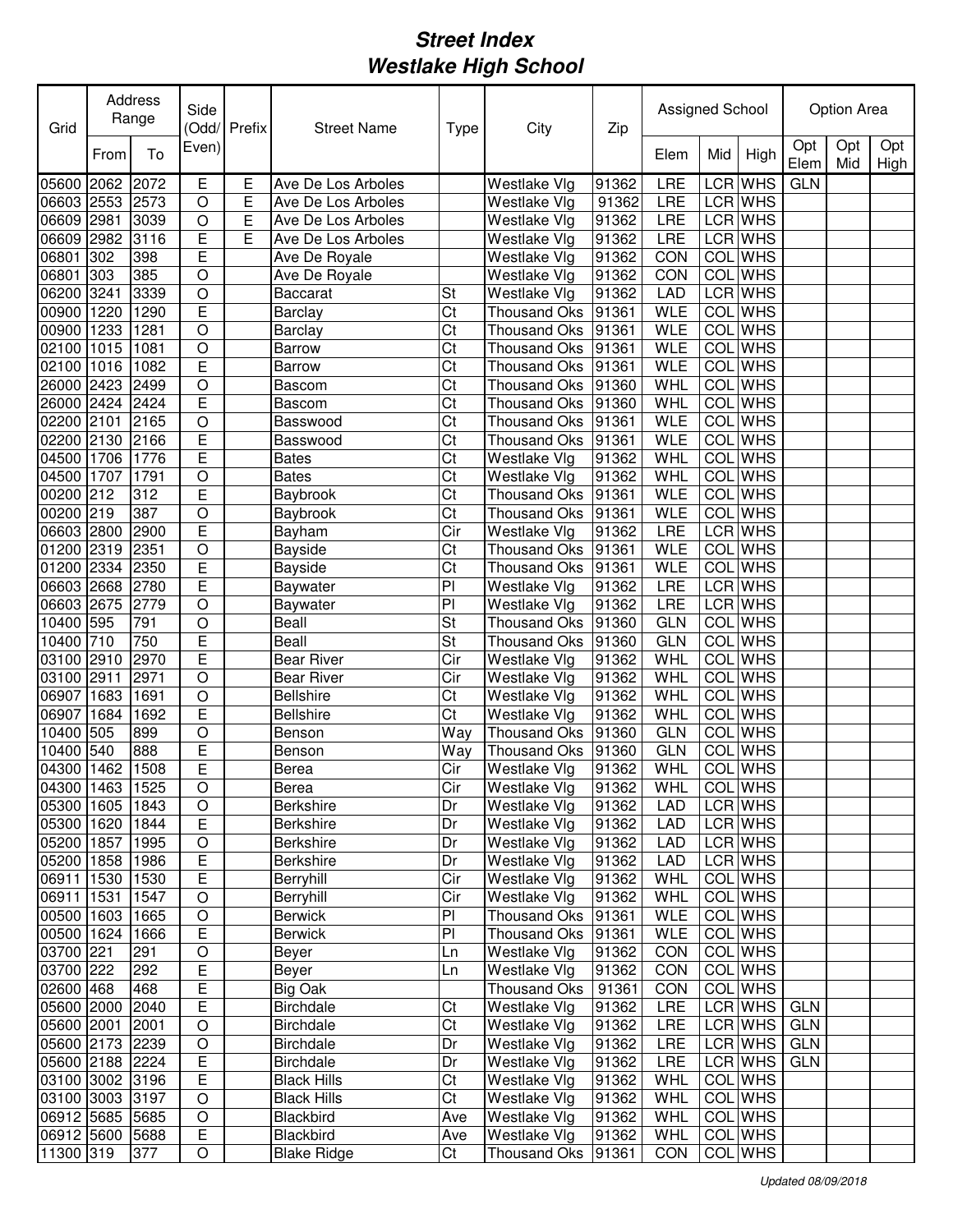# *Street Index*
# *Westlake High School*

| Grid | Address Range | | Side (Odd/ Even) | Prefix | Street Name | Type | City | Zip | Assigned School | | | Option Area | | |
|---|---|---|---|---|---|---|---|---|---|---|---|---|---|---|
| | From | To | | | | | | | Elem | Mid | High | Opt Elem | Opt Mid | Opt High |
| 05600 | 2062 | 2072 | E | E | Ave De Los Arboles | | Westlake Vlg | 91362 | LRE | LCR | WHS | GLN | | |
| 06603 | 2553 | 2573 | O | E | Ave De Los Arboles | | Westlake Vlg | 91362 | LRE | LCR | WHS | | | |
| 06609 | 2981 | 3039 | O | E | Ave De Los Arboles | | Westlake Vlg | 91362 | LRE | LCR | WHS | | | |
| 06609 | 2982 | 3116 | E | E | Ave De Los Arboles | | Westlake Vlg | 91362 | LRE | LCR | WHS | | | |
| 06801 | 302 | 398 | E | | Ave De Royale | | Westlake Vlg | 91362 | CON | COL | WHS | | | |
| 06801 | 303 | 385 | O | | Ave De Royale | | Westlake Vlg | 91362 | CON | COL | WHS | | | |
| 06200 | 3241 | 3339 | O | | Baccarat | St | Westlake Vlg | 91362 | LAD | LCR | WHS | | | |
| 00900 | 1220 | 1290 | E | | Barclay | Ct | Thousand Oks | 91361 | WLE | COL | WHS | | | |
| 00900 | 1233 | 1281 | O | | Barclay | Ct | Thousand Oks | 91361 | WLE | COL | WHS | | | |
| 02100 | 1015 | 1081 | O | | Barrow | Ct | Thousand Oks | 91361 | WLE | COL | WHS | | | |
| 02100 | 1016 | 1082 | E | | Barrow | Ct | Thousand Oks | 91361 | WLE | COL | WHS | | | |
| 26000 | 2423 | 2499 | O | | Bascom | Ct | Thousand Oks | 91360 | WHL | COL | WHS | | | |
| 26000 | 2424 | 2424 | E | | Bascom | Ct | Thousand Oks | 91360 | WHL | COL | WHS | | | |
| 02200 | 2101 | 2165 | O | | Basswood | Ct | Thousand Oks | 91361 | WLE | COL | WHS | | | |
| 02200 | 2130 | 2166 | E | | Basswood | Ct | Thousand Oks | 91361 | WLE | COL | WHS | | | |
| 04500 | 1706 | 1776 | E | | Bates | Ct | Westlake Vlg | 91362 | WHL | COL | WHS | | | |
| 04500 | 1707 | 1791 | O | | Bates | Ct | Westlake Vlg | 91362 | WHL | COL | WHS | | | |
| 00200 | 212 | 312 | E | | Baybrook | Ct | Thousand Oks | 91361 | WLE | COL | WHS | | | |
| 00200 | 219 | 387 | O | | Baybrook | Ct | Thousand Oks | 91361 | WLE | COL | WHS | | | |
| 06603 | 2800 | 2900 | E | | Bayham | Cir | Westlake Vlg | 91362 | LRE | LCR | WHS | | | |
| 01200 | 2319 | 2351 | O | | Bayside | Ct | Thousand Oks | 91361 | WLE | COL | WHS | | | |
| 01200 | 2334 | 2350 | E | | Bayside | Ct | Thousand Oks | 91361 | WLE | COL | WHS | | | |
| 06603 | 2668 | 2780 | E | | Baywater | Pl | Westlake Vlg | 91362 | LRE | LCR | WHS | | | |
| 06603 | 2675 | 2779 | O | | Baywater | Pl | Westlake Vlg | 91362 | LRE | LCR | WHS | | | |
| 10400 | 595 | 791 | O | | Beall | St | Thousand Oks | 91360 | GLN | COL | WHS | | | |
| 10400 | 710 | 750 | E | | Beall | St | Thousand Oks | 91360 | GLN | COL | WHS | | | |
| 03100 | 2910 | 2970 | E | | Bear River | Cir | Westlake Vlg | 91362 | WHL | COL | WHS | | | |
| 03100 | 2911 | 2971 | O | | Bear River | Cir | Westlake Vlg | 91362 | WHL | COL | WHS | | | |
| 06907 | 1683 | 1691 | O | | Bellshire | Ct | Westlake Vlg | 91362 | WHL | COL | WHS | | | |
| 06907 | 1684 | 1692 | E | | Bellshire | Ct | Westlake Vlg | 91362 | WHL | COL | WHS | | | |
| 10400 | 505 | 899 | O | | Benson | Way | Thousand Oks | 91360 | GLN | COL | WHS | | | |
| 10400 | 540 | 888 | E | | Benson | Way | Thousand Oks | 91360 | GLN | COL | WHS | | | |
| 04300 | 1462 | 1508 | E | | Berea | Cir | Westlake Vlg | 91362 | WHL | COL | WHS | | | |
| 04300 | 1463 | 1525 | O | | Berea | Cir | Westlake Vlg | 91362 | WHL | COL | WHS | | | |
| 05300 | 1605 | 1843 | O | | Berkshire | Dr | Westlake Vlg | 91362 | LAD | LCR | WHS | | | |
| 05300 | 1620 | 1844 | E | | Berkshire | Dr | Westlake Vlg | 91362 | LAD | LCR | WHS | | | |
| 05200 | 1857 | 1995 | O | | Berkshire | Dr | Westlake Vlg | 91362 | LAD | LCR | WHS | | | |
| 05200 | 1858 | 1986 | E | | Berkshire | Dr | Westlake Vlg | 91362 | LAD | LCR | WHS | | | |
| 06911 | 1530 | 1530 | E | | Berryhill | Cir | Westlake Vlg | 91362 | WHL | COL | WHS | | | |
| 06911 | 1531 | 1547 | O | | Berryhill | Cir | Westlake Vlg | 91362 | WHL | COL | WHS | | | |
| 00500 | 1603 | 1665 | O | | Berwick | Pl | Thousand Oks | 91361 | WLE | COL | WHS | | | |
| 00500 | 1624 | 1666 | E | | Berwick | Pl | Thousand Oks | 91361 | WLE | COL | WHS | | | |
| 03700 | 221 | 291 | O | | Beyer | Ln | Westlake Vlg | 91362 | CON | COL | WHS | | | |
| 03700 | 222 | 292 | E | | Beyer | Ln | Westlake Vlg | 91362 | CON | COL | WHS | | | |
| 02600 | 468 | 468 | E | | Big Oak | | Thousand Oks | 91361 | CON | COL | WHS | | | |
| 05600 | 2000 | 2040 | E | | Birchdale | Ct | Westlake Vlg | 91362 | LRE | LCR | WHS | GLN | | |
| 05600 | 2001 | 2001 | O | | Birchdale | Ct | Westlake Vlg | 91362 | LRE | LCR | WHS | GLN | | |
| 05600 | 2173 | 2239 | O | | Birchdale | Dr | Westlake Vlg | 91362 | LRE | LCR | WHS | GLN | | |
| 05600 | 2188 | 2224 | E | | Birchdale | Dr | Westlake Vlg | 91362 | LRE | LCR | WHS | GLN | | |
| 03100 | 3002 | 3196 | E | | Black Hills | Ct | Westlake Vlg | 91362 | WHL | COL | WHS | | | |
| 03100 | 3003 | 3197 | O | | Black Hills | Ct | Westlake Vlg | 91362 | WHL | COL | WHS | | | |
| 06912 | 5685 | 5685 | O | | Blackbird | Ave | Westlake Vlg | 91362 | WHL | COL | WHS | | | |
| 06912 | 5600 | 5688 | E | | Blackbird | Ave | Westlake Vlg | 91362 | WHL | COL | WHS | | | |
| 11300 | 319 | 377 | O | | Blake Ridge | Ct | Thousand Oks | 91361 | CON | COL | WHS | | | |

*Updated 08/09/2018*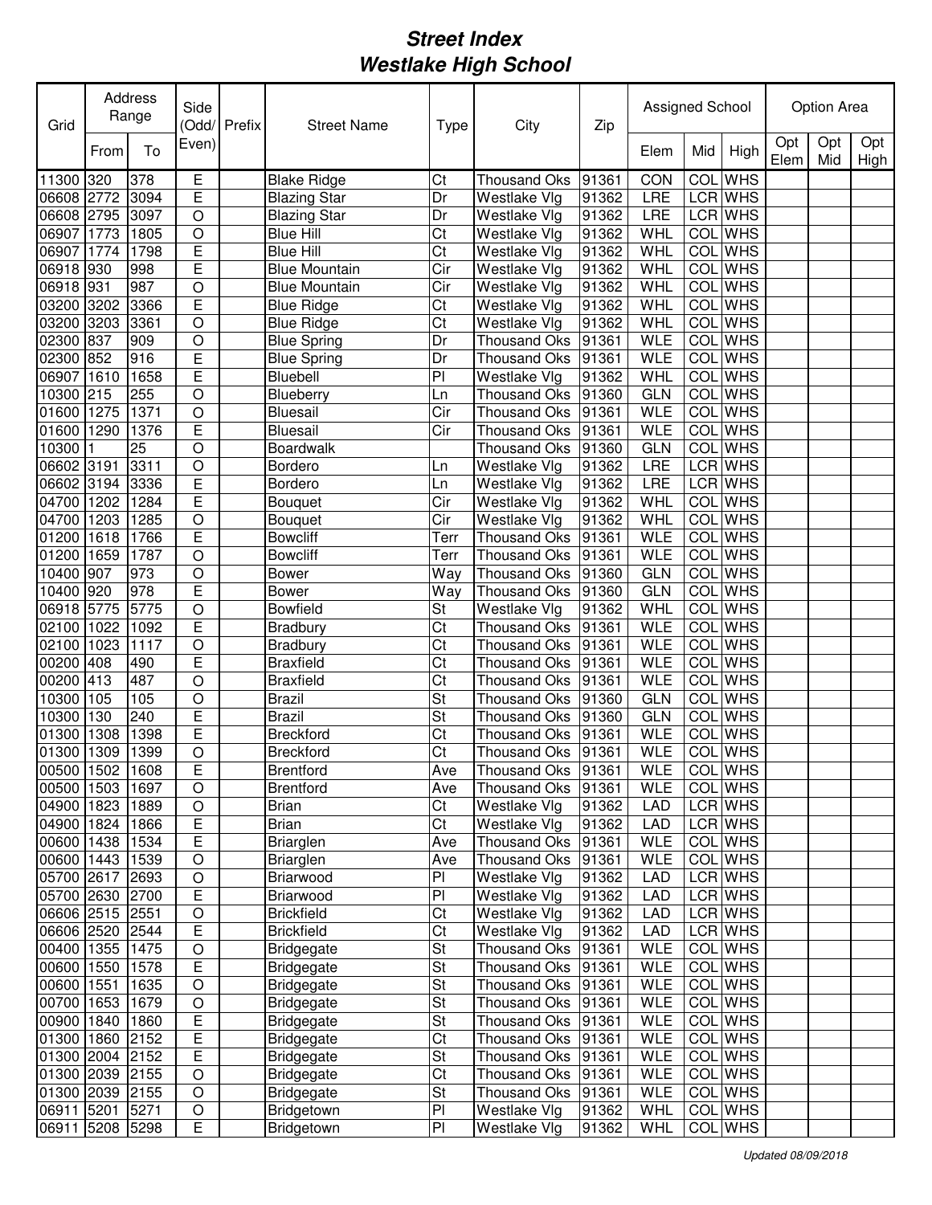# *Street Index*
# *Westlake High School*

| Grid | Address Range | | Side (Odd/ Even) | Prefix | Street Name | Type | City | Zip | Assigned School | | | Option Area | | |
|---|---|---|---|---|---|---|---|---|---|---|---|---|---|---|
| | From | To | | | | | | | Elem | Mid | High | Opt Elem | Opt Mid | Opt High |
| 11300 | 320 | 378 | E | | Blake Ridge | Ct | Thousand Oks | 91361 | CON | COL | WHS | | | |
| 06608 | 2772 | 3094 | E | | Blazing Star | Dr | Westlake Vlg | 91362 | LRE | LCR | WHS | | | |
| 06608 | 2795 | 3097 | O | | Blazing Star | Dr | Westlake Vlg | 91362 | LRE | LCR | WHS | | | |
| 06907 | 1773 | 1805 | O | | Blue Hill | Ct | Westlake Vlg | 91362 | WHL | COL | WHS | | | |
| 06907 | 1774 | 1798 | E | | Blue Hill | Ct | Westlake Vlg | 91362 | WHL | COL | WHS | | | |
| 06918 | 930 | 998 | E | | Blue Mountain | Cir | Westlake Vlg | 91362 | WHL | COL | WHS | | | |
| 06918 | 931 | 987 | O | | Blue Mountain | Cir | Westlake Vlg | 91362 | WHL | COL | WHS | | | |
| 03200 | 3202 | 3366 | E | | Blue Ridge | Ct | Westlake Vlg | 91362 | WHL | COL | WHS | | | |
| 03200 | 3203 | 3361 | O | | Blue Ridge | Ct | Westlake Vlg | 91362 | WHL | COL | WHS | | | |
| 02300 | 837 | 909 | O | | Blue Spring | Dr | Thousand Oks | 91361 | WLE | COL | WHS | | | |
| 02300 | 852 | 916 | E | | Blue Spring | Dr | Thousand Oks | 91361 | WLE | COL | WHS | | | |
| 06907 | 1610 | 1658 | E | | Bluebell | Pl | Westlake Vlg | 91362 | WHL | COL | WHS | | | |
| 10300 | 215 | 255 | O | | Blueberry | Ln | Thousand Oks | 91360 | GLN | COL | WHS | | | |
| 01600 | 1275 | 1371 | O | | Bluesail | Cir | Thousand Oks | 91361 | WLE | COL | WHS | | | |
| 01600 | 1290 | 1376 | E | | Bluesail | Cir | Thousand Oks | 91361 | WLE | COL | WHS | | | |
| 10300 | 1 | 25 | O | | Boardwalk | | Thousand Oks | 91360 | GLN | COL | WHS | | | |
| 06602 | 3191 | 3311 | O | | Bordero | Ln | Westlake Vlg | 91362 | LRE | LCR | WHS | | | |
| 06602 | 3194 | 3336 | E | | Bordero | Ln | Westlake Vlg | 91362 | LRE | LCR | WHS | | | |
| 04700 | 1202 | 1284 | E | | Bouquet | Cir | Westlake Vlg | 91362 | WHL | COL | WHS | | | |
| 04700 | 1203 | 1285 | O | | Bouquet | Cir | Westlake Vlg | 91362 | WHL | COL | WHS | | | |
| 01200 | 1618 | 1766 | E | | Bowcliff | Terr | Thousand Oks | 91361 | WLE | COL | WHS | | | |
| 01200 | 1659 | 1787 | O | | Bowcliff | Terr | Thousand Oks | 91361 | WLE | COL | WHS | | | |
| 10400 | 907 | 973 | O | | Bower | Way | Thousand Oks | 91360 | GLN | COL | WHS | | | |
| 10400 | 920 | 978 | E | | Bower | Way | Thousand Oks | 91360 | GLN | COL | WHS | | | |
| 06918 | 5775 | 5775 | O | | Bowfield | St | Westlake Vlg | 91362 | WHL | COL | WHS | | | |
| 02100 | 1022 | 1092 | E | | Bradbury | Ct | Thousand Oks | 91361 | WLE | COL | WHS | | | |
| 02100 | 1023 | 1117 | O | | Bradbury | Ct | Thousand Oks | 91361 | WLE | COL | WHS | | | |
| 00200 | 408 | 490 | E | | Braxfield | Ct | Thousand Oks | 91361 | WLE | COL | WHS | | | |
| 00200 | 413 | 487 | O | | Braxfield | Ct | Thousand Oks | 91361 | WLE | COL | WHS | | | |
| 10300 | 105 | 105 | O | | Brazil | St | Thousand Oks | 91360 | GLN | COL | WHS | | | |
| 10300 | 130 | 240 | E | | Brazil | St | Thousand Oks | 91360 | GLN | COL | WHS | | | |
| 01300 | 1308 | 1398 | E | | Breckford | Ct | Thousand Oks | 91361 | WLE | COL | WHS | | | |
| 01300 | 1309 | 1399 | O | | Breckford | Ct | Thousand Oks | 91361 | WLE | COL | WHS | | | |
| 00500 | 1502 | 1608 | E | | Brentford | Ave | Thousand Oks | 91361 | WLE | COL | WHS | | | |
| 00500 | 1503 | 1697 | O | | Brentford | Ave | Thousand Oks | 91361 | WLE | COL | WHS | | | |
| 04900 | 1823 | 1889 | O | | Brian | Ct | Westlake Vlg | 91362 | LAD | LCR | WHS | | | |
| 04900 | 1824 | 1866 | E | | Brian | Ct | Westlake Vlg | 91362 | LAD | LCR | WHS | | | |
| 00600 | 1438 | 1534 | E | | Briarglen | Ave | Thousand Oks | 91361 | WLE | COL | WHS | | | |
| 00600 | 1443 | 1539 | O | | Briarglen | Ave | Thousand Oks | 91361 | WLE | COL | WHS | | | |
| 05700 | 2617 | 2693 | O | | Briarwood | Pl | Westlake Vlg | 91362 | LAD | LCR | WHS | | | |
| 05700 | 2630 | 2700 | E | | Briarwood | Pl | Westlake Vlg | 91362 | LAD | LCR | WHS | | | |
| 06606 | 2515 | 2551 | O | | Brickfield | Ct | Westlake Vlg | 91362 | LAD | LCR | WHS | | | |
| 06606 | 2520 | 2544 | E | | Brickfield | Ct | Westlake Vlg | 91362 | LAD | LCR | WHS | | | |
| 00400 | 1355 | 1475 | O | | Bridgegate | St | Thousand Oks | 91361 | WLE | COL | WHS | | | |
| 00600 | 1550 | 1578 | E | | Bridgegate | St | Thousand Oks | 91361 | WLE | COL | WHS | | | |
| 00600 | 1551 | 1635 | O | | Bridgegate | St | Thousand Oks | 91361 | WLE | COL | WHS | | | |
| 00700 | 1653 | 1679 | O | | Bridgegate | St | Thousand Oks | 91361 | WLE | COL | WHS | | | |
| 00900 | 1840 | 1860 | E | | Bridgegate | St | Thousand Oks | 91361 | WLE | COL | WHS | | | |
| 01300 | 1860 | 2152 | E | | Bridgegate | Ct | Thousand Oks | 91361 | WLE | COL | WHS | | | |
| 01300 | 2004 | 2152 | E | | Bridgegate | St | Thousand Oks | 91361 | WLE | COL | WHS | | | |
| 01300 | 2039 | 2155 | O | | Bridgegate | Ct | Thousand Oks | 91361 | WLE | COL | WHS | | | |
| 01300 | 2039 | 2155 | O | | Bridgegate | St | Thousand Oks | 91361 | WLE | COL | WHS | | | |
| 06911 | 5201 | 5271 | O | | Bridgetown | Pl | Westlake Vlg | 91362 | WHL | COL | WHS | | | |
| 06911 | 5208 | 5298 | E | | Bridgetown | Pl | Westlake Vlg | 91362 | WHL | COL | WHS | | | |

*Updated 08/09/2018*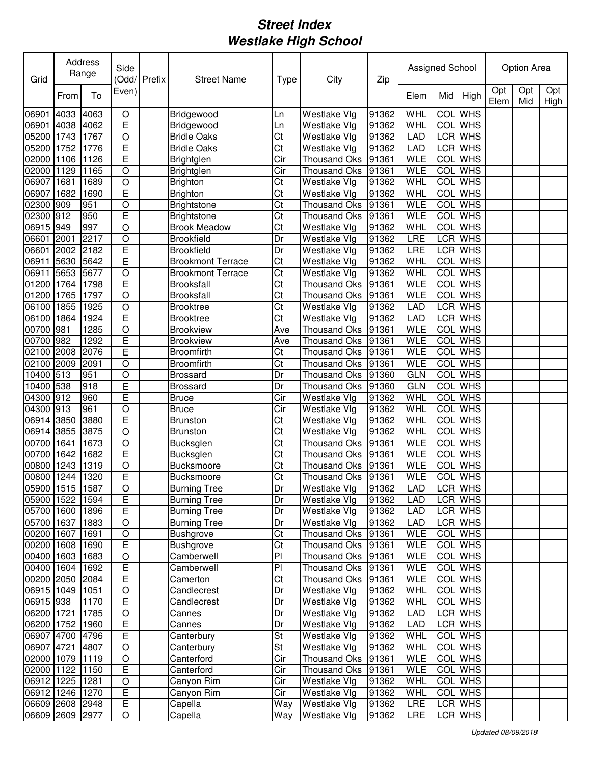# Street Index
# Westlake High School

| Grid | Address Range | | Side (Odd/ Even) | Prefix | Street Name | Type | City | Zip | Assigned School | | | Option Area | | |
|---|---|---|---|---|---|---|---|---|---|---|---|---|---|---|
| | From | To | | | | | | | Elem | Mid | High | Opt Elem | Opt Mid | Opt High |
| 06901 | 4033 | 4063 | O | | Bridgewood | Ln | Westlake Vlg | 91362 | WHL | COL | WHS | | | |
| 06901 | 4038 | 4062 | E | | Bridgewood | Ln | Westlake Vlg | 91362 | WHL | COL | WHS | | | |
| 05200 | 1743 | 1767 | O | | Bridle Oaks | Ct | Westlake Vlg | 91362 | LAD | LCR | WHS | | | |
| 05200 | 1752 | 1776 | E | | Bridle Oaks | Ct | Westlake Vlg | 91362 | LAD | LCR | WHS | | | |
| 02000 | 1106 | 1126 | E | | Brightglen | Cir | Thousand Oks | 91361 | WLE | COL | WHS | | | |
| 02000 | 1129 | 1165 | O | | Brightglen | Cir | Thousand Oks | 91361 | WLE | COL | WHS | | | |
| 06907 | 1681 | 1689 | O | | Brighton | Ct | Westlake Vlg | 91362 | WHL | COL | WHS | | | |
| 06907 | 1682 | 1690 | E | | Brighton | Ct | Westlake Vlg | 91362 | WHL | COL | WHS | | | |
| 02300 | 909 | 951 | O | | Brightstone | Ct | Thousand Oks | 91361 | WLE | COL | WHS | | | |
| 02300 | 912 | 950 | E | | Brightstone | Ct | Thousand Oks | 91361 | WLE | COL | WHS | | | |
| 06915 | 949 | 997 | O | | Brook Meadow | Ct | Westlake Vlg | 91362 | WHL | COL | WHS | | | |
| 06601 | 2001 | 2217 | O | | Brookfield | Dr | Westlake Vlg | 91362 | LRE | LCR | WHS | | | |
| 06601 | 2002 | 2182 | E | | Brookfield | Dr | Westlake Vlg | 91362 | LRE | LCR | WHS | | | |
| 06911 | 5630 | 5642 | E | | Brookmont Terrace | Ct | Westlake Vlg | 91362 | WHL | COL | WHS | | | |
| 06911 | 5653 | 5677 | O | | Brookmont Terrace | Ct | Westlake Vlg | 91362 | WHL | COL | WHS | | | |
| 01200 | 1764 | 1798 | E | | Brooksfall | Ct | Thousand Oks | 91361 | WLE | COL | WHS | | | |
| 01200 | 1765 | 1797 | O | | Brooksfall | Ct | Thousand Oks | 91361 | WLE | COL | WHS | | | |
| 06100 | 1855 | 1925 | O | | Brooktree | Ct | Westlake Vlg | 91362 | LAD | LCR | WHS | | | |
| 06100 | 1864 | 1924 | E | | Brooktree | Ct | Westlake Vlg | 91362 | LAD | LCR | WHS | | | |
| 00700 | 981 | 1285 | O | | Brookview | Ave | Thousand Oks | 91361 | WLE | COL | WHS | | | |
| 00700 | 982 | 1292 | E | | Brookview | Ave | Thousand Oks | 91361 | WLE | COL | WHS | | | |
| 02100 | 2008 | 2076 | E | | Broomfirth | Ct | Thousand Oks | 91361 | WLE | COL | WHS | | | |
| 02100 | 2009 | 2091 | O | | Broomfirth | Ct | Thousand Oks | 91361 | WLE | COL | WHS | | | |
| 10400 | 513 | 951 | O | | Brossard | Dr | Thousand Oks | 91360 | GLN | COL | WHS | | | |
| 10400 | 538 | 918 | E | | Brossard | Dr | Thousand Oks | 91360 | GLN | COL | WHS | | | |
| 04300 | 912 | 960 | E | | Bruce | Cir | Westlake Vlg | 91362 | WHL | COL | WHS | | | |
| 04300 | 913 | 961 | O | | Bruce | Cir | Westlake Vlg | 91362 | WHL | COL | WHS | | | |
| 06914 | 3850 | 3880 | E | | Brunston | Ct | Westlake Vlg | 91362 | WHL | COL | WHS | | | |
| 06914 | 3855 | 3875 | O | | Brunston | Ct | Westlake Vlg | 91362 | WHL | COL | WHS | | | |
| 00700 | 1641 | 1673 | O | | Bucksglen | Ct | Thousand Oks | 91361 | WLE | COL | WHS | | | |
| 00700 | 1642 | 1682 | E | | Bucksglen | Ct | Thousand Oks | 91361 | WLE | COL | WHS | | | |
| 00800 | 1243 | 1319 | O | | Bucksmoore | Ct | Thousand Oks | 91361 | WLE | COL | WHS | | | |
| 00800 | 1244 | 1320 | E | | Bucksmoore | Ct | Thousand Oks | 91361 | WLE | COL | WHS | | | |
| 05900 | 1515 | 1587 | O | | Burning Tree | Dr | Westlake Vlg | 91362 | LAD | LCR | WHS | | | |
| 05900 | 1522 | 1594 | E | | Burning Tree | Dr | Westlake Vlg | 91362 | LAD | LCR | WHS | | | |
| 05700 | 1600 | 1896 | E | | Burning Tree | Dr | Westlake Vlg | 91362 | LAD | LCR | WHS | | | |
| 05700 | 1637 | 1883 | O | | Burning Tree | Dr | Westlake Vlg | 91362 | LAD | LCR | WHS | | | |
| 00200 | 1607 | 1691 | O | | Bushgrove | Ct | Thousand Oks | 91361 | WLE | COL | WHS | | | |
| 00200 | 1608 | 1690 | E | | Bushgrove | Ct | Thousand Oks | 91361 | WLE | COL | WHS | | | |
| 00400 | 1603 | 1683 | O | | Camberwell | Pl | Thousand Oks | 91361 | WLE | COL | WHS | | | |
| 00400 | 1604 | 1692 | E | | Camberwell | Pl | Thousand Oks | 91361 | WLE | COL | WHS | | | |
| 00200 | 2050 | 2084 | E | | Camerton | Ct | Thousand Oks | 91361 | WLE | COL | WHS | | | |
| 06915 | 1049 | 1051 | O | | Candlecrest | Dr | Westlake Vlg | 91362 | WHL | COL | WHS | | | |
| 06915 | 938 | 1170 | E | | Candlecrest | Dr | Westlake Vlg | 91362 | WHL | COL | WHS | | | |
| 06200 | 1721 | 1785 | O | | Cannes | Dr | Westlake Vlg | 91362 | LAD | LCR | WHS | | | |
| 06200 | 1752 | 1960 | E | | Cannes | Dr | Westlake Vlg | 91362 | LAD | LCR | WHS | | | |
| 06907 | 4700 | 4796 | E | | Canterbury | St | Westlake Vlg | 91362 | WHL | COL | WHS | | | |
| 06907 | 4721 | 4807 | O | | Canterbury | St | Westlake Vlg | 91362 | WHL | COL | WHS | | | |
| 02000 | 1079 | 1119 | O | | Canterford | Cir | Thousand Oks | 91361 | WLE | COL | WHS | | | |
| 02000 | 1122 | 1150 | E | | Canterford | Cir | Thousand Oks | 91361 | WLE | COL | WHS | | | |
| 06912 | 1225 | 1281 | O | | Canyon Rim | Cir | Westlake Vlg | 91362 | WHL | COL | WHS | | | |
| 06912 | 1246 | 1270 | E | | Canyon Rim | Cir | Westlake Vlg | 91362 | WHL | COL | WHS | | | |
| 06609 | 2608 | 2948 | E | | Capella | Way | Westlake Vlg | 91362 | LRE | LCR | WHS | | | |
| 06609 | 2609 | 2977 | O | | Capella | Way | Westlake Vlg | 91362 | LRE | LCR | WHS | | | |

*Updated 08/09/2018*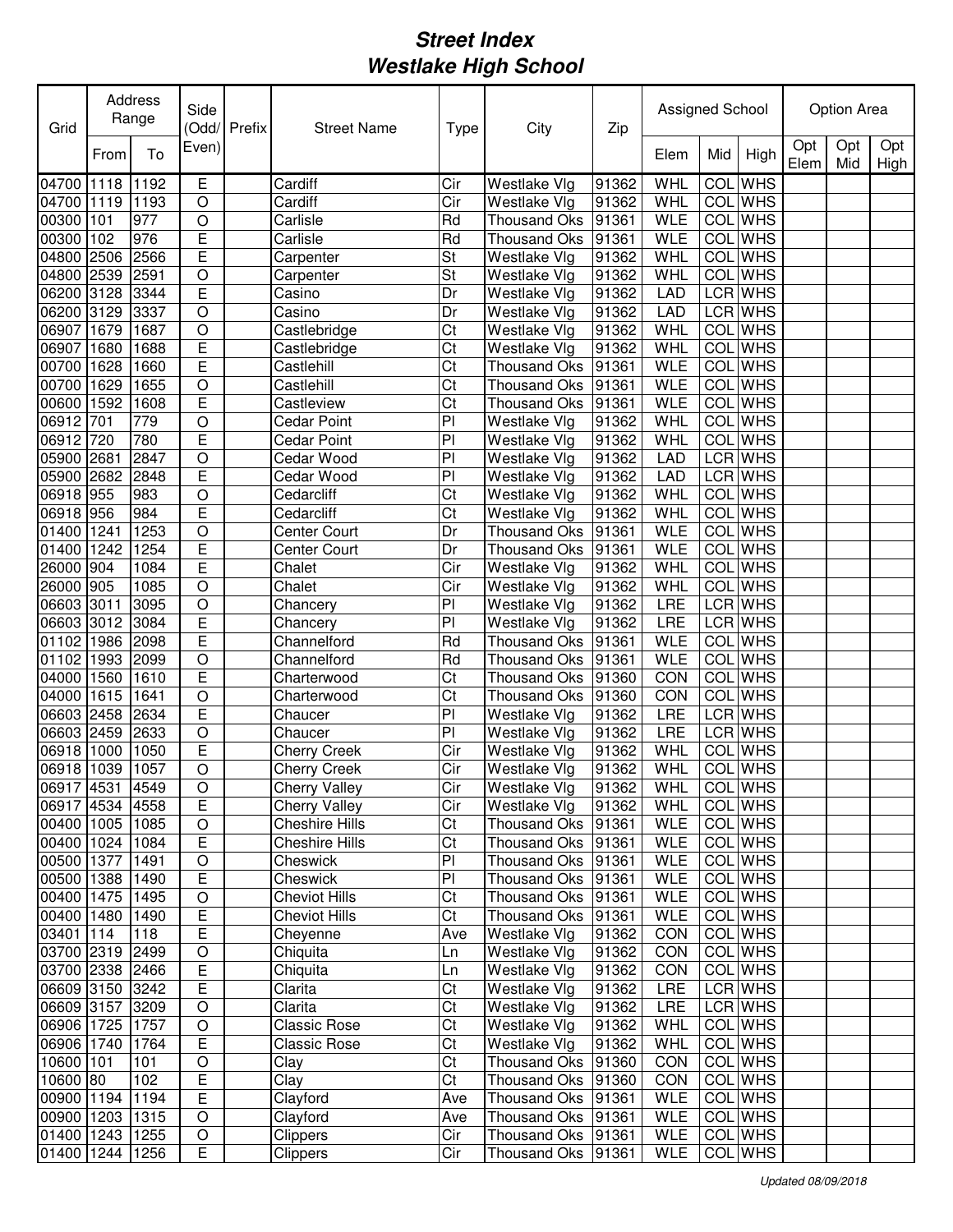# Street Index
# Westlake High School

| Grid | Address Range | | Side (Odd/ Even) | Prefix | Street Name | Type | City | Zip | Assigned School | | | Option Area | | |
|---|---|---|---|---|---|---|---|---|---|---|---|---|---|---|
| | From | To | | | | | | | Elem | Mid | High | Opt Elem | Opt Mid | Opt High |
| 04700 | 1118 | 1192 | E | | Cardiff | Cir | Westlake Vlg | 91362 | WHL | COL | WHS | | | |
| 04700 | 1119 | 1193 | O | | Cardiff | Cir | Westlake Vlg | 91362 | WHL | COL | WHS | | | |
| 00300 | 101 | 977 | O | | Carlisle | Rd | Thousand Oks | 91361 | WLE | COL | WHS | | | |
| 00300 | 102 | 976 | E | | Carlisle | Rd | Thousand Oks | 91361 | WLE | COL | WHS | | | |
| 04800 | 2506 | 2566 | E | | Carpenter | St | Westlake Vlg | 91362 | WHL | COL | WHS | | | |
| 04800 | 2539 | 2591 | O | | Carpenter | St | Westlake Vlg | 91362 | WHL | COL | WHS | | | |
| 06200 | 3128 | 3344 | E | | Casino | Dr | Westlake Vlg | 91362 | LAD | LCR | WHS | | | |
| 06200 | 3129 | 3337 | O | | Casino | Dr | Westlake Vlg | 91362 | LAD | LCR | WHS | | | |
| 06907 | 1679 | 1687 | O | | Castlebridge | Ct | Westlake Vlg | 91362 | WHL | COL | WHS | | | |
| 06907 | 1680 | 1688 | E | | Castlebridge | Ct | Westlake Vlg | 91362 | WHL | COL | WHS | | | |
| 00700 | 1628 | 1660 | E | | Castlehill | Ct | Thousand Oks | 91361 | WLE | COL | WHS | | | |
| 00700 | 1629 | 1655 | O | | Castlehill | Ct | Thousand Oks | 91361 | WLE | COL | WHS | | | |
| 00600 | 1592 | 1608 | E | | Castleview | Ct | Thousand Oks | 91361 | WLE | COL | WHS | | | |
| 06912 | 701 | 779 | O | | Cedar Point | Pl | Westlake Vlg | 91362 | WHL | COL | WHS | | | |
| 06912 | 720 | 780 | E | | Cedar Point | Pl | Westlake Vlg | 91362 | WHL | COL | WHS | | | |
| 05900 | 2681 | 2847 | O | | Cedar Wood | Pl | Westlake Vlg | 91362 | LAD | LCR | WHS | | | |
| 05900 | 2682 | 2848 | E | | Cedar Wood | Pl | Westlake Vlg | 91362 | LAD | LCR | WHS | | | |
| 06918 | 955 | 983 | O | | Cedarcliff | Ct | Westlake Vlg | 91362 | WHL | COL | WHS | | | |
| 06918 | 956 | 984 | E | | Cedarcliff | Ct | Westlake Vlg | 91362 | WHL | COL | WHS | | | |
| 01400 | 1241 | 1253 | O | | Center Court | Dr | Thousand Oks | 91361 | WLE | COL | WHS | | | |
| 01400 | 1242 | 1254 | E | | Center Court | Dr | Thousand Oks | 91361 | WLE | COL | WHS | | | |
| 26000 | 904 | 1084 | E | | Chalet | Cir | Westlake Vlg | 91362 | WHL | COL | WHS | | | |
| 26000 | 905 | 1085 | O | | Chalet | Cir | Westlake Vlg | 91362 | WHL | COL | WHS | | | |
| 06603 | 3011 | 3095 | O | | Chancery | Pl | Westlake Vlg | 91362 | LRE | LCR | WHS | | | |
| 06603 | 3012 | 3084 | E | | Chancery | Pl | Westlake Vlg | 91362 | LRE | LCR | WHS | | | |
| 01102 | 1986 | 2098 | E | | Channelford | Rd | Thousand Oks | 91361 | WLE | COL | WHS | | | |
| 01102 | 1993 | 2099 | O | | Channelford | Rd | Thousand Oks | 91361 | WLE | COL | WHS | | | |
| 04000 | 1560 | 1610 | E | | Charterwood | Ct | Thousand Oks | 91360 | CON | COL | WHS | | | |
| 04000 | 1615 | 1641 | O | | Charterwood | Ct | Thousand Oks | 91360 | CON | COL | WHS | | | |
| 06603 | 2458 | 2634 | E | | Chaucer | Pl | Westlake Vlg | 91362 | LRE | LCR | WHS | | | |
| 06603 | 2459 | 2633 | O | | Chaucer | Pl | Westlake Vlg | 91362 | LRE | LCR | WHS | | | |
| 06918 | 1000 | 1050 | E | | Cherry Creek | Cir | Westlake Vlg | 91362 | WHL | COL | WHS | | | |
| 06918 | 1039 | 1057 | O | | Cherry Creek | Cir | Westlake Vlg | 91362 | WHL | COL | WHS | | | |
| 06917 | 4531 | 4549 | O | | Cherry Valley | Cir | Westlake Vlg | 91362 | WHL | COL | WHS | | | |
| 06917 | 4534 | 4558 | E | | Cherry Valley | Cir | Westlake Vlg | 91362 | WHL | COL | WHS | | | |
| 00400 | 1005 | 1085 | O | | Cheshire Hills | Ct | Thousand Oks | 91361 | WLE | COL | WHS | | | |
| 00400 | 1024 | 1084 | E | | Cheshire Hills | Ct | Thousand Oks | 91361 | WLE | COL | WHS | | | |
| 00500 | 1377 | 1491 | O | | Cheswick | Pl | Thousand Oks | 91361 | WLE | COL | WHS | | | |
| 00500 | 1388 | 1490 | E | | Cheswick | Pl | Thousand Oks | 91361 | WLE | COL | WHS | | | |
| 00400 | 1475 | 1495 | O | | Cheviot Hills | Ct | Thousand Oks | 91361 | WLE | COL | WHS | | | |
| 00400 | 1480 | 1490 | E | | Cheviot Hills | Ct | Thousand Oks | 91361 | WLE | COL | WHS | | | |
| 03401 | 114 | 118 | E | | Cheyenne | Ave | Westlake Vlg | 91362 | CON | COL | WHS | | | |
| 03700 | 2319 | 2499 | O | | Chiquita | Ln | Westlake Vlg | 91362 | CON | COL | WHS | | | |
| 03700 | 2338 | 2466 | E | | Chiquita | Ln | Westlake Vlg | 91362 | CON | COL | WHS | | | |
| 06609 | 3150 | 3242 | E | | Clarita | Ct | Westlake Vlg | 91362 | LRE | LCR | WHS | | | |
| 06609 | 3157 | 3209 | O | | Clarita | Ct | Westlake Vlg | 91362 | LRE | LCR | WHS | | | |
| 06906 | 1725 | 1757 | O | | Classic Rose | Ct | Westlake Vlg | 91362 | WHL | COL | WHS | | | |
| 06906 | 1740 | 1764 | E | | Classic Rose | Ct | Westlake Vlg | 91362 | WHL | COL | WHS | | | |
| 10600 | 101 | 101 | O | | Clay | Ct | Thousand Oks | 91360 | CON | COL | WHS | | | |
| 10600 | 80 | 102 | E | | Clay | Ct | Thousand Oks | 91360 | CON | COL | WHS | | | |
| 00900 | 1194 | 1194 | E | | Clayford | Ave | Thousand Oks | 91361 | WLE | COL | WHS | | | |
| 00900 | 1203 | 1315 | O | | Clayford | Ave | Thousand Oks | 91361 | WLE | COL | WHS | | | |
| 01400 | 1243 | 1255 | O | | Clippers | Cir | Thousand Oks | 91361 | WLE | COL | WHS | | | |
| 01400 | 1244 | 1256 | E | | Clippers | Cir | Thousand Oks | 91361 | WLE | COL | WHS | | | |

*Updated 08/09/2018*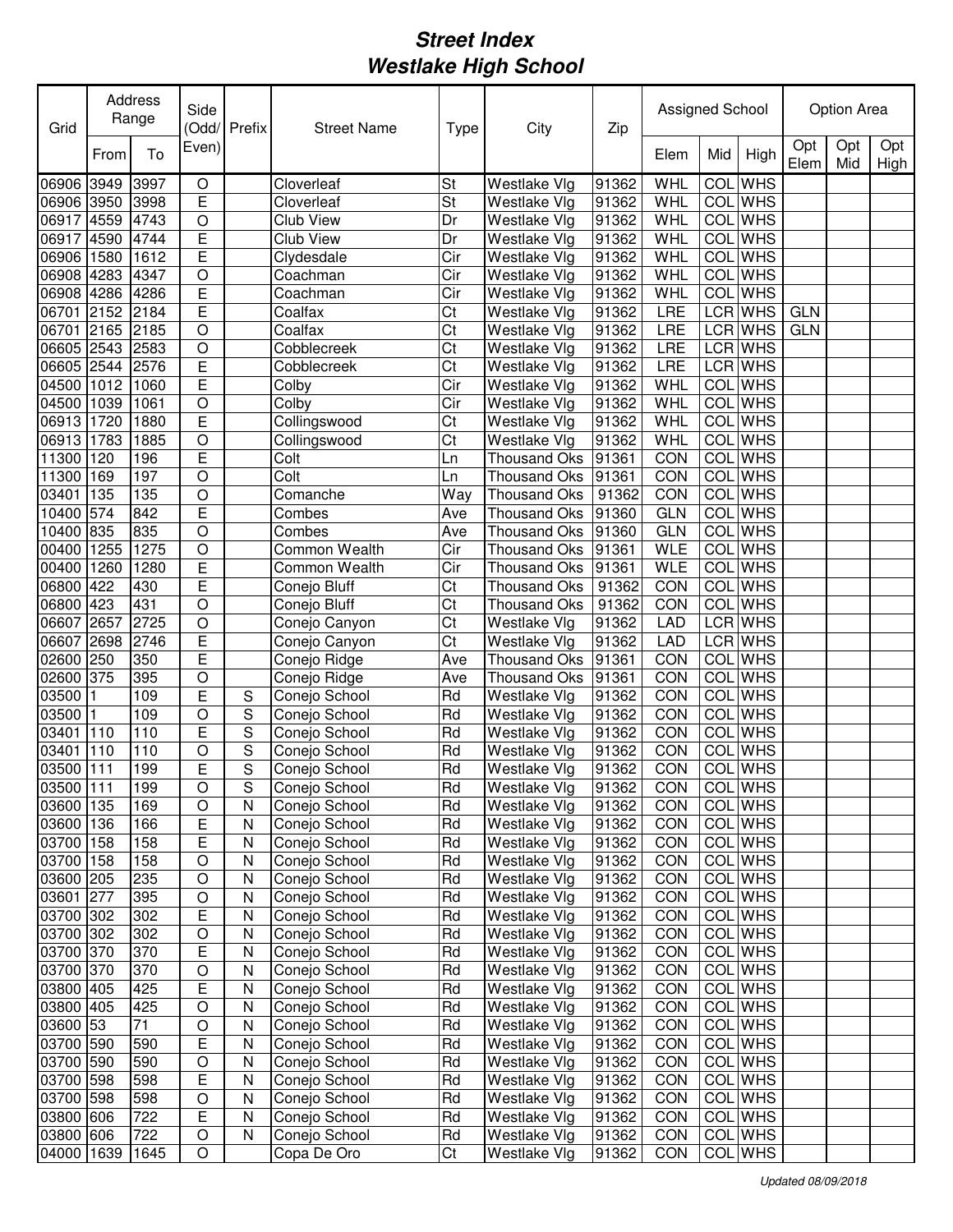# Street Index
# Westlake High School

| Grid | Address Range | | Side (Odd/ Even) | Prefix | Street Name | Type | City | Zip | Assigned School | | | Option Area | | |
|---|---|---|---|---|---|---|---|---|---|---|---|---|---|---|
| | From | To | | | | | | | Elem | Mid | High | Opt Elem | Opt Mid | Opt High |
| 06906 | 3949 | 3997 | O | | Cloverleaf | St | Westlake Vlg | 91362 | WHL | COL | WHS | | | |
| 06906 | 3950 | 3998 | E | | Cloverleaf | St | Westlake Vlg | 91362 | WHL | COL | WHS | | | |
| 06917 | 4559 | 4743 | O | | Club View | Dr | Westlake Vlg | 91362 | WHL | COL | WHS | | | |
| 06917 | 4590 | 4744 | E | | Club View | Dr | Westlake Vlg | 91362 | WHL | COL | WHS | | | |
| 06906 | 1580 | 1612 | E | | Clydesdale | Cir | Westlake Vlg | 91362 | WHL | COL | WHS | | | |
| 06908 | 4283 | 4347 | O | | Coachman | Cir | Westlake Vlg | 91362 | WHL | COL | WHS | | | |
| 06908 | 4286 | 4286 | E | | Coachman | Cir | Westlake Vlg | 91362 | WHL | COL | WHS | | | |
| 06701 | 2152 | 2184 | E | | Coalfax | Ct | Westlake Vlg | 91362 | LRE | LCR | WHS | GLN | | |
| 06701 | 2165 | 2185 | O | | Coalfax | Ct | Westlake Vlg | 91362 | LRE | LCR | WHS | GLN | | |
| 06605 | 2543 | 2583 | O | | Cobblecreek | Ct | Westlake Vlg | 91362 | LRE | LCR | WHS | | | |
| 06605 | 2544 | 2576 | E | | Cobblecreek | Ct | Westlake Vlg | 91362 | LRE | LCR | WHS | | | |
| 04500 | 1012 | 1060 | E | | Colby | Cir | Westlake Vlg | 91362 | WHL | COL | WHS | | | |
| 04500 | 1039 | 1061 | O | | Colby | Cir | Westlake Vlg | 91362 | WHL | COL | WHS | | | |
| 06913 | 1720 | 1880 | E | | Collingswood | Ct | Westlake Vlg | 91362 | WHL | COL | WHS | | | |
| 06913 | 1783 | 1885 | O | | Collingswood | Ct | Westlake Vlg | 91362 | WHL | COL | WHS | | | |
| 11300 | 120 | 196 | E | | Colt | Ln | Thousand Oks | 91361 | CON | COL | WHS | | | |
| 11300 | 169 | 197 | O | | Colt | Ln | Thousand Oks | 91361 | CON | COL | WHS | | | |
| 03401 | 135 | 135 | O | | Comanche | Way | Thousand Oks | 91362 | CON | COL | WHS | | | |
| 10400 | 574 | 842 | E | | Combes | Ave | Thousand Oks | 91360 | GLN | COL | WHS | | | |
| 10400 | 835 | 835 | O | | Combes | Ave | Thousand Oks | 91360 | GLN | COL | WHS | | | |
| 00400 | 1255 | 1275 | O | | Common Wealth | Cir | Thousand Oks | 91361 | WLE | COL | WHS | | | |
| 00400 | 1260 | 1280 | E | | Common Wealth | Cir | Thousand Oks | 91361 | WLE | COL | WHS | | | |
| 06800 | 422 | 430 | E | | Conejo Bluff | Ct | Thousand Oks | 91362 | CON | COL | WHS | | | |
| 06800 | 423 | 431 | O | | Conejo Bluff | Ct | Thousand Oks | 91362 | CON | COL | WHS | | | |
| 06607 | 2657 | 2725 | O | | Conejo Canyon | Ct | Westlake Vlg | 91362 | LAD | LCR | WHS | | | |
| 06607 | 2698 | 2746 | E | | Conejo Canyon | Ct | Westlake Vlg | 91362 | LAD | LCR | WHS | | | |
| 02600 | 250 | 350 | E | | Conejo Ridge | Ave | Thousand Oks | 91361 | CON | COL | WHS | | | |
| 02600 | 375 | 395 | O | | Conejo Ridge | Ave | Thousand Oks | 91361 | CON | COL | WHS | | | |
| 03500 | 1 | 109 | E | S | Conejo School | Rd | Westlake Vlg | 91362 | CON | COL | WHS | | | |
| 03500 | 1 | 109 | O | S | Conejo School | Rd | Westlake Vlg | 91362 | CON | COL | WHS | | | |
| 03401 | 110 | 110 | E | S | Conejo School | Rd | Westlake Vlg | 91362 | CON | COL | WHS | | | |
| 03401 | 110 | 110 | O | S | Conejo School | Rd | Westlake Vlg | 91362 | CON | COL | WHS | | | |
| 03500 | 111 | 199 | E | S | Conejo School | Rd | Westlake Vlg | 91362 | CON | COL | WHS | | | |
| 03500 | 111 | 199 | O | S | Conejo School | Rd | Westlake Vlg | 91362 | CON | COL | WHS | | | |
| 03600 | 135 | 169 | O | N | Conejo School | Rd | Westlake Vlg | 91362 | CON | COL | WHS | | | |
| 03600 | 136 | 166 | E | N | Conejo School | Rd | Westlake Vlg | 91362 | CON | COL | WHS | | | |
| 03700 | 158 | 158 | E | N | Conejo School | Rd | Westlake Vlg | 91362 | CON | COL | WHS | | | |
| 03700 | 158 | 158 | O | N | Conejo School | Rd | Westlake Vlg | 91362 | CON | COL | WHS | | | |
| 03600 | 205 | 235 | O | N | Conejo School | Rd | Westlake Vlg | 91362 | CON | COL | WHS | | | |
| 03601 | 277 | 395 | O | N | Conejo School | Rd | Westlake Vlg | 91362 | CON | COL | WHS | | | |
| 03700 | 302 | 302 | E | N | Conejo School | Rd | Westlake Vlg | 91362 | CON | COL | WHS | | | |
| 03700 | 302 | 302 | O | N | Conejo School | Rd | Westlake Vlg | 91362 | CON | COL | WHS | | | |
| 03700 | 370 | 370 | E | N | Conejo School | Rd | Westlake Vlg | 91362 | CON | COL | WHS | | | |
| 03700 | 370 | 370 | O | N | Conejo School | Rd | Westlake Vlg | 91362 | CON | COL | WHS | | | |
| 03800 | 405 | 425 | E | N | Conejo School | Rd | Westlake Vlg | 91362 | CON | COL | WHS | | | |
| 03800 | 405 | 425 | O | N | Conejo School | Rd | Westlake Vlg | 91362 | CON | COL | WHS | | | |
| 03600 | 53 | 71 | O | N | Conejo School | Rd | Westlake Vlg | 91362 | CON | COL | WHS | | | |
| 03700 | 590 | 590 | E | N | Conejo School | Rd | Westlake Vlg | 91362 | CON | COL | WHS | | | |
| 03700 | 590 | 590 | O | N | Conejo School | Rd | Westlake Vlg | 91362 | CON | COL | WHS | | | |
| 03700 | 598 | 598 | E | N | Conejo School | Rd | Westlake Vlg | 91362 | CON | COL | WHS | | | |
| 03700 | 598 | 598 | O | N | Conejo School | Rd | Westlake Vlg | 91362 | CON | COL | WHS | | | |
| 03800 | 606 | 722 | E | N | Conejo School | Rd | Westlake Vlg | 91362 | CON | COL | WHS | | | |
| 03800 | 606 | 722 | O | N | Conejo School | Rd | Westlake Vlg | 91362 | CON | COL | WHS | | | |
| 04000 | 1639 | 1645 | O | | Copa De Oro | Ct | Westlake Vlg | 91362 | CON | COL | WHS | | | |

*Updated 08/09/2018*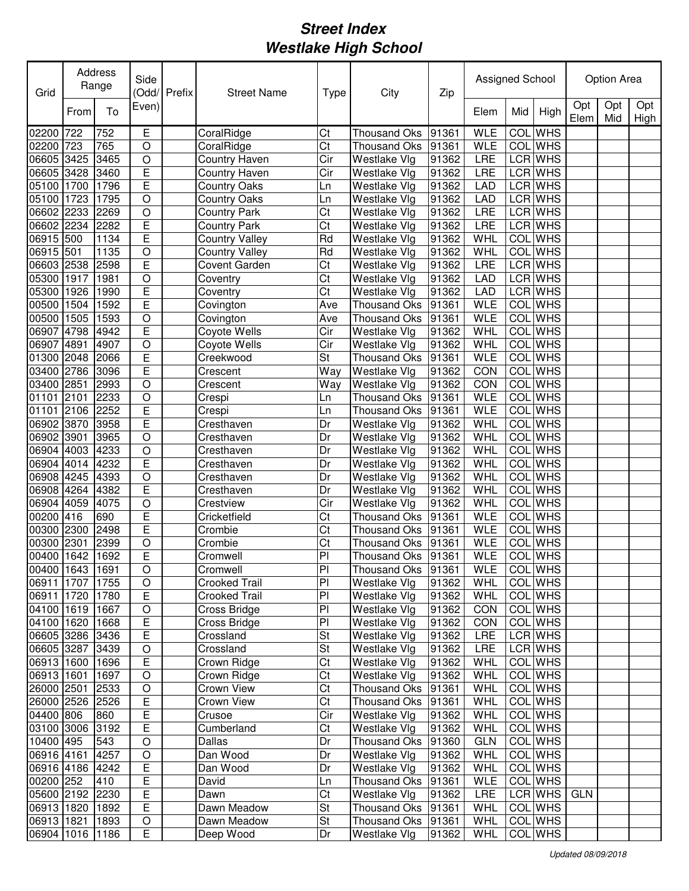# *Street Index*
# *Westlake High School*

| Grid | Address Range | | Side (Odd/ Even) | Prefix | Street Name | Type | City | Zip | Assigned School | | | Option Area | | |
|---|---|---|---|---|---|---|---|---|---|---|---|---|---|---|
| | From | To | | | | | | | Elem | Mid | High | Opt Elem | Opt Mid | Opt High |
| 02200 | 722 | 752 | E | | CoralRidge | Ct | Thousand Oks | 91361 | WLE | COL | WHS | | | |
| 02200 | 723 | 765 | O | | CoralRidge | Ct | Thousand Oks | 91361 | WLE | COL | WHS | | | |
| 06605 | 3425 | 3465 | O | | Country Haven | Cir | Westlake Vlg | 91362 | LRE | LCR | WHS | | | |
| 06605 | 3428 | 3460 | E | | Country Haven | Cir | Westlake Vlg | 91362 | LRE | LCR | WHS | | | |
| 05100 | 1700 | 1796 | E | | Country Oaks | Ln | Westlake Vlg | 91362 | LAD | LCR | WHS | | | |
| 05100 | 1723 | 1795 | O | | Country Oaks | Ln | Westlake Vlg | 91362 | LAD | LCR | WHS | | | |
| 06602 | 2233 | 2269 | O | | Country Park | Ct | Westlake Vlg | 91362 | LRE | LCR | WHS | | | |
| 06602 | 2234 | 2282 | E | | Country Park | Ct | Westlake Vlg | 91362 | LRE | LCR | WHS | | | |
| 06915 | 500 | 1134 | E | | Country Valley | Rd | Westlake Vlg | 91362 | WHL | COL | WHS | | | |
| 06915 | 501 | 1135 | O | | Country Valley | Rd | Westlake Vlg | 91362 | WHL | COL | WHS | | | |
| 06603 | 2538 | 2598 | E | | Covent Garden | Ct | Westlake Vlg | 91362 | LRE | LCR | WHS | | | |
| 05300 | 1917 | 1981 | O | | Coventry | Ct | Westlake Vlg | 91362 | LAD | LCR | WHS | | | |
| 05300 | 1926 | 1990 | E | | Coventry | Ct | Westlake Vlg | 91362 | LAD | LCR | WHS | | | |
| 00500 | 1504 | 1592 | E | | Covington | Ave | Thousand Oks | 91361 | WLE | COL | WHS | | | |
| 00500 | 1505 | 1593 | O | | Covington | Ave | Thousand Oks | 91361 | WLE | COL | WHS | | | |
| 06907 | 4798 | 4942 | E | | Coyote Wells | Cir | Westlake Vlg | 91362 | WHL | COL | WHS | | | |
| 06907 | 4891 | 4907 | O | | Coyote Wells | Cir | Westlake Vlg | 91362 | WHL | COL | WHS | | | |
| 01300 | 2048 | 2066 | E | | Creekwood | St | Thousand Oks | 91361 | WLE | COL | WHS | | | |
| 03400 | 2786 | 3096 | E | | Crescent | Way | Westlake Vlg | 91362 | CON | COL | WHS | | | |
| 03400 | 2851 | 2993 | O | | Crescent | Way | Westlake Vlg | 91362 | CON | COL | WHS | | | |
| 01101 | 2101 | 2233 | O | | Crespi | Ln | Thousand Oks | 91361 | WLE | COL | WHS | | | |
| 01101 | 2106 | 2252 | E | | Crespi | Ln | Thousand Oks | 91361 | WLE | COL | WHS | | | |
| 06902 | 3870 | 3958 | E | | Cresthaven | Dr | Westlake Vlg | 91362 | WHL | COL | WHS | | | |
| 06902 | 3901 | 3965 | O | | Cresthaven | Dr | Westlake Vlg | 91362 | WHL | COL | WHS | | | |
| 06904 | 4003 | 4233 | O | | Cresthaven | Dr | Westlake Vlg | 91362 | WHL | COL | WHS | | | |
| 06904 | 4014 | 4232 | E | | Cresthaven | Dr | Westlake Vlg | 91362 | WHL | COL | WHS | | | |
| 06908 | 4245 | 4393 | O | | Cresthaven | Dr | Westlake Vlg | 91362 | WHL | COL | WHS | | | |
| 06908 | 4264 | 4382 | E | | Cresthaven | Dr | Westlake Vlg | 91362 | WHL | COL | WHS | | | |
| 06904 | 4059 | 4075 | O | | Crestview | Cir | Westlake Vlg | 91362 | WHL | COL | WHS | | | |
| 00200 | 416 | 690 | E | | Cricketfield | Ct | Thousand Oks | 91361 | WLE | COL | WHS | | | |
| 00300 | 2300 | 2498 | E | | Crombie | Ct | Thousand Oks | 91361 | WLE | COL | WHS | | | |
| 00300 | 2301 | 2399 | O | | Crombie | Ct | Thousand Oks | 91361 | WLE | COL | WHS | | | |
| 00400 | 1642 | 1692 | E | | Cromwell | Pl | Thousand Oks | 91361 | WLE | COL | WHS | | | |
| 00400 | 1643 | 1691 | O | | Cromwell | Pl | Thousand Oks | 91361 | WLE | COL | WHS | | | |
| 06911 | 1707 | 1755 | O | | Crooked Trail | Pl | Westlake Vlg | 91362 | WHL | COL | WHS | | | |
| 06911 | 1720 | 1780 | E | | Crooked Trail | Pl | Westlake Vlg | 91362 | WHL | COL | WHS | | | |
| 04100 | 1619 | 1667 | O | | Cross Bridge | Pl | Westlake Vlg | 91362 | CON | COL | WHS | | | |
| 04100 | 1620 | 1668 | E | | Cross Bridge | Pl | Westlake Vlg | 91362 | CON | COL | WHS | | | |
| 06605 | 3286 | 3436 | E | | Crossland | St | Westlake Vlg | 91362 | LRE | LCR | WHS | | | |
| 06605 | 3287 | 3439 | O | | Crossland | St | Westlake Vlg | 91362 | LRE | LCR | WHS | | | |
| 06913 | 1600 | 1696 | E | | Crown Ridge | Ct | Westlake Vlg | 91362 | WHL | COL | WHS | | | |
| 06913 | 1601 | 1697 | O | | Crown Ridge | Ct | Westlake Vlg | 91362 | WHL | COL | WHS | | | |
| 26000 | 2501 | 2533 | O | | Crown View | Ct | Thousand Oks | 91361 | WHL | COL | WHS | | | |
| 26000 | 2526 | 2526 | E | | Crown View | Ct | Thousand Oks | 91361 | WHL | COL | WHS | | | |
| 04400 | 806 | 860 | E | | Crusoe | Cir | Westlake Vlg | 91362 | WHL | COL | WHS | | | |
| 03100 | 3006 | 3192 | E | | Cumberland | Ct | Westlake Vlg | 91362 | WHL | COL | WHS | | | |
| 10400 | 495 | 543 | O | | Dallas | Dr | Thousand Oks | 91360 | GLN | COL | WHS | | | |
| 06916 | 4161 | 4257 | O | | Dan Wood | Dr | Westlake Vlg | 91362 | WHL | COL | WHS | | | |
| 06916 | 4186 | 4242 | E | | Dan Wood | Dr | Westlake Vlg | 91362 | WHL | COL | WHS | | | |
| 00200 | 252 | 410 | E | | David | Ln | Thousand Oks | 91361 | WLE | COL | WHS | | | |
| 05600 | 2192 | 2230 | E | | Dawn | Ct | Westlake Vlg | 91362 | LRE | LCR | WHS | GLN | | |
| 06913 | 1820 | 1892 | E | | Dawn Meadow | St | Thousand Oks | 91361 | WHL | COL | WHS | | | |
| 06913 | 1821 | 1893 | O | | Dawn Meadow | St | Thousand Oks | 91361 | WHL | COL | WHS | | | |
| 06904 | 1016 | 1186 | E | | Deep Wood | Dr | Westlake Vlg | 91362 | WHL | COL | WHS | | | |

*Updated 08/09/2018*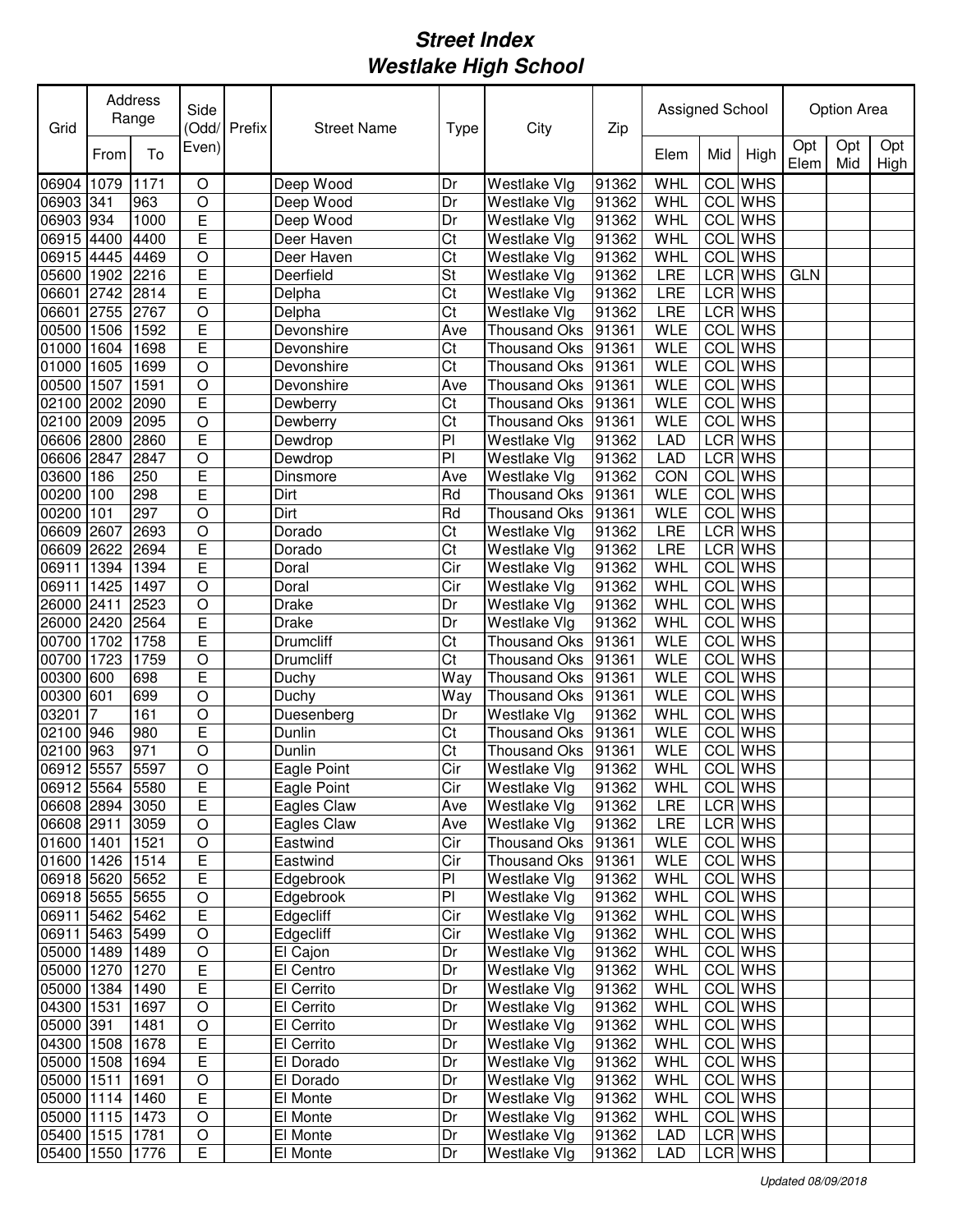# Street Index
# Westlake High School

| Grid | Address Range | | Side (Odd/ Even) | Prefix | Street Name | Type | City | Zip | Assigned School | | | Option Area | | |
|---|---|---|---|---|---|---|---|---|---|---|---|---|---|---|
| | From | To | | | | | | | Elem | Mid | High | Opt Elem | Opt Mid | Opt High |
| 06904 | 1079 | 1171 | O | | Deep Wood | Dr | Westlake Vlg | 91362 | WHL | COL | WHS | | | |
| 06903 | 341 | 963 | O | | Deep Wood | Dr | Westlake Vlg | 91362 | WHL | COL | WHS | | | |
| 06903 | 934 | 1000 | E | | Deep Wood | Dr | Westlake Vlg | 91362 | WHL | COL | WHS | | | |
| 06915 | 4400 | 4400 | E | | Deer Haven | Ct | Westlake Vlg | 91362 | WHL | COL | WHS | | | |
| 06915 | 4445 | 4469 | O | | Deer Haven | Ct | Westlake Vlg | 91362 | WHL | COL | WHS | | | |
| 05600 | 1902 | 2216 | E | | Deerfield | St | Westlake Vlg | 91362 | LRE | LCR | WHS | GLN | | |
| 06601 | 2742 | 2814 | E | | Delpha | Ct | Westlake Vlg | 91362 | LRE | LCR | WHS | | | |
| 06601 | 2755 | 2767 | O | | Delpha | Ct | Westlake Vlg | 91362 | LRE | LCR | WHS | | | |
| 00500 | 1506 | 1592 | E | | Devonshire | Ave | Thousand Oks | 91361 | WLE | COL | WHS | | | |
| 01000 | 1604 | 1698 | E | | Devonshire | Ct | Thousand Oks | 91361 | WLE | COL | WHS | | | |
| 01000 | 1605 | 1699 | O | | Devonshire | Ct | Thousand Oks | 91361 | WLE | COL | WHS | | | |
| 00500 | 1507 | 1591 | O | | Devonshire | Ave | Thousand Oks | 91361 | WLE | COL | WHS | | | |
| 02100 | 2002 | 2090 | E | | Dewberry | Ct | Thousand Oks | 91361 | WLE | COL | WHS | | | |
| 02100 | 2009 | 2095 | O | | Dewberry | Ct | Thousand Oks | 91361 | WLE | COL | WHS | | | |
| 06606 | 2800 | 2860 | E | | Dewdrop | Pl | Westlake Vlg | 91362 | LAD | LCR | WHS | | | |
| 06606 | 2847 | 2847 | O | | Dewdrop | Pl | Westlake Vlg | 91362 | LAD | LCR | WHS | | | |
| 03600 | 186 | 250 | E | | Dinsmore | Ave | Westlake Vlg | 91362 | CON | COL | WHS | | | |
| 00200 | 100 | 298 | E | | Dirt | Rd | Thousand Oks | 91361 | WLE | COL | WHS | | | |
| 00200 | 101 | 297 | O | | Dirt | Rd | Thousand Oks | 91361 | WLE | COL | WHS | | | |
| 06609 | 2607 | 2693 | O | | Dorado | Ct | Westlake Vlg | 91362 | LRE | LCR | WHS | | | |
| 06609 | 2622 | 2694 | E | | Dorado | Ct | Westlake Vlg | 91362 | LRE | LCR | WHS | | | |
| 06911 | 1394 | 1394 | E | | Doral | Cir | Westlake Vlg | 91362 | WHL | COL | WHS | | | |
| 06911 | 1425 | 1497 | O | | Doral | Cir | Westlake Vlg | 91362 | WHL | COL | WHS | | | |
| 26000 | 2411 | 2523 | O | | Drake | Dr | Westlake Vlg | 91362 | WHL | COL | WHS | | | |
| 26000 | 2420 | 2564 | E | | Drake | Dr | Westlake Vlg | 91362 | WHL | COL | WHS | | | |
| 00700 | 1702 | 1758 | E | | Drumcliff | Ct | Thousand Oks | 91361 | WLE | COL | WHS | | | |
| 00700 | 1723 | 1759 | O | | Drumcliff | Ct | Thousand Oks | 91361 | WLE | COL | WHS | | | |
| 00300 | 600 | 698 | E | | Duchy | Way | Thousand Oks | 91361 | WLE | COL | WHS | | | |
| 00300 | 601 | 699 | O | | Duchy | Way | Thousand Oks | 91361 | WLE | COL | WHS | | | |
| 03201 | 7 | 161 | O | | Duesenberg | Dr | Westlake Vlg | 91362 | WHL | COL | WHS | | | |
| 02100 | 946 | 980 | E | | Dunlin | Ct | Thousand Oks | 91361 | WLE | COL | WHS | | | |
| 02100 | 963 | 971 | O | | Dunlin | Ct | Thousand Oks | 91361 | WLE | COL | WHS | | | |
| 06912 | 5557 | 5597 | O | | Eagle Point | Cir | Westlake Vlg | 91362 | WHL | COL | WHS | | | |
| 06912 | 5564 | 5580 | E | | Eagle Point | Cir | Westlake Vlg | 91362 | WHL | COL | WHS | | | |
| 06608 | 2894 | 3050 | E | | Eagles Claw | Ave | Westlake Vlg | 91362 | LRE | LCR | WHS | | | |
| 06608 | 2911 | 3059 | O | | Eagles Claw | Ave | Westlake Vlg | 91362 | LRE | LCR | WHS | | | |
| 01600 | 1401 | 1521 | O | | Eastwind | Cir | Thousand Oks | 91361 | WLE | COL | WHS | | | |
| 01600 | 1426 | 1514 | E | | Eastwind | Cir | Thousand Oks | 91361 | WLE | COL | WHS | | | |
| 06918 | 5620 | 5652 | E | | Edgebrook | Pl | Westlake Vlg | 91362 | WHL | COL | WHS | | | |
| 06918 | 5655 | 5655 | O | | Edgebrook | Pl | Westlake Vlg | 91362 | WHL | COL | WHS | | | |
| 06911 | 5462 | 5462 | E | | Edgecliff | Cir | Westlake Vlg | 91362 | WHL | COL | WHS | | | |
| 06911 | 5463 | 5499 | O | | Edgecliff | Cir | Westlake Vlg | 91362 | WHL | COL | WHS | | | |
| 05000 | 1489 | 1489 | O | | El Cajon | Dr | Westlake Vlg | 91362 | WHL | COL | WHS | | | |
| 05000 | 1270 | 1270 | E | | El Centro | Dr | Westlake Vlg | 91362 | WHL | COL | WHS | | | |
| 05000 | 1384 | 1490 | E | | El Cerrito | Dr | Westlake Vlg | 91362 | WHL | COL | WHS | | | |
| 04300 | 1531 | 1697 | O | | El Cerrito | Dr | Westlake Vlg | 91362 | WHL | COL | WHS | | | |
| 05000 | 391 | 1481 | O | | El Cerrito | Dr | Westlake Vlg | 91362 | WHL | COL | WHS | | | |
| 04300 | 1508 | 1678 | E | | El Cerrito | Dr | Westlake Vlg | 91362 | WHL | COL | WHS | | | |
| 05000 | 1508 | 1694 | E | | El Dorado | Dr | Westlake Vlg | 91362 | WHL | COL | WHS | | | |
| 05000 | 1511 | 1691 | O | | El Dorado | Dr | Westlake Vlg | 91362 | WHL | COL | WHS | | | |
| 05000 | 1114 | 1460 | E | | El Monte | Dr | Westlake Vlg | 91362 | WHL | COL | WHS | | | |
| 05000 | 1115 | 1473 | O | | El Monte | Dr | Westlake Vlg | 91362 | WHL | COL | WHS | | | |
| 05400 | 1515 | 1781 | O | | El Monte | Dr | Westlake Vlg | 91362 | LAD | LCR | WHS | | | |
| 05400 | 1550 | 1776 | E | | El Monte | Dr | Westlake Vlg | 91362 | LAD | LCR | WHS | | | |

*Updated 08/09/2018*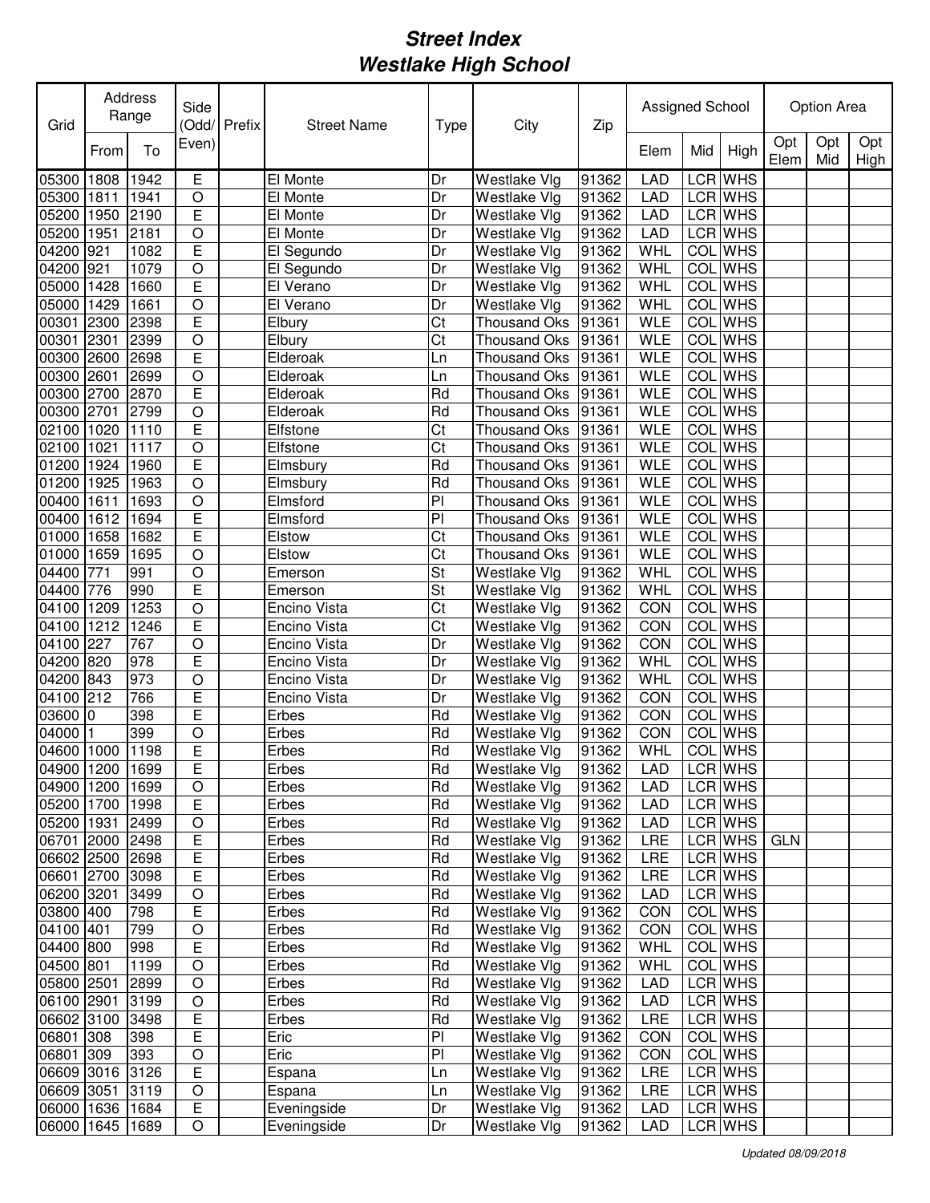# Street Index
# Westlake High School

| Grid | Address Range | | Side (Odd/ Even) | Prefix | Street Name | Type | City | Zip | Assigned School | | | Option Area | | |
|---|---|---|---|---|---|---|---|---|---|---|---|---|---|---|
| | From | To | | | | | | | Elem | Mid | High | Opt Elem | Opt Mid | Opt High |
| 05300 | 1808 | 1942 | E | | El Monte | Dr | Westlake Vlg | 91362 | LAD | LCR | WHS | | | |
| 05300 | 1811 | 1941 | O | | El Monte | Dr | Westlake Vlg | 91362 | LAD | LCR | WHS | | | |
| 05200 | 1950 | 2190 | E | | El Monte | Dr | Westlake Vlg | 91362 | LAD | LCR | WHS | | | |
| 05200 | 1951 | 2181 | O | | El Monte | Dr | Westlake Vlg | 91362 | LAD | LCR | WHS | | | |
| 04200 | 921 | 1082 | E | | El Segundo | Dr | Westlake Vlg | 91362 | WHL | COL | WHS | | | |
| 04200 | 921 | 1079 | O | | El Segundo | Dr | Westlake Vlg | 91362 | WHL | COL | WHS | | | |
| 05000 | 1428 | 1660 | E | | El Verano | Dr | Westlake Vlg | 91362 | WHL | COL | WHS | | | |
| 05000 | 1429 | 1661 | O | | El Verano | Dr | Westlake Vlg | 91362 | WHL | COL | WHS | | | |
| 00301 | 2300 | 2398 | E | | Elbury | Ct | Thousand Oks | 91361 | WLE | COL | WHS | | | |
| 00301 | 2301 | 2399 | O | | Elbury | Ct | Thousand Oks | 91361 | WLE | COL | WHS | | | |
| 00300 | 2600 | 2698 | E | | Elderoak | Ln | Thousand Oks | 91361 | WLE | COL | WHS | | | |
| 00300 | 2601 | 2699 | O | | Elderoak | Ln | Thousand Oks | 91361 | WLE | COL | WHS | | | |
| 00300 | 2700 | 2870 | E | | Elderoak | Rd | Thousand Oks | 91361 | WLE | COL | WHS | | | |
| 00300 | 2701 | 2799 | O | | Elderoak | Rd | Thousand Oks | 91361 | WLE | COL | WHS | | | |
| 02100 | 1020 | 1110 | E | | Elfstone | Ct | Thousand Oks | 91361 | WLE | COL | WHS | | | |
| 02100 | 1021 | 1117 | O | | Elfstone | Ct | Thousand Oks | 91361 | WLE | COL | WHS | | | |
| 01200 | 1924 | 1960 | E | | Elmsbury | Rd | Thousand Oks | 91361 | WLE | COL | WHS | | | |
| 01200 | 1925 | 1963 | O | | Elmsbury | Rd | Thousand Oks | 91361 | WLE | COL | WHS | | | |
| 00400 | 1611 | 1693 | O | | Elmsford | Pl | Thousand Oks | 91361 | WLE | COL | WHS | | | |
| 00400 | 1612 | 1694 | E | | Elmsford | Pl | Thousand Oks | 91361 | WLE | COL | WHS | | | |
| 01000 | 1658 | 1682 | E | | Elstow | Ct | Thousand Oks | 91361 | WLE | COL | WHS | | | |
| 01000 | 1659 | 1695 | O | | Elstow | Ct | Thousand Oks | 91361 | WLE | COL | WHS | | | |
| 04400 | 771 | 991 | O | | Emerson | St | Westlake Vlg | 91362 | WHL | COL | WHS | | | |
| 04400 | 776 | 990 | E | | Emerson | St | Westlake Vlg | 91362 | WHL | COL | WHS | | | |
| 04100 | 1209 | 1253 | O | | Encino Vista | Ct | Westlake Vlg | 91362 | CON | COL | WHS | | | |
| 04100 | 1212 | 1246 | E | | Encino Vista | Ct | Westlake Vlg | 91362 | CON | COL | WHS | | | |
| 04100 | 227 | 767 | O | | Encino Vista | Dr | Westlake Vlg | 91362 | CON | COL | WHS | | | |
| 04200 | 820 | 978 | E | | Encino Vista | Dr | Westlake Vlg | 91362 | WHL | COL | WHS | | | |
| 04200 | 843 | 973 | O | | Encino Vista | Dr | Westlake Vlg | 91362 | WHL | COL | WHS | | | |
| 04100 | 212 | 766 | E | | Encino Vista | Dr | Westlake Vlg | 91362 | CON | COL | WHS | | | |
| 03600 | 0 | 398 | E | | Erbes | Rd | Westlake Vlg | 91362 | CON | COL | WHS | | | |
| 04000 | 1 | 399 | O | | Erbes | Rd | Westlake Vlg | 91362 | CON | COL | WHS | | | |
| 04600 | 1000 | 1198 | E | | Erbes | Rd | Westlake Vlg | 91362 | WHL | COL | WHS | | | |
| 04900 | 1200 | 1699 | E | | Erbes | Rd | Westlake Vlg | 91362 | LAD | LCR | WHS | | | |
| 04900 | 1200 | 1699 | O | | Erbes | Rd | Westlake Vlg | 91362 | LAD | LCR | WHS | | | |
| 05200 | 1700 | 1998 | E | | Erbes | Rd | Westlake Vlg | 91362 | LAD | LCR | WHS | | | |
| 05200 | 1931 | 2499 | O | | Erbes | Rd | Westlake Vlg | 91362 | LAD | LCR | WHS | | | |
| 06701 | 2000 | 2498 | E | | Erbes | Rd | Westlake Vlg | 91362 | LRE | LCR | WHS | GLN | | |
| 06602 | 2500 | 2698 | E | | Erbes | Rd | Westlake Vlg | 91362 | LRE | LCR | WHS | | | |
| 06601 | 2700 | 3098 | E | | Erbes | Rd | Westlake Vlg | 91362 | LRE | LCR | WHS | | | |
| 06200 | 3201 | 3499 | O | | Erbes | Rd | Westlake Vlg | 91362 | LAD | LCR | WHS | | | |
| 03800 | 400 | 798 | E | | Erbes | Rd | Westlake Vlg | 91362 | CON | COL | WHS | | | |
| 04100 | 401 | 799 | O | | Erbes | Rd | Westlake Vlg | 91362 | CON | COL | WHS | | | |
| 04400 | 800 | 998 | E | | Erbes | Rd | Westlake Vlg | 91362 | WHL | COL | WHS | | | |
| 04500 | 801 | 1199 | O | | Erbes | Rd | Westlake Vlg | 91362 | WHL | COL | WHS | | | |
| 05800 | 2501 | 2899 | O | | Erbes | Rd | Westlake Vlg | 91362 | LAD | LCR | WHS | | | |
| 06100 | 2901 | 3199 | O | | Erbes | Rd | Westlake Vlg | 91362 | LAD | LCR | WHS | | | |
| 06602 | 3100 | 3498 | E | | Erbes | Rd | Westlake Vlg | 91362 | LRE | LCR | WHS | | | |
| 06801 | 308 | 398 | E | | Eric | Pl | Westlake Vlg | 91362 | CON | COL | WHS | | | |
| 06801 | 309 | 393 | O | | Eric | Pl | Westlake Vlg | 91362 | CON | COL | WHS | | | |
| 06609 | 3016 | 3126 | E | | Espana | Ln | Westlake Vlg | 91362 | LRE | LCR | WHS | | | |
| 06609 | 3051 | 3119 | O | | Espana | Ln | Westlake Vlg | 91362 | LRE | LCR | WHS | | | |
| 06000 | 1636 | 1684 | E | | Eveningside | Dr | Westlake Vlg | 91362 | LAD | LCR | WHS | | | |
| 06000 | 1645 | 1689 | O | | Eveningside | Dr | Westlake Vlg | 91362 | LAD | LCR | WHS | | | |

*Updated 08/09/2018*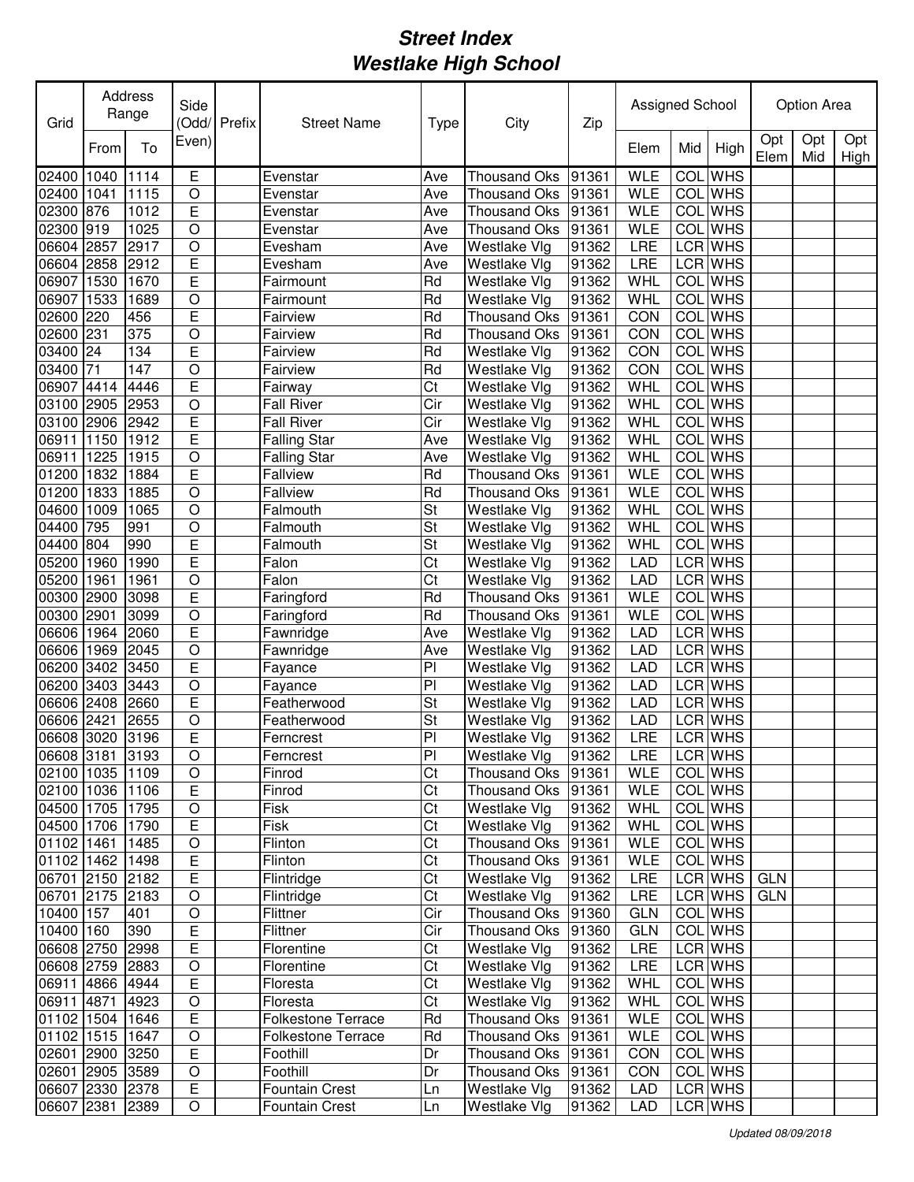# *Street Index*
# *Westlake High School*

| Grid | Address Range | | Side (Odd/ Even) | Prefix | Street Name | Type | City | Zip | Assigned School | | | Option Area | | |
|---|---|---|---|---|---|---|---|---|---|---|---|---|---|---|
| | From | To | | | | | | | Elem | Mid | High | Opt Elem | Opt Mid | Opt High |
| 02400 | 1040 | 1114 | E | | Evenstar | Ave | Thousand Oks | 91361 | WLE | COL | WHS | | | |
| 02400 | 1041 | 1115 | O | | Evenstar | Ave | Thousand Oks | 91361 | WLE | COL | WHS | | | |
| 02300 | 876 | 1012 | E | | Evenstar | Ave | Thousand Oks | 91361 | WLE | COL | WHS | | | |
| 02300 | 919 | 1025 | O | | Evenstar | Ave | Thousand Oks | 91361 | WLE | COL | WHS | | | |
| 06604 | 2857 | 2917 | O | | Evesham | Ave | Westlake Vlg | 91362 | LRE | LCR | WHS | | | |
| 06604 | 2858 | 2912 | E | | Evesham | Ave | Westlake Vlg | 91362 | LRE | LCR | WHS | | | |
| 06907 | 1530 | 1670 | E | | Fairmount | Rd | Westlake Vlg | 91362 | WHL | COL | WHS | | | |
| 06907 | 1533 | 1689 | O | | Fairmount | Rd | Westlake Vlg | 91362 | WHL | COL | WHS | | | |
| 02600 | 220 | 456 | E | | Fairview | Rd | Thousand Oks | 91361 | CON | COL | WHS | | | |
| 02600 | 231 | 375 | O | | Fairview | Rd | Thousand Oks | 91361 | CON | COL | WHS | | | |
| 03400 | 24 | 134 | E | | Fairview | Rd | Westlake Vlg | 91362 | CON | COL | WHS | | | |
| 03400 | 71 | 147 | O | | Fairview | Rd | Westlake Vlg | 91362 | CON | COL | WHS | | | |
| 06907 | 4414 | 4446 | E | | Fairway | Ct | Westlake Vlg | 91362 | WHL | COL | WHS | | | |
| 03100 | 2905 | 2953 | O | | Fall River | Cir | Westlake Vlg | 91362 | WHL | COL | WHS | | | |
| 03100 | 2906 | 2942 | E | | Fall River | Cir | Westlake Vlg | 91362 | WHL | COL | WHS | | | |
| 06911 | 1150 | 1912 | E | | Falling Star | Ave | Westlake Vlg | 91362 | WHL | COL | WHS | | | |
| 06911 | 1225 | 1915 | O | | Falling Star | Ave | Westlake Vlg | 91362 | WHL | COL | WHS | | | |
| 01200 | 1832 | 1884 | E | | Fallview | Rd | Thousand Oks | 91361 | WLE | COL | WHS | | | |
| 01200 | 1833 | 1885 | O | | Fallview | Rd | Thousand Oks | 91361 | WLE | COL | WHS | | | |
| 04600 | 1009 | 1065 | O | | Falmouth | St | Westlake Vlg | 91362 | WHL | COL | WHS | | | |
| 04400 | 795 | 991 | O | | Falmouth | St | Westlake Vlg | 91362 | WHL | COL | WHS | | | |
| 04400 | 804 | 990 | E | | Falmouth | St | Westlake Vlg | 91362 | WHL | COL | WHS | | | |
| 05200 | 1960 | 1990 | E | | Falon | Ct | Westlake Vlg | 91362 | LAD | LCR | WHS | | | |
| 05200 | 1961 | 1961 | O | | Falon | Ct | Westlake Vlg | 91362 | LAD | LCR | WHS | | | |
| 00300 | 2900 | 3098 | E | | Faringford | Rd | Thousand Oks | 91361 | WLE | COL | WHS | | | |
| 00300 | 2901 | 3099 | O | | Faringford | Rd | Thousand Oks | 91361 | WLE | COL | WHS | | | |
| 06606 | 1964 | 2060 | E | | Fawnridge | Ave | Westlake Vlg | 91362 | LAD | LCR | WHS | | | |
| 06606 | 1969 | 2045 | O | | Fawnridge | Ave | Westlake Vlg | 91362 | LAD | LCR | WHS | | | |
| 06200 | 3402 | 3450 | E | | Fayance | Pl | Westlake Vlg | 91362 | LAD | LCR | WHS | | | |
| 06200 | 3403 | 3443 | O | | Fayance | Pl | Westlake Vlg | 91362 | LAD | LCR | WHS | | | |
| 06606 | 2408 | 2660 | E | | Featherwood | St | Westlake Vlg | 91362 | LAD | LCR | WHS | | | |
| 06606 | 2421 | 2655 | O | | Featherwood | St | Westlake Vlg | 91362 | LAD | LCR | WHS | | | |
| 06608 | 3020 | 3196 | E | | Ferncrest | Pl | Westlake Vlg | 91362 | LRE | LCR | WHS | | | |
| 06608 | 3181 | 3193 | O | | Ferncrest | Pl | Westlake Vlg | 91362 | LRE | LCR | WHS | | | |
| 02100 | 1035 | 1109 | O | | Finrod | Ct | Thousand Oks | 91361 | WLE | COL | WHS | | | |
| 02100 | 1036 | 1106 | E | | Finrod | Ct | Thousand Oks | 91361 | WLE | COL | WHS | | | |
| 04500 | 1705 | 1795 | O | | Fisk | Ct | Westlake Vlg | 91362 | WHL | COL | WHS | | | |
| 04500 | 1706 | 1790 | E | | Fisk | Ct | Westlake Vlg | 91362 | WHL | COL | WHS | | | |
| 01102 | 1461 | 1485 | O | | Flinton | Ct | Thousand Oks | 91361 | WLE | COL | WHS | | | |
| 01102 | 1462 | 1498 | E | | Flinton | Ct | Thousand Oks | 91361 | WLE | COL | WHS | | | |
| 06701 | 2150 | 2182 | E | | Flintridge | Ct | Westlake Vlg | 91362 | LRE | LCR | WHS | GLN | | |
| 06701 | 2175 | 2183 | O | | Flintridge | Ct | Westlake Vlg | 91362 | LRE | LCR | WHS | GLN | | |
| 10400 | 157 | 401 | O | | Flittner | Cir | Thousand Oks | 91360 | GLN | COL | WHS | | | |
| 10400 | 160 | 390 | E | | Flittner | Cir | Thousand Oks | 91360 | GLN | COL | WHS | | | |
| 06608 | 2750 | 2998 | E | | Florentine | Ct | Westlake Vlg | 91362 | LRE | LCR | WHS | | | |
| 06608 | 2759 | 2883 | O | | Florentine | Ct | Westlake Vlg | 91362 | LRE | LCR | WHS | | | |
| 06911 | 4866 | 4944 | E | | Floresta | Ct | Westlake Vlg | 91362 | WHL | COL | WHS | | | |
| 06911 | 4871 | 4923 | O | | Floresta | Ct | Westlake Vlg | 91362 | WHL | COL | WHS | | | |
| 01102 | 1504 | 1646 | E | | Folkestone Terrace | Rd | Thousand Oks | 91361 | WLE | COL | WHS | | | |
| 01102 | 1515 | 1647 | O | | Folkestone Terrace | Rd | Thousand Oks | 91361 | WLE | COL | WHS | | | |
| 02601 | 2900 | 3250 | E | | Foothill | Dr | Thousand Oks | 91361 | CON | COL | WHS | | | |
| 02601 | 2905 | 3589 | O | | Foothill | Dr | Thousand Oks | 91361 | CON | COL | WHS | | | |
| 06607 | 2330 | 2378 | E | | Fountain Crest | Ln | Westlake Vlg | 91362 | LAD | LCR | WHS | | | |
| 06607 | 2381 | 2389 | O | | Fountain Crest | Ln | Westlake Vlg | 91362 | LAD | LCR | WHS | | | |

*Updated 08/09/2018*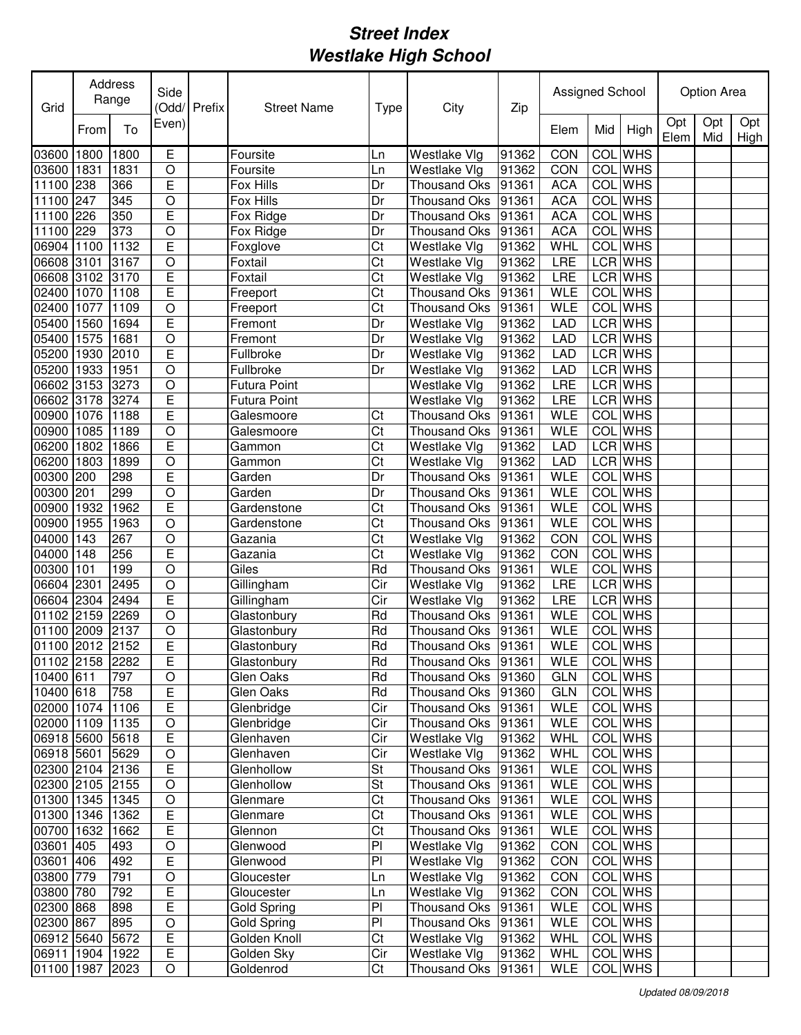# *Street Index*
# *Westlake High School*

| Grid | Address Range | | Side (Odd/ Even) | Prefix | Street Name | Type | City | Zip | Assigned School | | | Option Area | | |
|---|---|---|---|---|---|---|---|---|---|---|---|---|---|---|
| | From | To | | | | | | | Elem | Mid | High | Opt Elem | Opt Mid | Opt High |
| 03600 | 1800 | 1800 | E | | Foursite | Ln | Westlake Vlg | 91362 | CON | COL | WHS | | | |
| 03600 | 1831 | 1831 | O | | Foursite | Ln | Westlake Vlg | 91362 | CON | COL | WHS | | | |
| 11100 | 238 | 366 | E | | Fox Hills | Dr | Thousand Oks | 91361 | ACA | COL | WHS | | | |
| 11100 | 247 | 345 | O | | Fox Hills | Dr | Thousand Oks | 91361 | ACA | COL | WHS | | | |
| 11100 | 226 | 350 | E | | Fox Ridge | Dr | Thousand Oks | 91361 | ACA | COL | WHS | | | |
| 11100 | 229 | 373 | O | | Fox Ridge | Dr | Thousand Oks | 91361 | ACA | COL | WHS | | | |
| 06904 | 1100 | 1132 | E | | Foxglove | Ct | Westlake Vlg | 91362 | WHL | COL | WHS | | | |
| 06608 | 3101 | 3167 | O | | Foxtail | Ct | Westlake Vlg | 91362 | LRE | LCR | WHS | | | |
| 06608 | 3102 | 3170 | E | | Foxtail | Ct | Westlake Vlg | 91362 | LRE | LCR | WHS | | | |
| 02400 | 1070 | 1108 | E | | Freeport | Ct | Thousand Oks | 91361 | WLE | COL | WHS | | | |
| 02400 | 1077 | 1109 | O | | Freeport | Ct | Thousand Oks | 91361 | WLE | COL | WHS | | | |
| 05400 | 1560 | 1694 | E | | Fremont | Dr | Westlake Vlg | 91362 | LAD | LCR | WHS | | | |
| 05400 | 1575 | 1681 | O | | Fremont | Dr | Westlake Vlg | 91362 | LAD | LCR | WHS | | | |
| 05200 | 1930 | 2010 | E | | Fullbroke | Dr | Westlake Vlg | 91362 | LAD | LCR | WHS | | | |
| 05200 | 1933 | 1951 | O | | Fullbroke | Dr | Westlake Vlg | 91362 | LAD | LCR | WHS | | | |
| 06602 | 3153 | 3273 | O | | Futura Point | | Westlake Vlg | 91362 | LRE | LCR | WHS | | | |
| 06602 | 3178 | 3274 | E | | Futura Point | | Westlake Vlg | 91362 | LRE | LCR | WHS | | | |
| 00900 | 1076 | 1188 | E | | Galesmoore | Ct | Thousand Oks | 91361 | WLE | COL | WHS | | | |
| 00900 | 1085 | 1189 | O | | Galesmoore | Ct | Thousand Oks | 91361 | WLE | COL | WHS | | | |
| 06200 | 1802 | 1866 | E | | Gammon | Ct | Westlake Vlg | 91362 | LAD | LCR | WHS | | | |
| 06200 | 1803 | 1899 | O | | Gammon | Ct | Westlake Vlg | 91362 | LAD | LCR | WHS | | | |
| 00300 | 200 | 298 | E | | Garden | Dr | Thousand Oks | 91361 | WLE | COL | WHS | | | |
| 00300 | 201 | 299 | O | | Garden | Dr | Thousand Oks | 91361 | WLE | COL | WHS | | | |
| 00900 | 1932 | 1962 | E | | Gardenstone | Ct | Thousand Oks | 91361 | WLE | COL | WHS | | | |
| 00900 | 1955 | 1963 | O | | Gardenstone | Ct | Thousand Oks | 91361 | WLE | COL | WHS | | | |
| 04000 | 143 | 267 | O | | Gazania | Ct | Westlake Vlg | 91362 | CON | COL | WHS | | | |
| 04000 | 148 | 256 | E | | Gazania | Ct | Westlake Vlg | 91362 | CON | COL | WHS | | | |
| 00300 | 101 | 199 | O | | Giles | Rd | Thousand Oks | 91361 | WLE | COL | WHS | | | |
| 06604 | 2301 | 2495 | O | | Gillingham | Cir | Westlake Vlg | 91362 | LRE | LCR | WHS | | | |
| 06604 | 2304 | 2494 | E | | Gillingham | Cir | Westlake Vlg | 91362 | LRE | LCR | WHS | | | |
| 01102 | 2159 | 2269 | O | | Glastonbury | Rd | Thousand Oks | 91361 | WLE | COL | WHS | | | |
| 01100 | 2009 | 2137 | O | | Glastonbury | Rd | Thousand Oks | 91361 | WLE | COL | WHS | | | |
| 01100 | 2012 | 2152 | E | | Glastonbury | Rd | Thousand Oks | 91361 | WLE | COL | WHS | | | |
| 01102 | 2158 | 2282 | E | | Glastonbury | Rd | Thousand Oks | 91361 | WLE | COL | WHS | | | |
| 10400 | 611 | 797 | O | | Glen Oaks | Rd | Thousand Oks | 91360 | GLN | COL | WHS | | | |
| 10400 | 618 | 758 | E | | Glen Oaks | Rd | Thousand Oks | 91360 | GLN | COL | WHS | | | |
| 02000 | 1074 | 1106 | E | | Glenbridge | Cir | Thousand Oks | 91361 | WLE | COL | WHS | | | |
| 02000 | 1109 | 1135 | O | | Glenbridge | Cir | Thousand Oks | 91361 | WLE | COL | WHS | | | |
| 06918 | 5600 | 5618 | E | | Glenhaven | Cir | Westlake Vlg | 91362 | WHL | COL | WHS | | | |
| 06918 | 5601 | 5629 | O | | Glenhaven | Cir | Westlake Vlg | 91362 | WHL | COL | WHS | | | |
| 02300 | 2104 | 2136 | E | | Glenhollow | St | Thousand Oks | 91361 | WLE | COL | WHS | | | |
| 02300 | 2105 | 2155 | O | | Glenhollow | St | Thousand Oks | 91361 | WLE | COL | WHS | | | |
| 01300 | 1345 | 1345 | O | | Glenmare | Ct | Thousand Oks | 91361 | WLE | COL | WHS | | | |
| 01300 | 1346 | 1362 | E | | Glenmare | Ct | Thousand Oks | 91361 | WLE | COL | WHS | | | |
| 00700 | 1632 | 1662 | E | | Glennon | Ct | Thousand Oks | 91361 | WLE | COL | WHS | | | |
| 03601 | 405 | 493 | O | | Glenwood | Pl | Westlake Vlg | 91362 | CON | COL | WHS | | | |
| 03601 | 406 | 492 | E | | Glenwood | Pl | Westlake Vlg | 91362 | CON | COL | WHS | | | |
| 03800 | 779 | 791 | O | | Gloucester | Ln | Westlake Vlg | 91362 | CON | COL | WHS | | | |
| 03800 | 780 | 792 | E | | Gloucester | Ln | Westlake Vlg | 91362 | CON | COL | WHS | | | |
| 02300 | 868 | 898 | E | | Gold Spring | Pl | Thousand Oks | 91361 | WLE | COL | WHS | | | |
| 02300 | 867 | 895 | O | | Gold Spring | Pl | Thousand Oks | 91361 | WLE | COL | WHS | | | |
| 06912 | 5640 | 5672 | E | | Golden Knoll | Ct | Westlake Vlg | 91362 | WHL | COL | WHS | | | |
| 06911 | 1904 | 1922 | E | | Golden Sky | Cir | Westlake Vlg | 91362 | WHL | COL | WHS | | | |
| 01100 | 1987 | 2023 | O | | Goldenrod | Ct | Thousand Oks | 91361 | WLE | COL | WHS | | | |

*Updated 08/09/2018*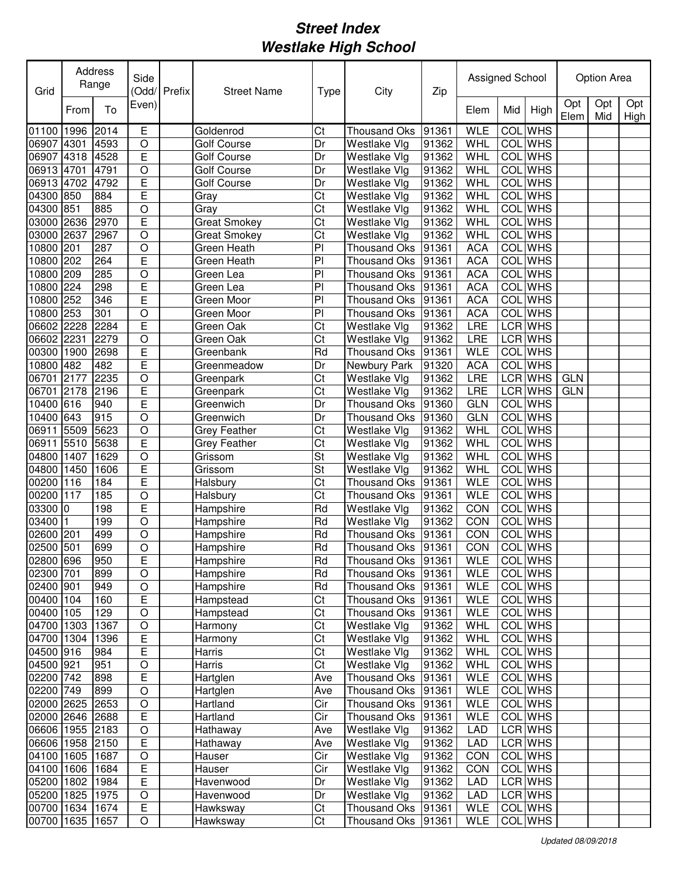# Street Index
# Westlake High School

| Grid | Address Range | | Side (Odd/ Even) | Prefix | Street Name | Type | City | Zip | Assigned School | | | Option Area | | |
|---|---|---|---|---|---|---|---|---|---|---|---|---|---|---|
| | From | To | | | | | | | Elem | Mid | High | Opt Elem | Opt Mid | Opt High |
| 01100 | 1996 | 2014 | E | | Goldenrod | Ct | Thousand Oks | 91361 | WLE | COL | WHS | | | |
| 06907 | 4301 | 4593 | O | | Golf Course | Dr | Westlake Vlg | 91362 | WHL | COL | WHS | | | |
| 06907 | 4318 | 4528 | E | | Golf Course | Dr | Westlake Vlg | 91362 | WHL | COL | WHS | | | |
| 06913 | 4701 | 4791 | O | | Golf Course | Dr | Westlake Vlg | 91362 | WHL | COL | WHS | | | |
| 06913 | 4702 | 4792 | E | | Golf Course | Dr | Westlake Vlg | 91362 | WHL | COL | WHS | | | |
| 04300 | 850 | 884 | E | | Gray | Ct | Westlake Vlg | 91362 | WHL | COL | WHS | | | |
| 04300 | 851 | 885 | O | | Gray | Ct | Westlake Vlg | 91362 | WHL | COL | WHS | | | |
| 03000 | 2636 | 2970 | E | | Great Smokey | Ct | Westlake Vlg | 91362 | WHL | COL | WHS | | | |
| 03000 | 2637 | 2967 | O | | Great Smokey | Ct | Westlake Vlg | 91362 | WHL | COL | WHS | | | |
| 10800 | 201 | 287 | O | | Green Heath | Pl | Thousand Oks | 91361 | ACA | COL | WHS | | | |
| 10800 | 202 | 264 | E | | Green Heath | Pl | Thousand Oks | 91361 | ACA | COL | WHS | | | |
| 10800 | 209 | 285 | O | | Green Lea | Pl | Thousand Oks | 91361 | ACA | COL | WHS | | | |
| 10800 | 224 | 298 | E | | Green Lea | Pl | Thousand Oks | 91361 | ACA | COL | WHS | | | |
| 10800 | 252 | 346 | E | | Green Moor | Pl | Thousand Oks | 91361 | ACA | COL | WHS | | | |
| 10800 | 253 | 301 | O | | Green Moor | Pl | Thousand Oks | 91361 | ACA | COL | WHS | | | |
| 06602 | 2228 | 2284 | E | | Green Oak | Ct | Westlake Vlg | 91362 | LRE | LCR | WHS | | | |
| 06602 | 2231 | 2279 | O | | Green Oak | Ct | Westlake Vlg | 91362 | LRE | LCR | WHS | | | |
| 00300 | 1900 | 2698 | E | | Greenbank | Rd | Thousand Oks | 91361 | WLE | COL | WHS | | | |
| 10800 | 482 | 482 | E | | Greenmeadow | Dr | Newbury Park | 91320 | ACA | COL | WHS | | | |
| 06701 | 2177 | 2235 | O | | Greenpark | Ct | Westlake Vlg | 91362 | LRE | LCR | WHS | GLN | | |
| 06701 | 2178 | 2196 | E | | Greenpark | Ct | Westlake Vlg | 91362 | LRE | LCR | WHS | GLN | | |
| 10400 | 616 | 940 | E | | Greenwich | Dr | Thousand Oks | 91360 | GLN | COL | WHS | | | |
| 10400 | 643 | 915 | O | | Greenwich | Dr | Thousand Oks | 91360 | GLN | COL | WHS | | | |
| 06911 | 5509 | 5623 | O | | Grey Feather | Ct | Westlake Vlg | 91362 | WHL | COL | WHS | | | |
| 06911 | 5510 | 5638 | E | | Grey Feather | Ct | Westlake Vlg | 91362 | WHL | COL | WHS | | | |
| 04800 | 1407 | 1629 | O | | Grissom | St | Westlake Vlg | 91362 | WHL | COL | WHS | | | |
| 04800 | 1450 | 1606 | E | | Grissom | St | Westlake Vlg | 91362 | WHL | COL | WHS | | | |
| 00200 | 116 | 184 | E | | Halsbury | Ct | Thousand Oks | 91361 | WLE | COL | WHS | | | |
| 00200 | 117 | 185 | O | | Halsbury | Ct | Thousand Oks | 91361 | WLE | COL | WHS | | | |
| 03300 | 0 | 198 | E | | Hampshire | Rd | Westlake Vlg | 91362 | CON | COL | WHS | | | |
| 03400 | 1 | 199 | O | | Hampshire | Rd | Westlake Vlg | 91362 | CON | COL | WHS | | | |
| 02600 | 201 | 499 | O | | Hampshire | Rd | Thousand Oks | 91361 | CON | COL | WHS | | | |
| 02500 | 501 | 699 | O | | Hampshire | Rd | Thousand Oks | 91361 | CON | COL | WHS | | | |
| 02800 | 696 | 950 | E | | Hampshire | Rd | Thousand Oks | 91361 | WLE | COL | WHS | | | |
| 02300 | 701 | 899 | O | | Hampshire | Rd | Thousand Oks | 91361 | WLE | COL | WHS | | | |
| 02400 | 901 | 949 | O | | Hampshire | Rd | Thousand Oks | 91361 | WLE | COL | WHS | | | |
| 00400 | 104 | 160 | E | | Hampstead | Ct | Thousand Oks | 91361 | WLE | COL | WHS | | | |
| 00400 | 105 | 129 | O | | Hampstead | Ct | Thousand Oks | 91361 | WLE | COL | WHS | | | |
| 04700 | 1303 | 1367 | O | | Harmony | Ct | Westlake Vlg | 91362 | WHL | COL | WHS | | | |
| 04700 | 1304 | 1396 | E | | Harmony | Ct | Westlake Vlg | 91362 | WHL | COL | WHS | | | |
| 04500 | 916 | 984 | E | | Harris | Ct | Westlake Vlg | 91362 | WHL | COL | WHS | | | |
| 04500 | 921 | 951 | O | | Harris | Ct | Westlake Vlg | 91362 | WHL | COL | WHS | | | |
| 02200 | 742 | 898 | E | | Hartglen | Ave | Thousand Oks | 91361 | WLE | COL | WHS | | | |
| 02200 | 749 | 899 | O | | Hartglen | Ave | Thousand Oks | 91361 | WLE | COL | WHS | | | |
| 02000 | 2625 | 2653 | O | | Hartland | Cir | Thousand Oks | 91361 | WLE | COL | WHS | | | |
| 02000 | 2646 | 2688 | E | | Hartland | Cir | Thousand Oks | 91361 | WLE | COL | WHS | | | |
| 06606 | 1955 | 2183 | O | | Hathaway | Ave | Westlake Vlg | 91362 | LAD | LCR | WHS | | | |
| 06606 | 1958 | 2150 | E | | Hathaway | Ave | Westlake Vlg | 91362 | LAD | LCR | WHS | | | |
| 04100 | 1605 | 1687 | O | | Hauser | Cir | Westlake Vlg | 91362 | CON | COL | WHS | | | |
| 04100 | 1606 | 1684 | E | | Hauser | Cir | Westlake Vlg | 91362 | CON | COL | WHS | | | |
| 05200 | 1802 | 1984 | E | | Havenwood | Dr | Westlake Vlg | 91362 | LAD | LCR | WHS | | | |
| 05200 | 1825 | 1975 | O | | Havenwood | Dr | Westlake Vlg | 91362 | LAD | LCR | WHS | | | |
| 00700 | 1634 | 1674 | E | | Hawksway | Ct | Thousand Oks | 91361 | WLE | COL | WHS | | | |
| 00700 | 1635 | 1657 | O | | Hawksway | Ct | Thousand Oks | 91361 | WLE | COL | WHS | | | |

*Updated 08/09/2018*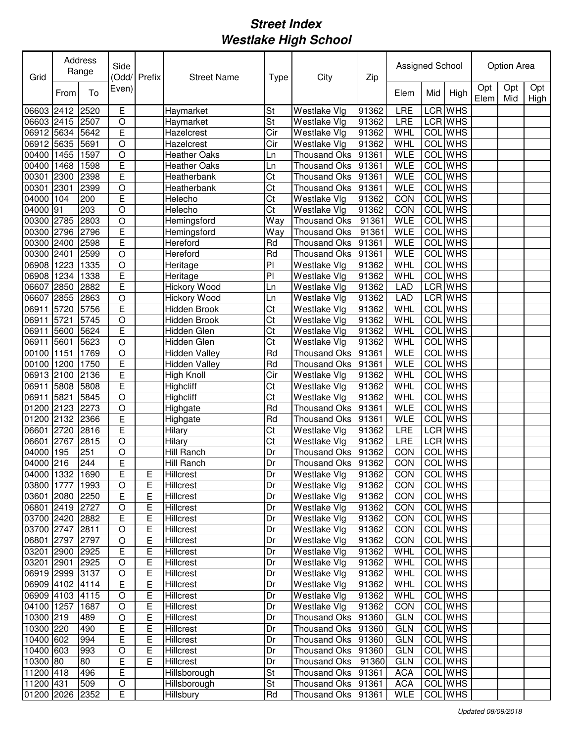# Street Index
# Westlake High School

| Grid | Address Range | | Side (Odd/ Even) | Prefix | Street Name | Type | City | Zip | Assigned School | | | Option Area | | |
|---|---|---|---|---|---|---|---|---|---|---|---|---|---|---|
| | From | To | | | | | | | Elem | Mid | High | Opt Elem | Opt Mid | Opt High |
| 06603 | 2412 | 2520 | E | | Haymarket | St | Westlake Vlg | 91362 | LRE | LCR | WHS | | | |
| 06603 | 2415 | 2507 | O | | Haymarket | St | Westlake Vlg | 91362 | LRE | LCR | WHS | | | |
| 06912 | 5634 | 5642 | E | | Hazelcrest | Cir | Westlake Vlg | 91362 | WHL | COL | WHS | | | |
| 06912 | 5635 | 5691 | O | | Hazelcrest | Cir | Westlake Vlg | 91362 | WHL | COL | WHS | | | |
| 00400 | 1455 | 1597 | O | | Heather Oaks | Ln | Thousand Oks | 91361 | WLE | COL | WHS | | | |
| 00400 | 1468 | 1598 | E | | Heather Oaks | Ln | Thousand Oks | 91361 | WLE | COL | WHS | | | |
| 00301 | 2300 | 2398 | E | | Heatherbank | Ct | Thousand Oks | 91361 | WLE | COL | WHS | | | |
| 00301 | 2301 | 2399 | O | | Heatherbank | Ct | Thousand Oks | 91361 | WLE | COL | WHS | | | |
| 04000 | 104 | 200 | E | | Helecho | Ct | Westlake Vlg | 91362 | CON | COL | WHS | | | |
| 04000 | 91 | 203 | O | | Helecho | Ct | Westlake Vlg | 91362 | CON | COL | WHS | | | |
| 00300 | 2785 | 2803 | O | | Hemingsford | Way | Thousand Oks | 91361 | WLE | COL | WHS | | | |
| 00300 | 2796 | 2796 | E | | Hemingsford | Way | Thousand Oks | 91361 | WLE | COL | WHS | | | |
| 00300 | 2400 | 2598 | E | | Hereford | Rd | Thousand Oks | 91361 | WLE | COL | WHS | | | |
| 00300 | 2401 | 2599 | O | | Hereford | Rd | Thousand Oks | 91361 | WLE | COL | WHS | | | |
| 06908 | 1223 | 1335 | O | | Heritage | Pl | Westlake Vlg | 91362 | WHL | COL | WHS | | | |
| 06908 | 1234 | 1338 | E | | Heritage | Pl | Westlake Vlg | 91362 | WHL | COL | WHS | | | |
| 06607 | 2850 | 2882 | E | | Hickory Wood | Ln | Westlake Vlg | 91362 | LAD | LCR | WHS | | | |
| 06607 | 2855 | 2863 | O | | Hickory Wood | Ln | Westlake Vlg | 91362 | LAD | LCR | WHS | | | |
| 06911 | 5720 | 5756 | E | | Hidden Brook | Ct | Westlake Vlg | 91362 | WHL | COL | WHS | | | |
| 06911 | 5721 | 5745 | O | | Hidden Brook | Ct | Westlake Vlg | 91362 | WHL | COL | WHS | | | |
| 06911 | 5600 | 5624 | E | | Hidden Glen | Ct | Westlake Vlg | 91362 | WHL | COL | WHS | | | |
| 06911 | 5601 | 5623 | O | | Hidden Glen | Ct | Westlake Vlg | 91362 | WHL | COL | WHS | | | |
| 00100 | 1151 | 1769 | O | | Hidden Valley | Rd | Thousand Oks | 91361 | WLE | COL | WHS | | | |
| 00100 | 1200 | 1750 | E | | Hidden Valley | Rd | Thousand Oks | 91361 | WLE | COL | WHS | | | |
| 06913 | 2100 | 2136 | E | | High Knoll | Cir | Westlake Vlg | 91362 | WHL | COL | WHS | | | |
| 06911 | 5808 | 5808 | E | | Highcliff | Ct | Westlake Vlg | 91362 | WHL | COL | WHS | | | |
| 06911 | 5821 | 5845 | O | | Highcliff | Ct | Westlake Vlg | 91362 | WHL | COL | WHS | | | |
| 01200 | 2123 | 2273 | O | | Highgate | Rd | Thousand Oks | 91361 | WLE | COL | WHS | | | |
| 01200 | 2132 | 2366 | E | | Highgate | Rd | Thousand Oks | 91361 | WLE | COL | WHS | | | |
| 06601 | 2720 | 2816 | E | | Hilary | Ct | Westlake Vlg | 91362 | LRE | LCR | WHS | | | |
| 06601 | 2767 | 2815 | O | | Hilary | Ct | Westlake Vlg | 91362 | LRE | LCR | WHS | | | |
| 04000 | 195 | 251 | O | | Hill Ranch | Dr | Thousand Oks | 91362 | CON | COL | WHS | | | |
| 04000 | 216 | 244 | E | | Hill Ranch | Dr | Thousand Oks | 91362 | CON | COL | WHS | | | |
| 04000 | 1332 | 1690 | E | E | Hillcrest | Dr | Westlake Vlg | 91362 | CON | COL | WHS | | | |
| 03800 | 1777 | 1993 | O | E | Hillcrest | Dr | Westlake Vlg | 91362 | CON | COL | WHS | | | |
| 03601 | 2080 | 2250 | E | E | Hillcrest | Dr | Westlake Vlg | 91362 | CON | COL | WHS | | | |
| 06801 | 2419 | 2727 | O | E | Hillcrest | Dr | Westlake Vlg | 91362 | CON | COL | WHS | | | |
| 03700 | 2420 | 2882 | E | E | Hillcrest | Dr | Westlake Vlg | 91362 | CON | COL | WHS | | | |
| 03700 | 2747 | 2811 | O | E | Hillcrest | Dr | Westlake Vlg | 91362 | CON | COL | WHS | | | |
| 06801 | 2797 | 2797 | O | E | Hillcrest | Dr | Westlake Vlg | 91362 | CON | COL | WHS | | | |
| 03201 | 2900 | 2925 | E | E | Hillcrest | Dr | Westlake Vlg | 91362 | WHL | COL | WHS | | | |
| 03201 | 2901 | 2925 | O | E | Hillcrest | Dr | Westlake Vlg | 91362 | WHL | COL | WHS | | | |
| 06919 | 2999 | 3137 | O | E | Hillcrest | Dr | Westlake Vlg | 91362 | WHL | COL | WHS | | | |
| 06909 | 4102 | 4114 | E | E | Hillcrest | Dr | Westlake Vlg | 91362 | WHL | COL | WHS | | | |
| 06909 | 4103 | 4115 | O | E | Hillcrest | Dr | Westlake Vlg | 91362 | WHL | COL | WHS | | | |
| 04100 | 1257 | 1687 | O | E | Hillcrest | Dr | Westlake Vlg | 91362 | CON | COL | WHS | | | |
| 10300 | 219 | 489 | O | E | Hillcrest | Dr | Thousand Oks | 91360 | GLN | COL | WHS | | | |
| 10300 | 220 | 490 | E | E | Hillcrest | Dr | Thousand Oks | 91360 | GLN | COL | WHS | | | |
| 10400 | 602 | 994 | E | E | Hillcrest | Dr | Thousand Oks | 91360 | GLN | COL | WHS | | | |
| 10400 | 603 | 993 | O | E | Hillcrest | Dr | Thousand Oks | 91360 | GLN | COL | WHS | | | |
| 10300 | 80 | 80 | E | E | Hillcrest | Dr | Thousand Oks | 91360 | GLN | COL | WHS | | | |
| 11200 | 418 | 496 | E | | Hillsborough | St | Thousand Oks | 91361 | ACA | COL | WHS | | | |
| 11200 | 431 | 509 | O | | Hillsborough | St | Thousand Oks | 91361 | ACA | COL | WHS | | | |
| 01200 | 2026 | 2352 | E | | Hillsbury | Rd | Thousand Oks | 91361 | WLE | COL | WHS | | | |

*Updated 08/09/2018*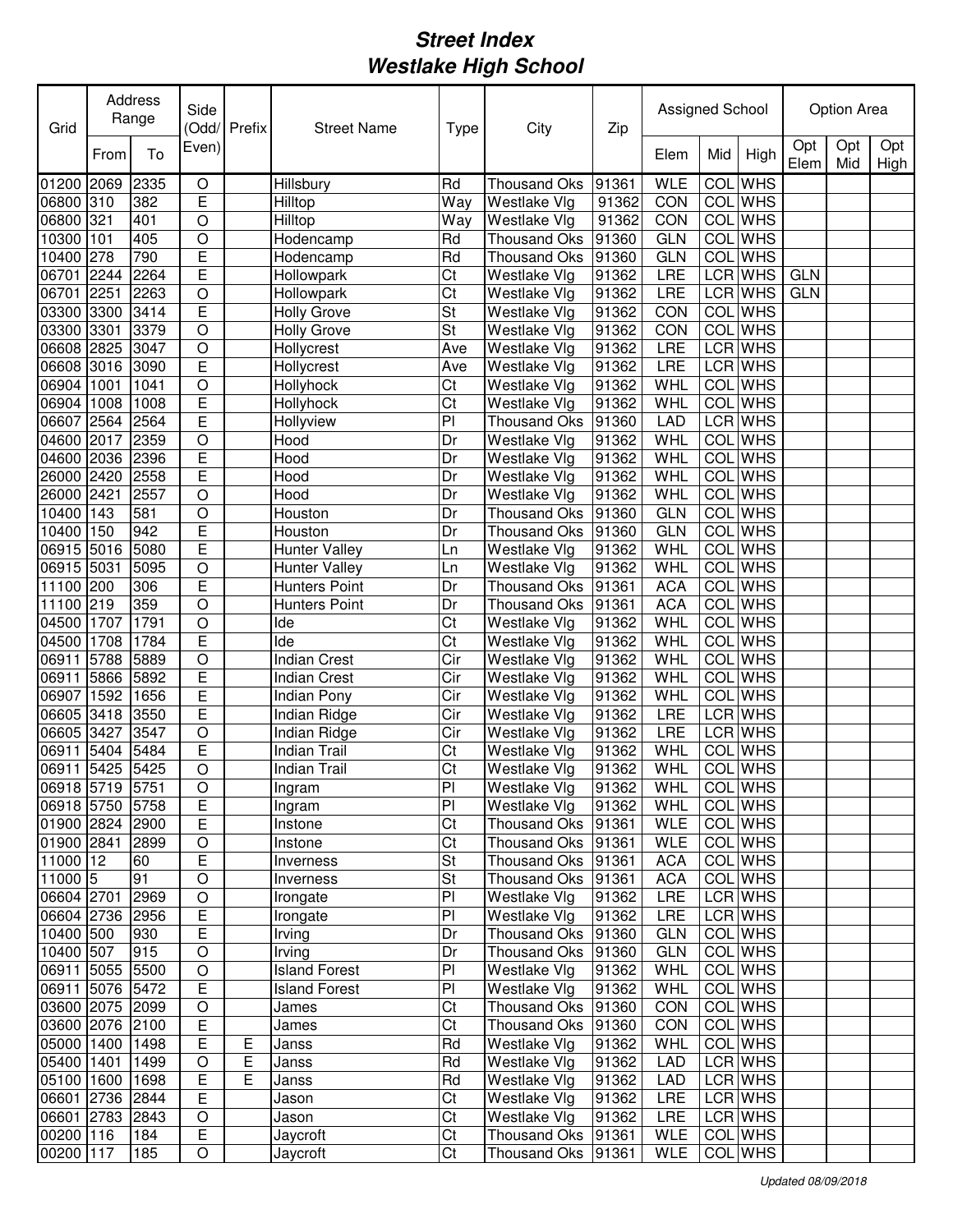# *Street Index*
# *Westlake High School*

| Grid | Address Range | | Side (Odd/ Even) | Prefix | Street Name | Type | City | Zip | Assigned School | | | Option Area | | |
|---|---|---|---|---|---|---|---|---|---|---|---|---|---|---|
| | From | To | | | | | | | Elem | Mid | High | Opt Elem | Opt Mid | Opt High |
| 01200 | 2069 | 2335 | O | | Hillsbury | Rd | Thousand Oks | 91361 | WLE | COL | WHS | | | |
| 06800 | 310 | 382 | E | | Hilltop | Way | Westlake Vlg | 91362 | CON | COL | WHS | | | |
| 06800 | 321 | 401 | O | | Hilltop | Way | Westlake Vlg | 91362 | CON | COL | WHS | | | |
| 10300 | 101 | 405 | O | | Hodencamp | Rd | Thousand Oks | 91360 | GLN | COL | WHS | | | |
| 10400 | 278 | 790 | E | | Hodencamp | Rd | Thousand Oks | 91360 | GLN | COL | WHS | | | |
| 06701 | 2244 | 2264 | E | | Hollowpark | Ct | Westlake Vlg | 91362 | LRE | LCR | WHS | GLN | | |
| 06701 | 2251 | 2263 | O | | Hollowpark | Ct | Westlake Vlg | 91362 | LRE | LCR | WHS | GLN | | |
| 03300 | 3300 | 3414 | E | | Holly Grove | St | Westlake Vlg | 91362 | CON | COL | WHS | | | |
| 03300 | 3301 | 3379 | O | | Holly Grove | St | Westlake Vlg | 91362 | CON | COL | WHS | | | |
| 06608 | 2825 | 3047 | O | | Hollycrest | Ave | Westlake Vlg | 91362 | LRE | LCR | WHS | | | |
| 06608 | 3016 | 3090 | E | | Hollycrest | Ave | Westlake Vlg | 91362 | LRE | LCR | WHS | | | |
| 06904 | 1001 | 1041 | O | | Hollyhock | Ct | Westlake Vlg | 91362 | WHL | COL | WHS | | | |
| 06904 | 1008 | 1008 | E | | Hollyhock | Ct | Westlake Vlg | 91362 | WHL | COL | WHS | | | |
| 06607 | 2564 | 2564 | E | | Hollyview | Pl | Thousand Oks | 91360 | LAD | LCR | WHS | | | |
| 04600 | 2017 | 2359 | O | | Hood | Dr | Westlake Vlg | 91362 | WHL | COL | WHS | | | |
| 04600 | 2036 | 2396 | E | | Hood | Dr | Westlake Vlg | 91362 | WHL | COL | WHS | | | |
| 26000 | 2420 | 2558 | E | | Hood | Dr | Westlake Vlg | 91362 | WHL | COL | WHS | | | |
| 26000 | 2421 | 2557 | O | | Hood | Dr | Westlake Vlg | 91362 | WHL | COL | WHS | | | |
| 10400 | 143 | 581 | O | | Houston | Dr | Thousand Oks | 91360 | GLN | COL | WHS | | | |
| 10400 | 150 | 942 | E | | Houston | Dr | Thousand Oks | 91360 | GLN | COL | WHS | | | |
| 06915 | 5016 | 5080 | E | | Hunter Valley | Ln | Westlake Vlg | 91362 | WHL | COL | WHS | | | |
| 06915 | 5031 | 5095 | O | | Hunter Valley | Ln | Westlake Vlg | 91362 | WHL | COL | WHS | | | |
| 11100 | 200 | 306 | E | | Hunters Point | Dr | Thousand Oks | 91361 | ACA | COL | WHS | | | |
| 11100 | 219 | 359 | O | | Hunters Point | Dr | Thousand Oks | 91361 | ACA | COL | WHS | | | |
| 04500 | 1707 | 1791 | O | | Ide | Ct | Westlake Vlg | 91362 | WHL | COL | WHS | | | |
| 04500 | 1708 | 1784 | E | | Ide | Ct | Westlake Vlg | 91362 | WHL | COL | WHS | | | |
| 06911 | 5788 | 5889 | O | | Indian Crest | Cir | Westlake Vlg | 91362 | WHL | COL | WHS | | | |
| 06911 | 5866 | 5892 | E | | Indian Crest | Cir | Westlake Vlg | 91362 | WHL | COL | WHS | | | |
| 06907 | 1592 | 1656 | E | | Indian Pony | Cir | Westlake Vlg | 91362 | WHL | COL | WHS | | | |
| 06605 | 3418 | 3550 | E | | Indian Ridge | Cir | Westlake Vlg | 91362 | LRE | LCR | WHS | | | |
| 06605 | 3427 | 3547 | O | | Indian Ridge | Cir | Westlake Vlg | 91362 | LRE | LCR | WHS | | | |
| 06911 | 5404 | 5484 | E | | Indian Trail | Ct | Westlake Vlg | 91362 | WHL | COL | WHS | | | |
| 06911 | 5425 | 5425 | O | | Indian Trail | Ct | Westlake Vlg | 91362 | WHL | COL | WHS | | | |
| 06918 | 5719 | 5751 | O | | Ingram | Pl | Westlake Vlg | 91362 | WHL | COL | WHS | | | |
| 06918 | 5750 | 5758 | E | | Ingram | Pl | Westlake Vlg | 91362 | WHL | COL | WHS | | | |
| 01900 | 2824 | 2900 | E | | Instone | Ct | Thousand Oks | 91361 | WLE | COL | WHS | | | |
| 01900 | 2841 | 2899 | O | | Instone | Ct | Thousand Oks | 91361 | WLE | COL | WHS | | | |
| 11000 | 12 | 60 | E | | Inverness | St | Thousand Oks | 91361 | ACA | COL | WHS | | | |
| 11000 | 5 | 91 | O | | Inverness | St | Thousand Oks | 91361 | ACA | COL | WHS | | | |
| 06604 | 2701 | 2969 | O | | Irongate | Pl | Westlake Vlg | 91362 | LRE | LCR | WHS | | | |
| 06604 | 2736 | 2956 | E | | Irongate | Pl | Westlake Vlg | 91362 | LRE | LCR | WHS | | | |
| 10400 | 500 | 930 | E | | Irving | Dr | Thousand Oks | 91360 | GLN | COL | WHS | | | |
| 10400 | 507 | 915 | O | | Irving | Dr | Thousand Oks | 91360 | GLN | COL | WHS | | | |
| 06911 | 5055 | 5500 | O | | Island Forest | Pl | Westlake Vlg | 91362 | WHL | COL | WHS | | | |
| 06911 | 5076 | 5472 | E | | Island Forest | Pl | Westlake Vlg | 91362 | WHL | COL | WHS | | | |
| 03600 | 2075 | 2099 | O | | James | Ct | Thousand Oks | 91360 | CON | COL | WHS | | | |
| 03600 | 2076 | 2100 | E | | James | Ct | Thousand Oks | 91360 | CON | COL | WHS | | | |
| 05000 | 1400 | 1498 | E | E | Janss | Rd | Westlake Vlg | 91362 | WHL | COL | WHS | | | |
| 05400 | 1401 | 1499 | O | E | Janss | Rd | Westlake Vlg | 91362 | LAD | LCR | WHS | | | |
| 05100 | 1600 | 1698 | E | E | Janss | Rd | Westlake Vlg | 91362 | LAD | LCR | WHS | | | |
| 06601 | 2736 | 2844 | E | | Jason | Ct | Westlake Vlg | 91362 | LRE | LCR | WHS | | | |
| 06601 | 2783 | 2843 | O | | Jason | Ct | Westlake Vlg | 91362 | LRE | LCR | WHS | | | |
| 00200 | 116 | 184 | E | | Jaycroft | Ct | Thousand Oks | 91361 | WLE | COL | WHS | | | |
| 00200 | 117 | 185 | O | | Jaycroft | Ct | Thousand Oks | 91361 | WLE | COL | WHS | | | |

*Updated 08/09/2018*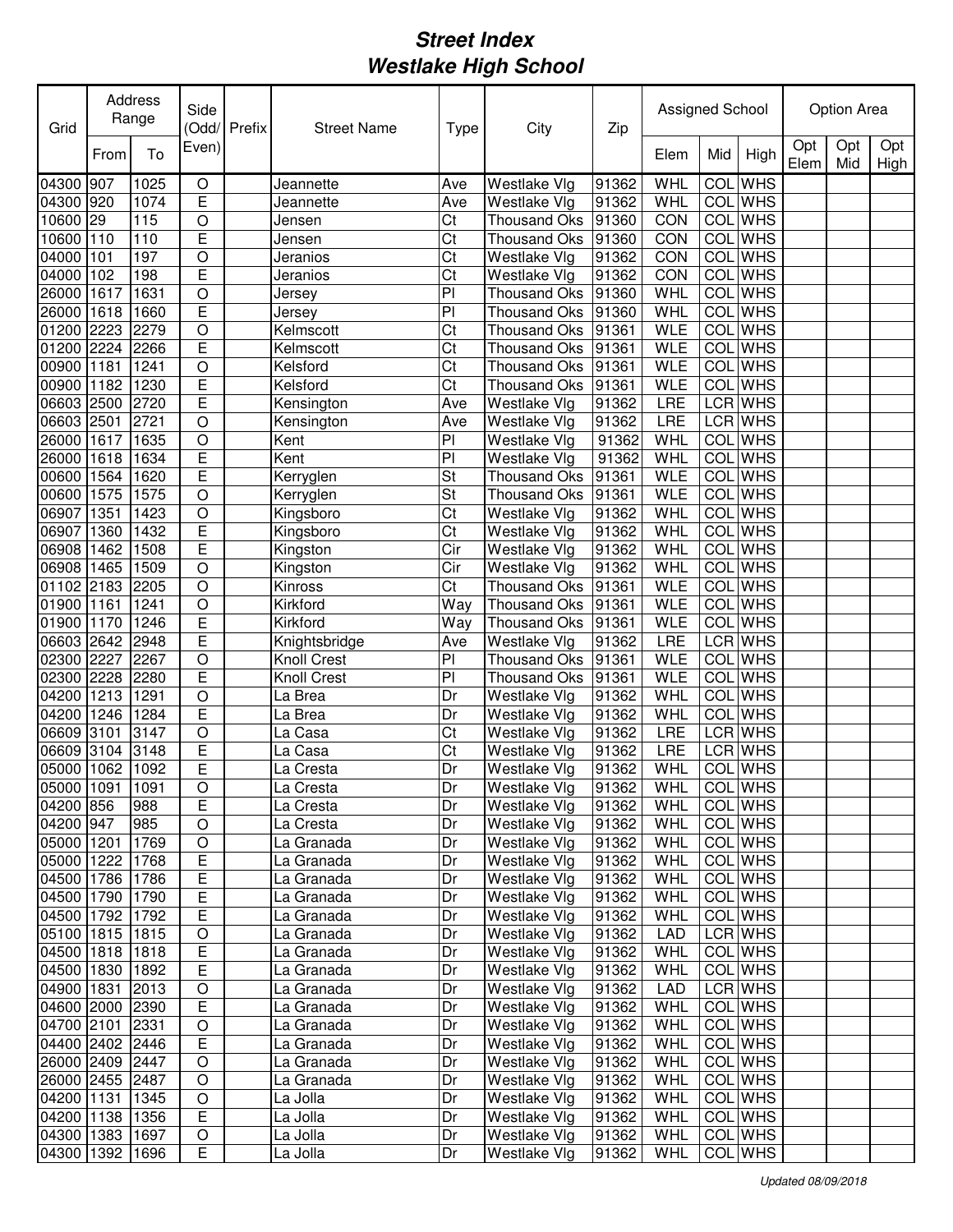# Street Index
# Westlake High School

| Grid | Address Range | | Side (Odd/ Even) | Prefix | Street Name | Type | City | Zip | Assigned School | | | Option Area | | |
|---|---|---|---|---|---|---|---|---|---|---|---|---|---|---|
| | From | To | | | | | | | Elem | Mid | High | Opt Elem | Opt Mid | Opt High |
| 04300 | 907 | 1025 | O | | Jeannette | Ave | Westlake Vlg | 91362 | WHL | COL | WHS | | | |
| 04300 | 920 | 1074 | E | | Jeannette | Ave | Westlake Vlg | 91362 | WHL | COL | WHS | | | |
| 10600 | 29 | 115 | O | | Jensen | Ct | Thousand Oks | 91360 | CON | COL | WHS | | | |
| 10600 | 110 | 110 | E | | Jensen | Ct | Thousand Oks | 91360 | CON | COL | WHS | | | |
| 04000 | 101 | 197 | O | | Jeranios | Ct | Westlake Vlg | 91362 | CON | COL | WHS | | | |
| 04000 | 102 | 198 | E | | Jeranios | Ct | Westlake Vlg | 91362 | CON | COL | WHS | | | |
| 26000 | 1617 | 1631 | O | | Jersey | Pl | Thousand Oks | 91360 | WHL | COL | WHS | | | |
| 26000 | 1618 | 1660 | E | | Jersey | Pl | Thousand Oks | 91360 | WHL | COL | WHS | | | |
| 01200 | 2223 | 2279 | O | | Kelmscott | Ct | Thousand Oks | 91361 | WLE | COL | WHS | | | |
| 01200 | 2224 | 2266 | E | | Kelmscott | Ct | Thousand Oks | 91361 | WLE | COL | WHS | | | |
| 00900 | 1181 | 1241 | O | | Kelsford | Ct | Thousand Oks | 91361 | WLE | COL | WHS | | | |
| 00900 | 1182 | 1230 | E | | Kelsford | Ct | Thousand Oks | 91361 | WLE | COL | WHS | | | |
| 06603 | 2500 | 2720 | E | | Kensington | Ave | Westlake Vlg | 91362 | LRE | LCR | WHS | | | |
| 06603 | 2501 | 2721 | O | | Kensington | Ave | Westlake Vlg | 91362 | LRE | LCR | WHS | | | |
| 26000 | 1617 | 1635 | O | | Kent | Pl | Westlake Vlg | 91362 | WHL | COL | WHS | | | |
| 26000 | 1618 | 1634 | E | | Kent | Pl | Westlake Vlg | 91362 | WHL | COL | WHS | | | |
| 00600 | 1564 | 1620 | E | | Kerryglen | St | Thousand Oks | 91361 | WLE | COL | WHS | | | |
| 00600 | 1575 | 1575 | O | | Kerryglen | St | Thousand Oks | 91361 | WLE | COL | WHS | | | |
| 06907 | 1351 | 1423 | O | | Kingsboro | Ct | Westlake Vlg | 91362 | WHL | COL | WHS | | | |
| 06907 | 1360 | 1432 | E | | Kingsboro | Ct | Westlake Vlg | 91362 | WHL | COL | WHS | | | |
| 06908 | 1462 | 1508 | E | | Kingston | Cir | Westlake Vlg | 91362 | WHL | COL | WHS | | | |
| 06908 | 1465 | 1509 | O | | Kingston | Cir | Westlake Vlg | 91362 | WHL | COL | WHS | | | |
| 01102 | 2183 | 2205 | O | | Kinross | Ct | Thousand Oks | 91361 | WLE | COL | WHS | | | |
| 01900 | 1161 | 1241 | O | | Kirkford | Way | Thousand Oks | 91361 | WLE | COL | WHS | | | |
| 01900 | 1170 | 1246 | E | | Kirkford | Way | Thousand Oks | 91361 | WLE | COL | WHS | | | |
| 06603 | 2642 | 2948 | E | | Knightsbridge | Ave | Westlake Vlg | 91362 | LRE | LCR | WHS | | | |
| 02300 | 2227 | 2267 | O | | Knoll Crest | Pl | Thousand Oks | 91361 | WLE | COL | WHS | | | |
| 02300 | 2228 | 2280 | E | | Knoll Crest | Pl | Thousand Oks | 91361 | WLE | COL | WHS | | | |
| 04200 | 1213 | 1291 | O | | La Brea | Dr | Westlake Vlg | 91362 | WHL | COL | WHS | | | |
| 04200 | 1246 | 1284 | E | | La Brea | Dr | Westlake Vlg | 91362 | WHL | COL | WHS | | | |
| 06609 | 3101 | 3147 | O | | La Casa | Ct | Westlake Vlg | 91362 | LRE | LCR | WHS | | | |
| 06609 | 3104 | 3148 | E | | La Casa | Ct | Westlake Vlg | 91362 | LRE | LCR | WHS | | | |
| 05000 | 1062 | 1092 | E | | La Cresta | Dr | Westlake Vlg | 91362 | WHL | COL | WHS | | | |
| 05000 | 1091 | 1091 | O | | La Cresta | Dr | Westlake Vlg | 91362 | WHL | COL | WHS | | | |
| 04200 | 856 | 988 | E | | La Cresta | Dr | Westlake Vlg | 91362 | WHL | COL | WHS | | | |
| 04200 | 947 | 985 | O | | La Cresta | Dr | Westlake Vlg | 91362 | WHL | COL | WHS | | | |
| 05000 | 1201 | 1769 | O | | La Granada | Dr | Westlake Vlg | 91362 | WHL | COL | WHS | | | |
| 05000 | 1222 | 1768 | E | | La Granada | Dr | Westlake Vlg | 91362 | WHL | COL | WHS | | | |
| 04500 | 1786 | 1786 | E | | La Granada | Dr | Westlake Vlg | 91362 | WHL | COL | WHS | | | |
| 04500 | 1790 | 1790 | E | | La Granada | Dr | Westlake Vlg | 91362 | WHL | COL | WHS | | | |
| 04500 | 1792 | 1792 | E | | La Granada | Dr | Westlake Vlg | 91362 | WHL | COL | WHS | | | |
| 05100 | 1815 | 1815 | O | | La Granada | Dr | Westlake Vlg | 91362 | LAD | LCR | WHS | | | |
| 04500 | 1818 | 1818 | E | | La Granada | Dr | Westlake Vlg | 91362 | WHL | COL | WHS | | | |
| 04500 | 1830 | 1892 | E | | La Granada | Dr | Westlake Vlg | 91362 | WHL | COL | WHS | | | |
| 04900 | 1831 | 2013 | O | | La Granada | Dr | Westlake Vlg | 91362 | LAD | LCR | WHS | | | |
| 04600 | 2000 | 2390 | E | | La Granada | Dr | Westlake Vlg | 91362 | WHL | COL | WHS | | | |
| 04700 | 2101 | 2331 | O | | La Granada | Dr | Westlake Vlg | 91362 | WHL | COL | WHS | | | |
| 04400 | 2402 | 2446 | E | | La Granada | Dr | Westlake Vlg | 91362 | WHL | COL | WHS | | | |
| 26000 | 2409 | 2447 | O | | La Granada | Dr | Westlake Vlg | 91362 | WHL | COL | WHS | | | |
| 26000 | 2455 | 2487 | O | | La Granada | Dr | Westlake Vlg | 91362 | WHL | COL | WHS | | | |
| 04200 | 1131 | 1345 | O | | La Jolla | Dr | Westlake Vlg | 91362 | WHL | COL | WHS | | | |
| 04200 | 1138 | 1356 | E | | La Jolla | Dr | Westlake Vlg | 91362 | WHL | COL | WHS | | | |
| 04300 | 1383 | 1697 | O | | La Jolla | Dr | Westlake Vlg | 91362 | WHL | COL | WHS | | | |
| 04300 | 1392 | 1696 | E | | La Jolla | Dr | Westlake Vlg | 91362 | WHL | COL | WHS | | | |

*Updated 08/09/2018*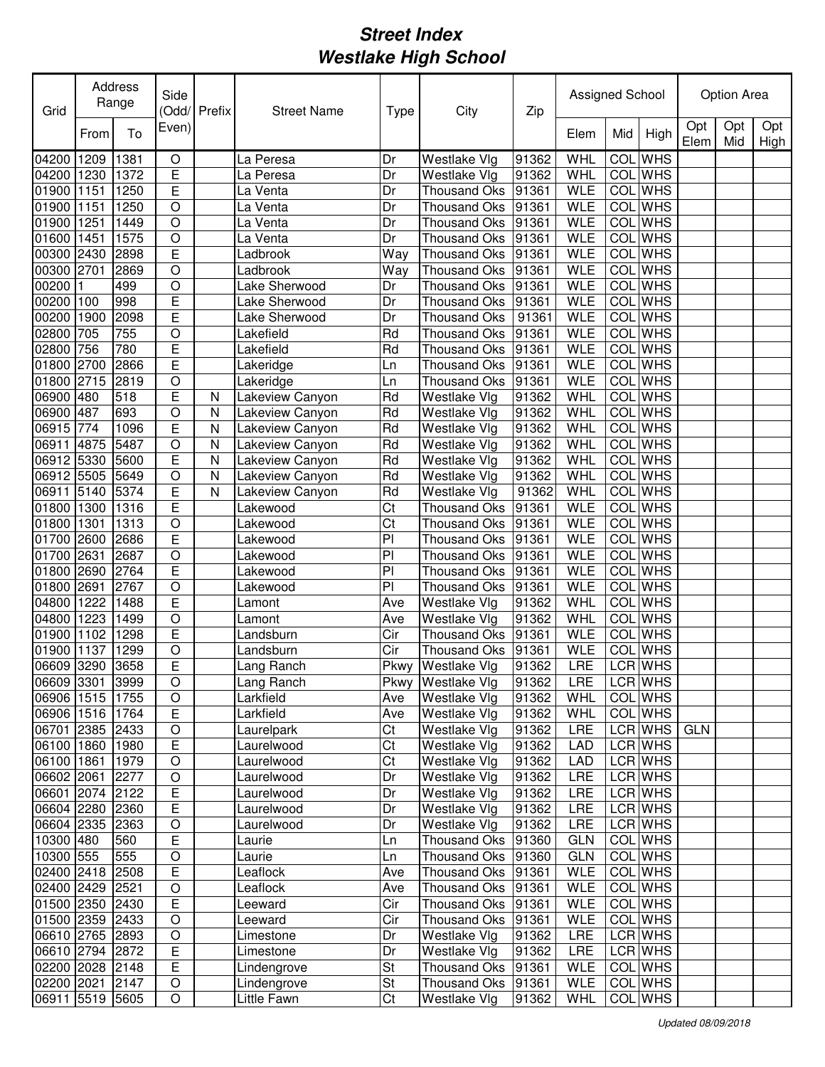# *Street Index*
# *Westlake High School*

| Grid | Address Range | | Side (Odd/ Even) | Prefix | Street Name | Type | City | Zip | Assigned School | | | Option Area | | |
|---|---|---|---|---|---|---|---|---|---|---|---|---|---|---|
| | From | To | | | | | | | Elem | Mid | High | Opt Elem | Opt Mid | Opt High |
| 04200 | 1209 | 1381 | O | | La Peresa | Dr | Westlake Vlg | 91362 | WHL | COL | WHS | | | |
| 04200 | 1230 | 1372 | E | | La Peresa | Dr | Westlake Vlg | 91362 | WHL | COL | WHS | | | |
| 01900 | 1151 | 1250 | E | | La Venta | Dr | Thousand Oks | 91361 | WLE | COL | WHS | | | |
| 01900 | 1151 | 1250 | O | | La Venta | Dr | Thousand Oks | 91361 | WLE | COL | WHS | | | |
| 01900 | 1251 | 1449 | O | | La Venta | Dr | Thousand Oks | 91361 | WLE | COL | WHS | | | |
| 01600 | 1451 | 1575 | O | | La Venta | Dr | Thousand Oks | 91361 | WLE | COL | WHS | | | |
| 00300 | 2430 | 2898 | E | | Ladbrook | Way | Thousand Oks | 91361 | WLE | COL | WHS | | | |
| 00300 | 2701 | 2869 | O | | Ladbrook | Way | Thousand Oks | 91361 | WLE | COL | WHS | | | |
| 00200 | 1 | 499 | O | | Lake Sherwood | Dr | Thousand Oks | 91361 | WLE | COL | WHS | | | |
| 00200 | 100 | 998 | E | | Lake Sherwood | Dr | Thousand Oks | 91361 | WLE | COL | WHS | | | |
| 00200 | 1900 | 2098 | E | | Lake Sherwood | Dr | Thousand Oks | 91361 | WLE | COL | WHS | | | |
| 02800 | 705 | 755 | O | | Lakefield | Rd | Thousand Oks | 91361 | WLE | COL | WHS | | | |
| 02800 | 756 | 780 | E | | Lakefield | Rd | Thousand Oks | 91361 | WLE | COL | WHS | | | |
| 01800 | 2700 | 2866 | E | | Lakeridge | Ln | Thousand Oks | 91361 | WLE | COL | WHS | | | |
| 01800 | 2715 | 2819 | O | | Lakeridge | Ln | Thousand Oks | 91361 | WLE | COL | WHS | | | |
| 06900 | 480 | 518 | E | N | Lakeview Canyon | Rd | Westlake Vlg | 91362 | WHL | COL | WHS | | | |
| 06900 | 487 | 693 | O | N | Lakeview Canyon | Rd | Westlake Vlg | 91362 | WHL | COL | WHS | | | |
| 06915 | 774 | 1096 | E | N | Lakeview Canyon | Rd | Westlake Vlg | 91362 | WHL | COL | WHS | | | |
| 06911 | 4875 | 5487 | O | N | Lakeview Canyon | Rd | Westlake Vlg | 91362 | WHL | COL | WHS | | | |
| 06912 | 5330 | 5600 | E | N | Lakeview Canyon | Rd | Westlake Vlg | 91362 | WHL | COL | WHS | | | |
| 06912 | 5505 | 5649 | O | N | Lakeview Canyon | Rd | Westlake Vlg | 91362 | WHL | COL | WHS | | | |
| 06911 | 5140 | 5374 | E | N | Lakeview Canyon | Rd | Westlake Vlg | 91362 | WHL | COL | WHS | | | |
| 01800 | 1300 | 1316 | E | | Lakewood | Ct | Thousand Oks | 91361 | WLE | COL | WHS | | | |
| 01800 | 1301 | 1313 | O | | Lakewood | Ct | Thousand Oks | 91361 | WLE | COL | WHS | | | |
| 01700 | 2600 | 2686 | E | | Lakewood | Pl | Thousand Oks | 91361 | WLE | COL | WHS | | | |
| 01700 | 2631 | 2687 | O | | Lakewood | Pl | Thousand Oks | 91361 | WLE | COL | WHS | | | |
| 01800 | 2690 | 2764 | E | | Lakewood | Pl | Thousand Oks | 91361 | WLE | COL | WHS | | | |
| 01800 | 2691 | 2767 | O | | Lakewood | Pl | Thousand Oks | 91361 | WLE | COL | WHS | | | |
| 04800 | 1222 | 1488 | E | | Lamont | Ave | Westlake Vlg | 91362 | WHL | COL | WHS | | | |
| 04800 | 1223 | 1499 | O | | Lamont | Ave | Westlake Vlg | 91362 | WHL | COL | WHS | | | |
| 01900 | 1102 | 1298 | E | | Landsburn | Cir | Thousand Oks | 91361 | WLE | COL | WHS | | | |
| 01900 | 1137 | 1299 | O | | Landsburn | Cir | Thousand Oks | 91361 | WLE | COL | WHS | | | |
| 06609 | 3290 | 3658 | E | | Lang Ranch | Pkwy | Westlake Vlg | 91362 | LRE | LCR | WHS | | | |
| 06609 | 3301 | 3999 | O | | Lang Ranch | Pkwy | Westlake Vlg | 91362 | LRE | LCR | WHS | | | |
| 06906 | 1515 | 1755 | O | | Larkfield | Ave | Westlake Vlg | 91362 | WHL | COL | WHS | | | |
| 06906 | 1516 | 1764 | E | | Larkfield | Ave | Westlake Vlg | 91362 | WHL | COL | WHS | | | |
| 06701 | 2385 | 2433 | O | | Laurelpark | Ct | Westlake Vlg | 91362 | LRE | LCR | WHS | GLN | | |
| 06100 | 1860 | 1980 | E | | Laurelwood | Ct | Westlake Vlg | 91362 | LAD | LCR | WHS | | | |
| 06100 | 1861 | 1979 | O | | Laurelwood | Ct | Westlake Vlg | 91362 | LAD | LCR | WHS | | | |
| 06602 | 2061 | 2277 | O | | Laurelwood | Dr | Westlake Vlg | 91362 | LRE | LCR | WHS | | | |
| 06601 | 2074 | 2122 | E | | Laurelwood | Dr | Westlake Vlg | 91362 | LRE | LCR | WHS | | | |
| 06604 | 2280 | 2360 | E | | Laurelwood | Dr | Westlake Vlg | 91362 | LRE | LCR | WHS | | | |
| 06604 | 2335 | 2363 | O | | Laurelwood | Dr | Westlake Vlg | 91362 | LRE | LCR | WHS | | | |
| 10300 | 480 | 560 | E | | Laurie | Ln | Thousand Oks | 91360 | GLN | COL | WHS | | | |
| 10300 | 555 | 555 | O | | Laurie | Ln | Thousand Oks | 91360 | GLN | COL | WHS | | | |
| 02400 | 2418 | 2508 | E | | Leaflock | Ave | Thousand Oks | 91361 | WLE | COL | WHS | | | |
| 02400 | 2429 | 2521 | O | | Leaflock | Ave | Thousand Oks | 91361 | WLE | COL | WHS | | | |
| 01500 | 2350 | 2430 | E | | Leeward | Cir | Thousand Oks | 91361 | WLE | COL | WHS | | | |
| 01500 | 2359 | 2433 | O | | Leeward | Cir | Thousand Oks | 91361 | WLE | COL | WHS | | | |
| 06610 | 2765 | 2893 | O | | Limestone | Dr | Westlake Vlg | 91362 | LRE | LCR | WHS | | | |
| 06610 | 2794 | 2872 | E | | Limestone | Dr | Westlake Vlg | 91362 | LRE | LCR | WHS | | | |
| 02200 | 2028 | 2148 | E | | Lindengrove | St | Thousand Oks | 91361 | WLE | COL | WHS | | | |
| 02200 | 2021 | 2147 | O | | Lindengrove | St | Thousand Oks | 91361 | WLE | COL | WHS | | | |
| 06911 | 5519 | 5605 | O | | Little Fawn | Ct | Westlake Vlg | 91362 | WHL | COL | WHS | | | |

*Updated 08/09/2018*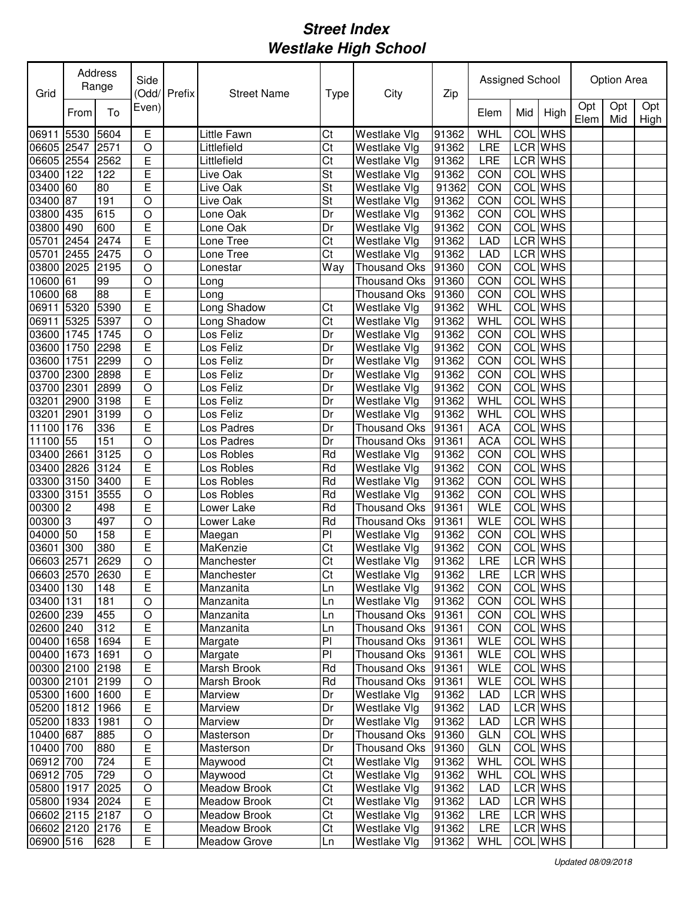# Street Index
# Westlake High School

| Grid | Address Range | | Side (Odd/ Even) | Prefix | Street Name | Type | City | Zip | Assigned School | | | Option Area | | |
|---|---|---|---|---|---|---|---|---|---|---|---|---|---|---|
| | From | To | | | | | | | Elem | Mid | High | Opt Elem | Opt Mid | Opt High |
| 06911 | 5530 | 5604 | E | | Little Fawn | Ct | Westlake Vlg | 91362 | WHL | COL | WHS | | | |
| 06605 | 2547 | 2571 | O | | Littlefield | Ct | Westlake Vlg | 91362 | LRE | LCR | WHS | | | |
| 06605 | 2554 | 2562 | E | | Littlefield | Ct | Westlake Vlg | 91362 | LRE | LCR | WHS | | | |
| 03400 | 122 | 122 | E | | Live Oak | St | Westlake Vlg | 91362 | CON | COL | WHS | | | |
| 03400 | 60 | 80 | E | | Live Oak | St | Westlake Vlg | 91362 | CON | COL | WHS | | | |
| 03400 | 87 | 191 | O | | Live Oak | St | Westlake Vlg | 91362 | CON | COL | WHS | | | |
| 03800 | 435 | 615 | O | | Lone Oak | Dr | Westlake Vlg | 91362 | CON | COL | WHS | | | |
| 03800 | 490 | 600 | E | | Lone Oak | Dr | Westlake Vlg | 91362 | CON | COL | WHS | | | |
| 05701 | 2454 | 2474 | E | | Lone Tree | Ct | Westlake Vlg | 91362 | LAD | LCR | WHS | | | |
| 05701 | 2455 | 2475 | O | | Lone Tree | Ct | Westlake Vlg | 91362 | LAD | LCR | WHS | | | |
| 03800 | 2025 | 2195 | O | | Lonestar | Way | Thousand Oks | 91360 | CON | COL | WHS | | | |
| 10600 | 61 | 99 | O | | Long | | Thousand Oks | 91360 | CON | COL | WHS | | | |
| 10600 | 68 | 88 | E | | Long | | Thousand Oks | 91360 | CON | COL | WHS | | | |
| 06911 | 5320 | 5390 | E | | Long Shadow | Ct | Westlake Vlg | 91362 | WHL | COL | WHS | | | |
| 06911 | 5325 | 5397 | O | | Long Shadow | Ct | Westlake Vlg | 91362 | WHL | COL | WHS | | | |
| 03600 | 1745 | 1745 | O | | Los Feliz | Dr | Westlake Vlg | 91362 | CON | COL | WHS | | | |
| 03600 | 1750 | 2298 | E | | Los Feliz | Dr | Westlake Vlg | 91362 | CON | COL | WHS | | | |
| 03600 | 1751 | 2299 | O | | Los Feliz | Dr | Westlake Vlg | 91362 | CON | COL | WHS | | | |
| 03700 | 2300 | 2898 | E | | Los Feliz | Dr | Westlake Vlg | 91362 | CON | COL | WHS | | | |
| 03700 | 2301 | 2899 | O | | Los Feliz | Dr | Westlake Vlg | 91362 | CON | COL | WHS | | | |
| 03201 | 2900 | 3198 | E | | Los Feliz | Dr | Westlake Vlg | 91362 | WHL | COL | WHS | | | |
| 03201 | 2901 | 3199 | O | | Los Feliz | Dr | Westlake Vlg | 91362 | WHL | COL | WHS | | | |
| 11100 | 176 | 336 | E | | Los Padres | Dr | Thousand Oks | 91361 | ACA | COL | WHS | | | |
| 11100 | 55 | 151 | O | | Los Padres | Dr | Thousand Oks | 91361 | ACA | COL | WHS | | | |
| 03400 | 2661 | 3125 | O | | Los Robles | Rd | Westlake Vlg | 91362 | CON | COL | WHS | | | |
| 03400 | 2826 | 3124 | E | | Los Robles | Rd | Westlake Vlg | 91362 | CON | COL | WHS | | | |
| 03300 | 3150 | 3400 | E | | Los Robles | Rd | Westlake Vlg | 91362 | CON | COL | WHS | | | |
| 03300 | 3151 | 3555 | O | | Los Robles | Rd | Westlake Vlg | 91362 | CON | COL | WHS | | | |
| 00300 | 2 | 498 | E | | Lower Lake | Rd | Thousand Oks | 91361 | WLE | COL | WHS | | | |
| 00300 | 3 | 497 | O | | Lower Lake | Rd | Thousand Oks | 91361 | WLE | COL | WHS | | | |
| 04000 | 50 | 158 | E | | Maegan | Pl | Westlake Vlg | 91362 | CON | COL | WHS | | | |
| 03601 | 300 | 380 | E | | MaKenzie | Ct | Westlake Vlg | 91362 | CON | COL | WHS | | | |
| 06603 | 2571 | 2629 | O | | Manchester | Ct | Westlake Vlg | 91362 | LRE | LCR | WHS | | | |
| 06603 | 2570 | 2630 | E | | Manchester | Ct | Westlake Vlg | 91362 | LRE | LCR | WHS | | | |
| 03400 | 130 | 148 | E | | Manzanita | Ln | Westlake Vlg | 91362 | CON | COL | WHS | | | |
| 03400 | 131 | 181 | O | | Manzanita | Ln | Westlake Vlg | 91362 | CON | COL | WHS | | | |
| 02600 | 239 | 455 | O | | Manzanita | Ln | Thousand Oks | 91361 | CON | COL | WHS | | | |
| 02600 | 240 | 312 | E | | Manzanita | Ln | Thousand Oks | 91361 | CON | COL | WHS | | | |
| 00400 | 1658 | 1694 | E | | Margate | Pl | Thousand Oks | 91361 | WLE | COL | WHS | | | |
| 00400 | 1673 | 1691 | O | | Margate | Pl | Thousand Oks | 91361 | WLE | COL | WHS | | | |
| 00300 | 2100 | 2198 | E | | Marsh Brook | Rd | Thousand Oks | 91361 | WLE | COL | WHS | | | |
| 00300 | 2101 | 2199 | O | | Marsh Brook | Rd | Thousand Oks | 91361 | WLE | COL | WHS | | | |
| 05300 | 1600 | 1600 | E | | Marview | Dr | Westlake Vlg | 91362 | LAD | LCR | WHS | | | |
| 05200 | 1812 | 1966 | E | | Marview | Dr | Westlake Vlg | 91362 | LAD | LCR | WHS | | | |
| 05200 | 1833 | 1981 | O | | Marview | Dr | Westlake Vlg | 91362 | LAD | LCR | WHS | | | |
| 10400 | 687 | 885 | O | | Masterson | Dr | Thousand Oks | 91360 | GLN | COL | WHS | | | |
| 10400 | 700 | 880 | E | | Masterson | Dr | Thousand Oks | 91360 | GLN | COL | WHS | | | |
| 06912 | 700 | 724 | E | | Maywood | Ct | Westlake Vlg | 91362 | WHL | COL | WHS | | | |
| 06912 | 705 | 729 | O | | Maywood | Ct | Westlake Vlg | 91362 | WHL | COL | WHS | | | |
| 05800 | 1917 | 2025 | O | | Meadow Brook | Ct | Westlake Vlg | 91362 | LAD | LCR | WHS | | | |
| 05800 | 1934 | 2024 | E | | Meadow Brook | Ct | Westlake Vlg | 91362 | LAD | LCR | WHS | | | |
| 06602 | 2115 | 2187 | O | | Meadow Brook | Ct | Westlake Vlg | 91362 | LRE | LCR | WHS | | | |
| 06602 | 2120 | 2176 | E | | Meadow Brook | Ct | Westlake Vlg | 91362 | LRE | LCR | WHS | | | |
| 06900 | 516 | 628 | E | | Meadow Grove | Ln | Westlake Vlg | 91362 | WHL | COL | WHS | | | |

*Updated 08/09/2018*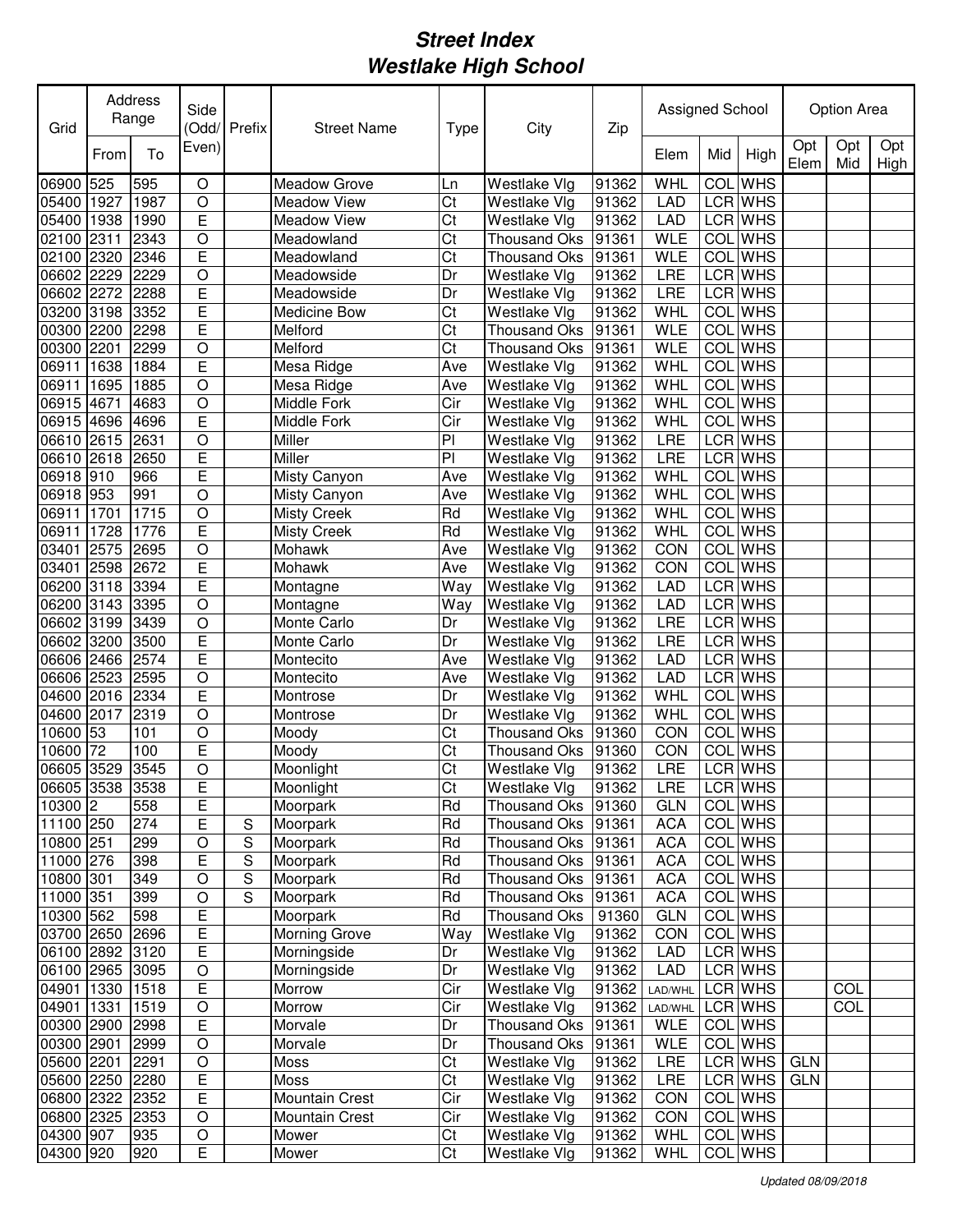# Street Index
# Westlake High School

| Grid | Address Range | | Side (Odd/Even) | Prefix | Street Name | Type | City | Zip | Assigned School | | | Option Area | | |
|---|---|---|---|---|---|---|---|---|---|---|---|---|---|---|
| | From | To | | | | | | | Elem | Mid | High | Opt Elem | Opt Mid | Opt High |
| 06900 | 525 | 595 | O | | Meadow Grove | Ln | Westlake Vlg | 91362 | WHL | COL | WHS | | | |
| 05400 | 1927 | 1987 | O | | Meadow View | Ct | Westlake Vlg | 91362 | LAD | LCR | WHS | | | |
| 05400 | 1938 | 1990 | E | | Meadow View | Ct | Westlake Vlg | 91362 | LAD | LCR | WHS | | | |
| 02100 | 2311 | 2343 | O | | Meadowland | Ct | Thousand Oks | 91361 | WLE | COL | WHS | | | |
| 02100 | 2320 | 2346 | E | | Meadowland | Ct | Thousand Oks | 91361 | WLE | COL | WHS | | | |
| 06602 | 2229 | 2229 | O | | Meadowside | Dr | Westlake Vlg | 91362 | LRE | LCR | WHS | | | |
| 06602 | 2272 | 2288 | E | | Meadowside | Dr | Westlake Vlg | 91362 | LRE | LCR | WHS | | | |
| 03200 | 3198 | 3352 | E | | Medicine Bow | Ct | Westlake Vlg | 91362 | WHL | COL | WHS | | | |
| 00300 | 2200 | 2298 | E | | Melford | Ct | Thousand Oks | 91361 | WLE | COL | WHS | | | |
| 00300 | 2201 | 2299 | O | | Melford | Ct | Thousand Oks | 91361 | WLE | COL | WHS | | | |
| 06911 | 1638 | 1884 | E | | Mesa Ridge | Ave | Westlake Vlg | 91362 | WHL | COL | WHS | | | |
| 06911 | 1695 | 1885 | O | | Mesa Ridge | Ave | Westlake Vlg | 91362 | WHL | COL | WHS | | | |
| 06915 | 4671 | 4683 | O | | Middle Fork | Cir | Westlake Vlg | 91362 | WHL | COL | WHS | | | |
| 06915 | 4696 | 4696 | E | | Middle Fork | Cir | Westlake Vlg | 91362 | WHL | COL | WHS | | | |
| 06610 | 2615 | 2631 | O | | Miller | Pl | Westlake Vlg | 91362 | LRE | LCR | WHS | | | |
| 06610 | 2618 | 2650 | E | | Miller | Pl | Westlake Vlg | 91362 | LRE | LCR | WHS | | | |
| 06918 | 910 | 966 | E | | Misty Canyon | Ave | Westlake Vlg | 91362 | WHL | COL | WHS | | | |
| 06918 | 953 | 991 | O | | Misty Canyon | Ave | Westlake Vlg | 91362 | WHL | COL | WHS | | | |
| 06911 | 1701 | 1715 | O | | Misty Creek | Rd | Westlake Vlg | 91362 | WHL | COL | WHS | | | |
| 06911 | 1728 | 1776 | E | | Misty Creek | Rd | Westlake Vlg | 91362 | WHL | COL | WHS | | | |
| 03401 | 2575 | 2695 | O | | Mohawk | Ave | Westlake Vlg | 91362 | CON | COL | WHS | | | |
| 03401 | 2598 | 2672 | E | | Mohawk | Ave | Westlake Vlg | 91362 | CON | COL | WHS | | | |
| 06200 | 3118 | 3394 | E | | Montagne | Way | Westlake Vlg | 91362 | LAD | LCR | WHS | | | |
| 06200 | 3143 | 3395 | O | | Montagne | Way | Westlake Vlg | 91362 | LAD | LCR | WHS | | | |
| 06602 | 3199 | 3439 | O | | Monte Carlo | Dr | Westlake Vlg | 91362 | LRE | LCR | WHS | | | |
| 06602 | 3200 | 3500 | E | | Monte Carlo | Dr | Westlake Vlg | 91362 | LRE | LCR | WHS | | | |
| 06606 | 2466 | 2574 | E | | Montecito | Ave | Westlake Vlg | 91362 | LAD | LCR | WHS | | | |
| 06606 | 2523 | 2595 | O | | Montecito | Ave | Westlake Vlg | 91362 | LAD | LCR | WHS | | | |
| 04600 | 2016 | 2334 | E | | Montrose | Dr | Westlake Vlg | 91362 | WHL | COL | WHS | | | |
| 04600 | 2017 | 2319 | O | | Montrose | Dr | Westlake Vlg | 91362 | WHL | COL | WHS | | | |
| 10600 | 53 | 101 | O | | Moody | Ct | Thousand Oks | 91360 | CON | COL | WHS | | | |
| 10600 | 72 | 100 | E | | Moody | Ct | Thousand Oks | 91360 | CON | COL | WHS | | | |
| 06605 | 3529 | 3545 | O | | Moonlight | Ct | Westlake Vlg | 91362 | LRE | LCR | WHS | | | |
| 06605 | 3538 | 3538 | E | | Moonlight | Ct | Westlake Vlg | 91362 | LRE | LCR | WHS | | | |
| 10300 | 2 | 558 | E | | Moorpark | Rd | Thousand Oks | 91360 | GLN | COL | WHS | | | |
| 11100 | 250 | 274 | E | S | Moorpark | Rd | Thousand Oks | 91361 | ACA | COL | WHS | | | |
| 10800 | 251 | 299 | O | S | Moorpark | Rd | Thousand Oks | 91361 | ACA | COL | WHS | | | |
| 11000 | 276 | 398 | E | S | Moorpark | Rd | Thousand Oks | 91361 | ACA | COL | WHS | | | |
| 10800 | 301 | 349 | O | S | Moorpark | Rd | Thousand Oks | 91361 | ACA | COL | WHS | | | |
| 11000 | 351 | 399 | O | S | Moorpark | Rd | Thousand Oks | 91361 | ACA | COL | WHS | | | |
| 10300 | 562 | 598 | E | | Moorpark | Rd | Thousand Oks | 91360 | GLN | COL | WHS | | | |
| 03700 | 2650 | 2696 | E | | Morning Grove | Way | Westlake Vlg | 91362 | CON | COL | WHS | | | |
| 06100 | 2892 | 3120 | E | | Morningside | Dr | Westlake Vlg | 91362 | LAD | LCR | WHS | | | |
| 06100 | 2965 | 3095 | O | | Morningside | Dr | Westlake Vlg | 91362 | LAD | LCR | WHS | | | |
| 04901 | 1330 | 1518 | E | | Morrow | Cir | Westlake Vlg | 91362 | LAD/WHL | LCR | WHS | | COL | |
| 04901 | 1331 | 1519 | O | | Morrow | Cir | Westlake Vlg | 91362 | LAD/WHL | LCR | WHS | | COL | |
| 00300 | 2900 | 2998 | E | | Morvale | Dr | Thousand Oks | 91361 | WLE | COL | WHS | | | |
| 00300 | 2901 | 2999 | O | | Morvale | Dr | Thousand Oks | 91361 | WLE | COL | WHS | | | |
| 05600 | 2201 | 2291 | O | | Moss | Ct | Westlake Vlg | 91362 | LRE | LCR | WHS | GLN | | |
| 05600 | 2250 | 2280 | E | | Moss | Ct | Westlake Vlg | 91362 | LRE | LCR | WHS | GLN | | |
| 06800 | 2322 | 2352 | E | | Mountain Crest | Cir | Westlake Vlg | 91362 | CON | COL | WHS | | | |
| 06800 | 2325 | 2353 | O | | Mountain Crest | Cir | Westlake Vlg | 91362 | CON | COL | WHS | | | |
| 04300 | 907 | 935 | O | | Mower | Ct | Westlake Vlg | 91362 | WHL | COL | WHS | | | |
| 04300 | 920 | 920 | E | | Mower | Ct | Westlake Vlg | 91362 | WHL | COL | WHS | | | |

*Updated 08/09/2018*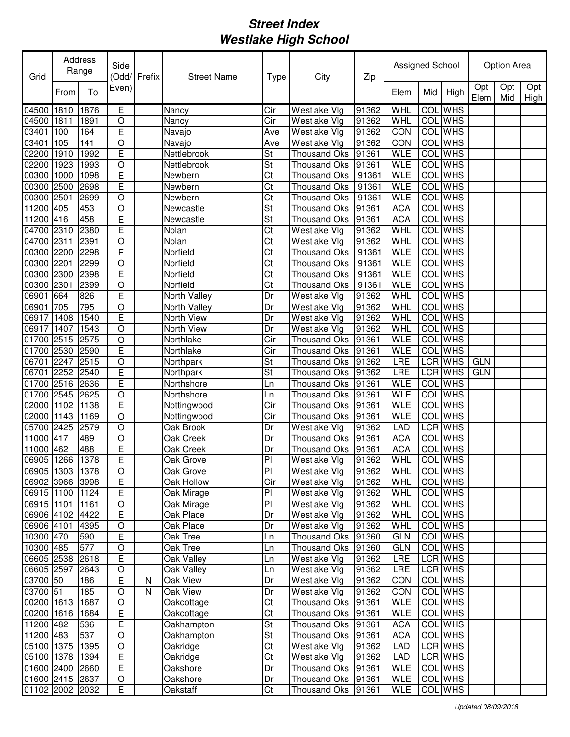# Street Index
# Westlake High School

| Grid | Address Range | | Side (Odd/ Even) | Prefix | Street Name | Type | City | Zip | Assigned School | | | Option Area | | |
|---|---|---|---|---|---|---|---|---|---|---|---|---|---|---|
| | From | To | | | | | | | Elem | Mid | High | Opt Elem | Opt Mid | Opt High |
| 04500 | 1810 | 1876 | E | | Nancy | Cir | Westlake Vlg | 91362 | WHL | COL | WHS | | | |
| 04500 | 1811 | 1891 | O | | Nancy | Cir | Westlake Vlg | 91362 | WHL | COL | WHS | | | |
| 03401 | 100 | 164 | E | | Navajo | Ave | Westlake Vlg | 91362 | CON | COL | WHS | | | |
| 03401 | 105 | 141 | O | | Navajo | Ave | Westlake Vlg | 91362 | CON | COL | WHS | | | |
| 02200 | 1910 | 1992 | E | | Nettlebrook | St | Thousand Oks | 91361 | WLE | COL | WHS | | | |
| 02200 | 1923 | 1993 | O | | Nettlebrook | St | Thousand Oks | 91361 | WLE | COL | WHS | | | |
| 00300 | 1000 | 1098 | E | | Newbern | Ct | Thousand Oks | 91361 | WLE | COL | WHS | | | |
| 00300 | 2500 | 2698 | E | | Newbern | Ct | Thousand Oks | 91361 | WLE | COL | WHS | | | |
| 00300 | 2501 | 2699 | O | | Newbern | Ct | Thousand Oks | 91361 | WLE | COL | WHS | | | |
| 11200 | 405 | 453 | O | | Newcastle | St | Thousand Oks | 91361 | ACA | COL | WHS | | | |
| 11200 | 416 | 458 | E | | Newcastle | St | Thousand Oks | 91361 | ACA | COL | WHS | | | |
| 04700 | 2310 | 2380 | E | | Nolan | Ct | Westlake Vlg | 91362 | WHL | COL | WHS | | | |
| 04700 | 2311 | 2391 | O | | Nolan | Ct | Westlake Vlg | 91362 | WHL | COL | WHS | | | |
| 00300 | 2200 | 2298 | E | | Norfield | Ct | Thousand Oks | 91361 | WLE | COL | WHS | | | |
| 00300 | 2201 | 2299 | O | | Norfield | Ct | Thousand Oks | 91361 | WLE | COL | WHS | | | |
| 00300 | 2300 | 2398 | E | | Norfield | Ct | Thousand Oks | 91361 | WLE | COL | WHS | | | |
| 00300 | 2301 | 2399 | O | | Norfield | Ct | Thousand Oks | 91361 | WLE | COL | WHS | | | |
| 06901 | 664 | 826 | E | | North Valley | Dr | Westlake Vlg | 91362 | WHL | COL | WHS | | | |
| 06901 | 705 | 795 | O | | North Valley | Dr | Westlake Vlg | 91362 | WHL | COL | WHS | | | |
| 06917 | 1408 | 1540 | E | | North View | Dr | Westlake Vlg | 91362 | WHL | COL | WHS | | | |
| 06917 | 1407 | 1543 | O | | North View | Dr | Westlake Vlg | 91362 | WHL | COL | WHS | | | |
| 01700 | 2515 | 2575 | O | | Northlake | Cir | Thousand Oks | 91361 | WLE | COL | WHS | | | |
| 01700 | 2530 | 2590 | E | | Northlake | Cir | Thousand Oks | 91361 | WLE | COL | WHS | | | |
| 06701 | 2247 | 2515 | O | | Northpark | St | Thousand Oks | 91362 | LRE | LCR | WHS | GLN | | |
| 06701 | 2252 | 2540 | E | | Northpark | St | Thousand Oks | 91362 | LRE | LCR | WHS | GLN | | |
| 01700 | 2516 | 2636 | E | | Northshore | Ln | Thousand Oks | 91361 | WLE | COL | WHS | | | |
| 01700 | 2545 | 2625 | O | | Northshore | Ln | Thousand Oks | 91361 | WLE | COL | WHS | | | |
| 02000 | 1102 | 1138 | E | | Nottingwood | Cir | Thousand Oks | 91361 | WLE | COL | WHS | | | |
| 02000 | 1143 | 1169 | O | | Nottingwood | Cir | Thousand Oks | 91361 | WLE | COL | WHS | | | |
| 05700 | 2425 | 2579 | O | | Oak Brook | Dr | Westlake Vlg | 91362 | LAD | LCR | WHS | | | |
| 11000 | 417 | 489 | O | | Oak Creek | Dr | Thousand Oks | 91361 | ACA | COL | WHS | | | |
| 11000 | 462 | 488 | E | | Oak Creek | Dr | Thousand Oks | 91361 | ACA | COL | WHS | | | |
| 06905 | 1266 | 1378 | E | | Oak Grove | Pl | Westlake Vlg | 91362 | WHL | COL | WHS | | | |
| 06905 | 1303 | 1378 | O | | Oak Grove | Pl | Westlake Vlg | 91362 | WHL | COL | WHS | | | |
| 06902 | 3966 | 3998 | E | | Oak Hollow | Cir | Westlake Vlg | 91362 | WHL | COL | WHS | | | |
| 06915 | 1100 | 1124 | E | | Oak Mirage | Pl | Westlake Vlg | 91362 | WHL | COL | WHS | | | |
| 06915 | 1101 | 1161 | O | | Oak Mirage | Pl | Westlake Vlg | 91362 | WHL | COL | WHS | | | |
| 06906 | 4102 | 4422 | E | | Oak Place | Dr | Westlake Vlg | 91362 | WHL | COL | WHS | | | |
| 06906 | 4101 | 4395 | O | | Oak Place | Dr | Westlake Vlg | 91362 | WHL | COL | WHS | | | |
| 10300 | 470 | 590 | E | | Oak Tree | Ln | Thousand Oks | 91360 | GLN | COL | WHS | | | |
| 10300 | 485 | 577 | O | | Oak Tree | Ln | Thousand Oks | 91360 | GLN | COL | WHS | | | |
| 06605 | 2538 | 2618 | E | | Oak Valley | Ln | Westlake Vlg | 91362 | LRE | LCR | WHS | | | |
| 06605 | 2597 | 2643 | O | | Oak Valley | Ln | Westlake Vlg | 91362 | LRE | LCR | WHS | | | |
| 03700 | 50 | 186 | E | N | Oak View | Dr | Westlake Vlg | 91362 | CON | COL | WHS | | | |
| 03700 | 51 | 185 | O | N | Oak View | Dr | Westlake Vlg | 91362 | CON | COL | WHS | | | |
| 00200 | 1613 | 1687 | O | | Oakcottage | Ct | Thousand Oks | 91361 | WLE | COL | WHS | | | |
| 00200 | 1616 | 1684 | E | | Oakcottage | Ct | Thousand Oks | 91361 | WLE | COL | WHS | | | |
| 11200 | 482 | 536 | E | | Oakhampton | St | Thousand Oks | 91361 | ACA | COL | WHS | | | |
| 11200 | 483 | 537 | O | | Oakhampton | St | Thousand Oks | 91361 | ACA | COL | WHS | | | |
| 05100 | 1375 | 1395 | O | | Oakridge | Ct | Westlake Vlg | 91362 | LAD | LCR | WHS | | | |
| 05100 | 1378 | 1394 | E | | Oakridge | Ct | Westlake Vlg | 91362 | LAD | LCR | WHS | | | |
| 01600 | 2400 | 2660 | E | | Oakshore | Dr | Thousand Oks | 91361 | WLE | COL | WHS | | | |
| 01600 | 2415 | 2637 | O | | Oakshore | Dr | Thousand Oks | 91361 | WLE | COL | WHS | | | |
| 01102 | 2002 | 2032 | E | | Oakstaff | Ct | Thousand Oks | 91361 | WLE | COL | WHS | | | |

*Updated 08/09/2018*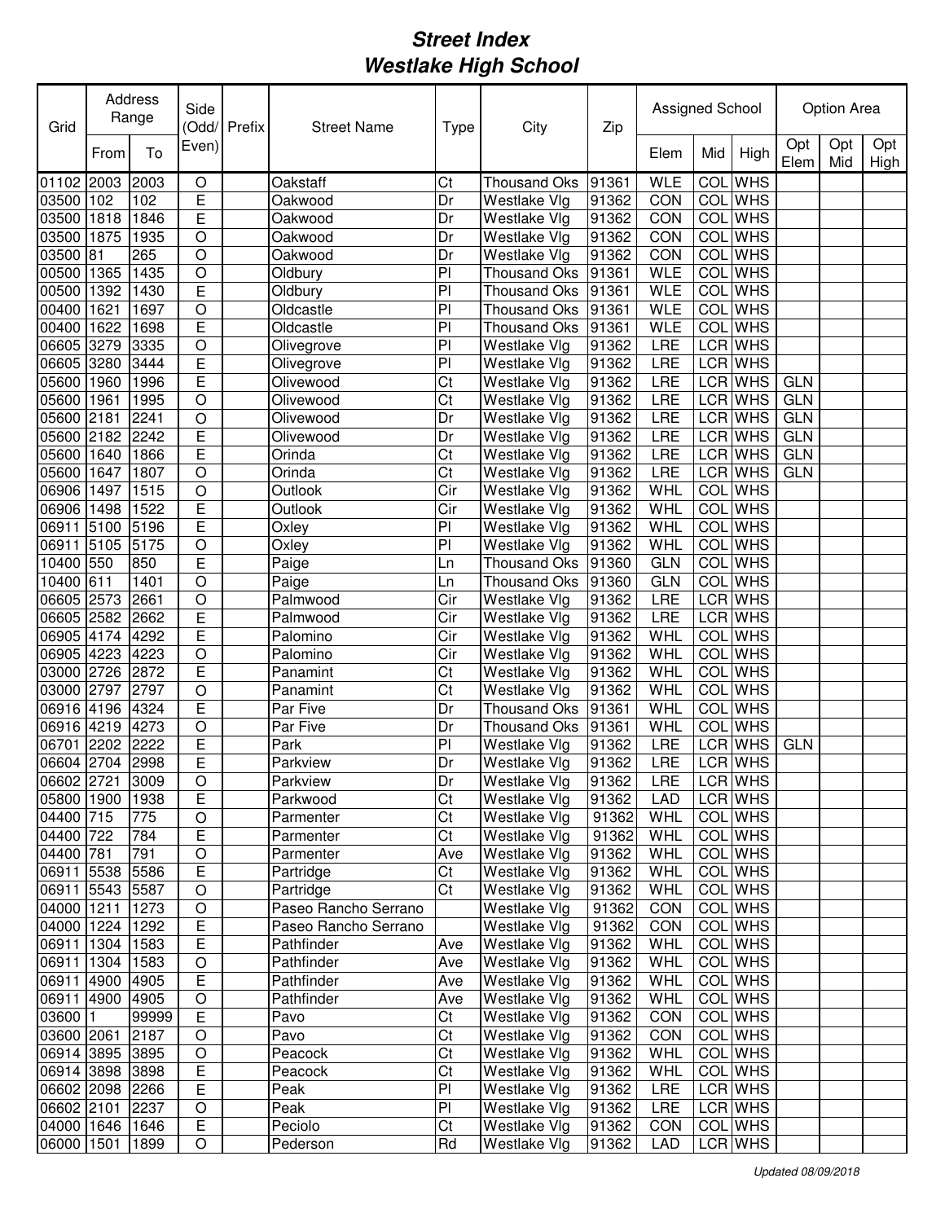# Street Index
# Westlake High School

| Grid | Address Range | | Side (Odd/ Even) | Prefix | Street Name | Type | City | Zip | Assigned School | | | Option Area | | |
|---|---|---|---|---|---|---|---|---|---|---|---|---|---|---|
| | From | To | | | | | | | Elem | Mid | High | Opt Elem | Opt Mid | Opt High |
| 01102 | 2003 | 2003 | O | | Oakstaff | Ct | Thousand Oks | 91361 | WLE | COL | WHS | | | |
| 03500 | 102 | 102 | E | | Oakwood | Dr | Westlake Vlg | 91362 | CON | COL | WHS | | | |
| 03500 | 1818 | 1846 | E | | Oakwood | Dr | Westlake Vlg | 91362 | CON | COL | WHS | | | |
| 03500 | 1875 | 1935 | O | | Oakwood | Dr | Westlake Vlg | 91362 | CON | COL | WHS | | | |
| 03500 | 81 | 265 | O | | Oakwood | Dr | Westlake Vlg | 91362 | CON | COL | WHS | | | |
| 00500 | 1365 | 1435 | O | | Oldbury | Pl | Thousand Oks | 91361 | WLE | COL | WHS | | | |
| 00500 | 1392 | 1430 | E | | Oldbury | Pl | Thousand Oks | 91361 | WLE | COL | WHS | | | |
| 00400 | 1621 | 1697 | O | | Oldcastle | Pl | Thousand Oks | 91361 | WLE | COL | WHS | | | |
| 00400 | 1622 | 1698 | E | | Oldcastle | Pl | Thousand Oks | 91361 | WLE | COL | WHS | | | |
| 06605 | 3279 | 3335 | O | | Olivegrove | Pl | Westlake Vlg | 91362 | LRE | LCR | WHS | | | |
| 06605 | 3280 | 3444 | E | | Olivegrove | Pl | Westlake Vlg | 91362 | LRE | LCR | WHS | | | |
| 05600 | 1960 | 1996 | E | | Olivewood | Ct | Westlake Vlg | 91362 | LRE | LCR | WHS | GLN | | |
| 05600 | 1961 | 1995 | O | | Olivewood | Ct | Westlake Vlg | 91362 | LRE | LCR | WHS | GLN | | |
| 05600 | 2181 | 2241 | O | | Olivewood | Dr | Westlake Vlg | 91362 | LRE | LCR | WHS | GLN | | |
| 05600 | 2182 | 2242 | E | | Olivewood | Dr | Westlake Vlg | 91362 | LRE | LCR | WHS | GLN | | |
| 05600 | 1640 | 1866 | E | | Orinda | Ct | Westlake Vlg | 91362 | LRE | LCR | WHS | GLN | | |
| 05600 | 1647 | 1807 | O | | Orinda | Ct | Westlake Vlg | 91362 | LRE | LCR | WHS | GLN | | |
| 06906 | 1497 | 1515 | O | | Outlook | Cir | Westlake Vlg | 91362 | WHL | COL | WHS | | | |
| 06906 | 1498 | 1522 | E | | Outlook | Cir | Westlake Vlg | 91362 | WHL | COL | WHS | | | |
| 06911 | 5100 | 5196 | E | | Oxley | Pl | Westlake Vlg | 91362 | WHL | COL | WHS | | | |
| 06911 | 5105 | 5175 | O | | Oxley | Pl | Westlake Vlg | 91362 | WHL | COL | WHS | | | |
| 10400 | 550 | 850 | E | | Paige | Ln | Thousand Oks | 91360 | GLN | COL | WHS | | | |
| 10400 | 611 | 1401 | O | | Paige | Ln | Thousand Oks | 91360 | GLN | COL | WHS | | | |
| 06605 | 2573 | 2661 | O | | Palmwood | Cir | Westlake Vlg | 91362 | LRE | LCR | WHS | | | |
| 06605 | 2582 | 2662 | E | | Palmwood | Cir | Westlake Vlg | 91362 | LRE | LCR | WHS | | | |
| 06905 | 4174 | 4292 | E | | Palomino | Cir | Westlake Vlg | 91362 | WHL | COL | WHS | | | |
| 06905 | 4223 | 4223 | O | | Palomino | Cir | Westlake Vlg | 91362 | WHL | COL | WHS | | | |
| 03000 | 2726 | 2872 | E | | Panamint | Ct | Westlake Vlg | 91362 | WHL | COL | WHS | | | |
| 03000 | 2797 | 2797 | O | | Panamint | Ct | Westlake Vlg | 91362 | WHL | COL | WHS | | | |
| 06916 | 4196 | 4324 | E | | Par Five | Dr | Thousand Oks | 91361 | WHL | COL | WHS | | | |
| 06916 | 4219 | 4273 | O | | Par Five | Dr | Thousand Oks | 91361 | WHL | COL | WHS | | | |
| 06701 | 2202 | 2222 | E | | Park | Pl | Westlake Vlg | 91362 | LRE | LCR | WHS | GLN | | |
| 06604 | 2704 | 2998 | E | | Parkview | Dr | Westlake Vlg | 91362 | LRE | LCR | WHS | | | |
| 06602 | 2721 | 3009 | O | | Parkview | Dr | Westlake Vlg | 91362 | LRE | LCR | WHS | | | |
| 05800 | 1900 | 1938 | E | | Parkwood | Ct | Westlake Vlg | 91362 | LAD | LCR | WHS | | | |
| 04400 | 715 | 775 | O | | Parmenter | Ct | Westlake Vlg | 91362 | WHL | COL | WHS | | | |
| 04400 | 722 | 784 | E | | Parmenter | Ct | Westlake Vlg | 91362 | WHL | COL | WHS | | | |
| 04400 | 781 | 791 | O | | Parmenter | Ave | Westlake Vlg | 91362 | WHL | COL | WHS | | | |
| 06911 | 5538 | 5586 | E | | Partridge | Ct | Westlake Vlg | 91362 | WHL | COL | WHS | | | |
| 06911 | 5543 | 5587 | O | | Partridge | Ct | Westlake Vlg | 91362 | WHL | COL | WHS | | | |
| 04000 | 1211 | 1273 | O | | Paseo Rancho Serrano | | Westlake Vlg | 91362 | CON | COL | WHS | | | |
| 04000 | 1224 | 1292 | E | | Paseo Rancho Serrano | | Westlake Vlg | 91362 | CON | COL | WHS | | | |
| 06911 | 1304 | 1583 | E | | Pathfinder | Ave | Westlake Vlg | 91362 | WHL | COL | WHS | | | |
| 06911 | 1304 | 1583 | O | | Pathfinder | Ave | Westlake Vlg | 91362 | WHL | COL | WHS | | | |
| 06911 | 4900 | 4905 | E | | Pathfinder | Ave | Westlake Vlg | 91362 | WHL | COL | WHS | | | |
| 06911 | 4900 | 4905 | O | | Pathfinder | Ave | Westlake Vlg | 91362 | WHL | COL | WHS | | | |
| 03600 | 1 | 99999 | E | | Pavo | Ct | Westlake Vlg | 91362 | CON | COL | WHS | | | |
| 03600 | 2061 | 2187 | O | | Pavo | Ct | Westlake Vlg | 91362 | CON | COL | WHS | | | |
| 06914 | 3895 | 3895 | O | | Peacock | Ct | Westlake Vlg | 91362 | WHL | COL | WHS | | | |
| 06914 | 3898 | 3898 | E | | Peacock | Ct | Westlake Vlg | 91362 | WHL | COL | WHS | | | |
| 06602 | 2098 | 2266 | E | | Peak | Pl | Westlake Vlg | 91362 | LRE | LCR | WHS | | | |
| 06602 | 2101 | 2237 | O | | Peak | Pl | Westlake Vlg | 91362 | LRE | LCR | WHS | | | |
| 04000 | 1646 | 1646 | E | | Peciolo | Ct | Westlake Vlg | 91362 | CON | COL | WHS | | | |
| 06000 | 1501 | 1899 | O | | Pederson | Rd | Westlake Vlg | 91362 | LAD | LCR | WHS | | | |

*Updated 08/09/2018*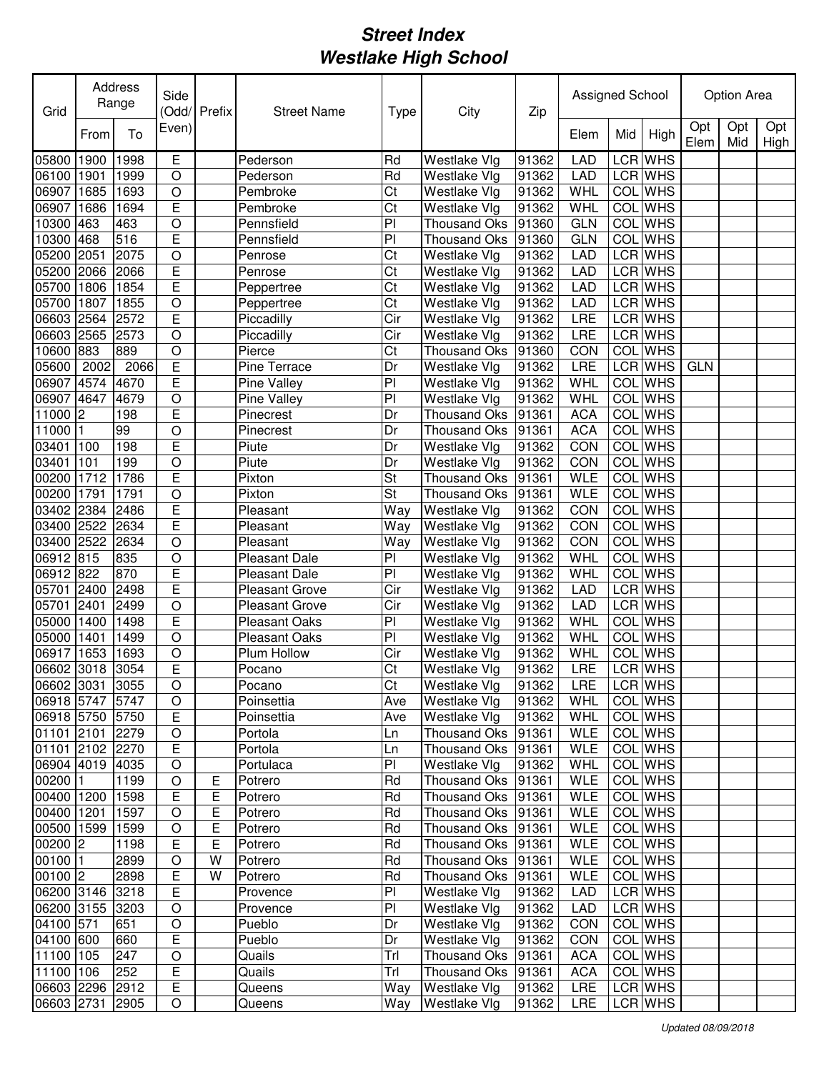# Street Index
# Westlake High School

| Grid | Address Range | | Side (Odd/ Even) | Prefix | Street Name | Type | City | Zip | Assigned School | | | Option Area | | |
|---|---|---|---|---|---|---|---|---|---|---|---|---|---|---|
| | From | To | | | | | | | Elem | Mid | High | Opt Elem | Opt Mid | Opt High |
| 05800 | 1900 | 1998 | E | | Pederson | Rd | Westlake Vlg | 91362 | LAD | LCR | WHS | | | |
| 06100 | 1901 | 1999 | O | | Pederson | Rd | Westlake Vlg | 91362 | LAD | LCR | WHS | | | |
| 06907 | 1685 | 1693 | O | | Pembroke | Ct | Westlake Vlg | 91362 | WHL | COL | WHS | | | |
| 06907 | 1686 | 1694 | E | | Pembroke | Ct | Westlake Vlg | 91362 | WHL | COL | WHS | | | |
| 10300 | 463 | 463 | O | | Pennsfield | Pl | Thousand Oks | 91360 | GLN | COL | WHS | | | |
| 10300 | 468 | 516 | E | | Pennsfield | Pl | Thousand Oks | 91360 | GLN | COL | WHS | | | |
| 05200 | 2051 | 2075 | O | | Penrose | Ct | Westlake Vlg | 91362 | LAD | LCR | WHS | | | |
| 05200 | 2066 | 2066 | E | | Penrose | Ct | Westlake Vlg | 91362 | LAD | LCR | WHS | | | |
| 05700 | 1806 | 1854 | E | | Peppertree | Ct | Westlake Vlg | 91362 | LAD | LCR | WHS | | | |
| 05700 | 1807 | 1855 | O | | Peppertree | Ct | Westlake Vlg | 91362 | LAD | LCR | WHS | | | |
| 06603 | 2564 | 2572 | E | | Piccadilly | Cir | Westlake Vlg | 91362 | LRE | LCR | WHS | | | |
| 06603 | 2565 | 2573 | O | | Piccadilly | Cir | Westlake Vlg | 91362 | LRE | LCR | WHS | | | |
| 10600 | 883 | 889 | O | | Pierce | Ct | Thousand Oks | 91360 | CON | COL | WHS | | | |
| 05600 | 2002 | 2066 | E | | Pine Terrace | Dr | Westlake Vlg | 91362 | LRE | LCR | WHS | GLN | | |
| 06907 | 4574 | 4670 | E | | Pine Valley | Pl | Westlake Vlg | 91362 | WHL | COL | WHS | | | |
| 06907 | 4647 | 4679 | O | | Pine Valley | Pl | Westlake Vlg | 91362 | WHL | COL | WHS | | | |
| 11000 | 2 | 198 | E | | Pinecrest | Dr | Thousand Oks | 91361 | ACA | COL | WHS | | | |
| 11000 | 1 | 99 | O | | Pinecrest | Dr | Thousand Oks | 91361 | ACA | COL | WHS | | | |
| 03401 | 100 | 198 | E | | Piute | Dr | Westlake Vlg | 91362 | CON | COL | WHS | | | |
| 03401 | 101 | 199 | O | | Piute | Dr | Westlake Vlg | 91362 | CON | COL | WHS | | | |
| 00200 | 1712 | 1786 | E | | Pixton | St | Thousand Oks | 91361 | WLE | COL | WHS | | | |
| 00200 | 1791 | 1791 | O | | Pixton | St | Thousand Oks | 91361 | WLE | COL | WHS | | | |
| 03402 | 2384 | 2486 | E | | Pleasant | Way | Westlake Vlg | 91362 | CON | COL | WHS | | | |
| 03400 | 2522 | 2634 | E | | Pleasant | Way | Westlake Vlg | 91362 | CON | COL | WHS | | | |
| 03400 | 2522 | 2634 | O | | Pleasant | Way | Westlake Vlg | 91362 | CON | COL | WHS | | | |
| 06912 | 815 | 835 | O | | Pleasant Dale | Pl | Westlake Vlg | 91362 | WHL | COL | WHS | | | |
| 06912 | 822 | 870 | E | | Pleasant Dale | Pl | Westlake Vlg | 91362 | WHL | COL | WHS | | | |
| 05701 | 2400 | 2498 | E | | Pleasant Grove | Cir | Westlake Vlg | 91362 | LAD | LCR | WHS | | | |
| 05701 | 2401 | 2499 | O | | Pleasant Grove | Cir | Westlake Vlg | 91362 | LAD | LCR | WHS | | | |
| 05000 | 1400 | 1498 | E | | Pleasant Oaks | Pl | Westlake Vlg | 91362 | WHL | COL | WHS | | | |
| 05000 | 1401 | 1499 | O | | Pleasant Oaks | Pl | Westlake Vlg | 91362 | WHL | COL | WHS | | | |
| 06917 | 1653 | 1693 | O | | Plum Hollow | Cir | Westlake Vlg | 91362 | WHL | COL | WHS | | | |
| 06602 | 3018 | 3054 | E | | Pocano | Ct | Westlake Vlg | 91362 | LRE | LCR | WHS | | | |
| 06602 | 3031 | 3055 | O | | Pocano | Ct | Westlake Vlg | 91362 | LRE | LCR | WHS | | | |
| 06918 | 5747 | 5747 | O | | Poinsettia | Ave | Westlake Vlg | 91362 | WHL | COL | WHS | | | |
| 06918 | 5750 | 5750 | E | | Poinsettia | Ave | Westlake Vlg | 91362 | WHL | COL | WHS | | | |
| 01101 | 2101 | 2279 | O | | Portola | Ln | Thousand Oks | 91361 | WLE | COL | WHS | | | |
| 01101 | 2102 | 2270 | E | | Portola | Ln | Thousand Oks | 91361 | WLE | COL | WHS | | | |
| 06904 | 4019 | 4035 | O | | Portulaca | Pl | Westlake Vlg | 91362 | WHL | COL | WHS | | | |
| 00200 | 1 | 1199 | O | E | Potrero | Rd | Thousand Oks | 91361 | WLE | COL | WHS | | | |
| 00400 | 1200 | 1598 | E | E | Potrero | Rd | Thousand Oks | 91361 | WLE | COL | WHS | | | |
| 00400 | 1201 | 1597 | O | E | Potrero | Rd | Thousand Oks | 91361 | WLE | COL | WHS | | | |
| 00500 | 1599 | 1599 | O | E | Potrero | Rd | Thousand Oks | 91361 | WLE | COL | WHS | | | |
| 00200 | 2 | 1198 | E | E | Potrero | Rd | Thousand Oks | 91361 | WLE | COL | WHS | | | |
| 00100 | 1 | 2899 | O | W | Potrero | Rd | Thousand Oks | 91361 | WLE | COL | WHS | | | |
| 00100 | 2 | 2898 | E | W | Potrero | Rd | Thousand Oks | 91361 | WLE | COL | WHS | | | |
| 06200 | 3146 | 3218 | E | | Provence | Pl | Westlake Vlg | 91362 | LAD | LCR | WHS | | | |
| 06200 | 3155 | 3203 | O | | Provence | Pl | Westlake Vlg | 91362 | LAD | LCR | WHS | | | |
| 04100 | 571 | 651 | O | | Pueblo | Dr | Westlake Vlg | 91362 | CON | COL | WHS | | | |
| 04100 | 600 | 660 | E | | Pueblo | Dr | Westlake Vlg | 91362 | CON | COL | WHS | | | |
| 11100 | 105 | 247 | O | | Quails | Trl | Thousand Oks | 91361 | ACA | COL | WHS | | | |
| 11100 | 106 | 252 | E | | Quails | Trl | Thousand Oks | 91361 | ACA | COL | WHS | | | |
| 06603 | 2296 | 2912 | E | | Queens | Way | Westlake Vlg | 91362 | LRE | LCR | WHS | | | |
| 06603 | 2731 | 2905 | O | | Queens | Way | Westlake Vlg | 91362 | LRE | LCR | WHS | | | |

*Updated 08/09/2018*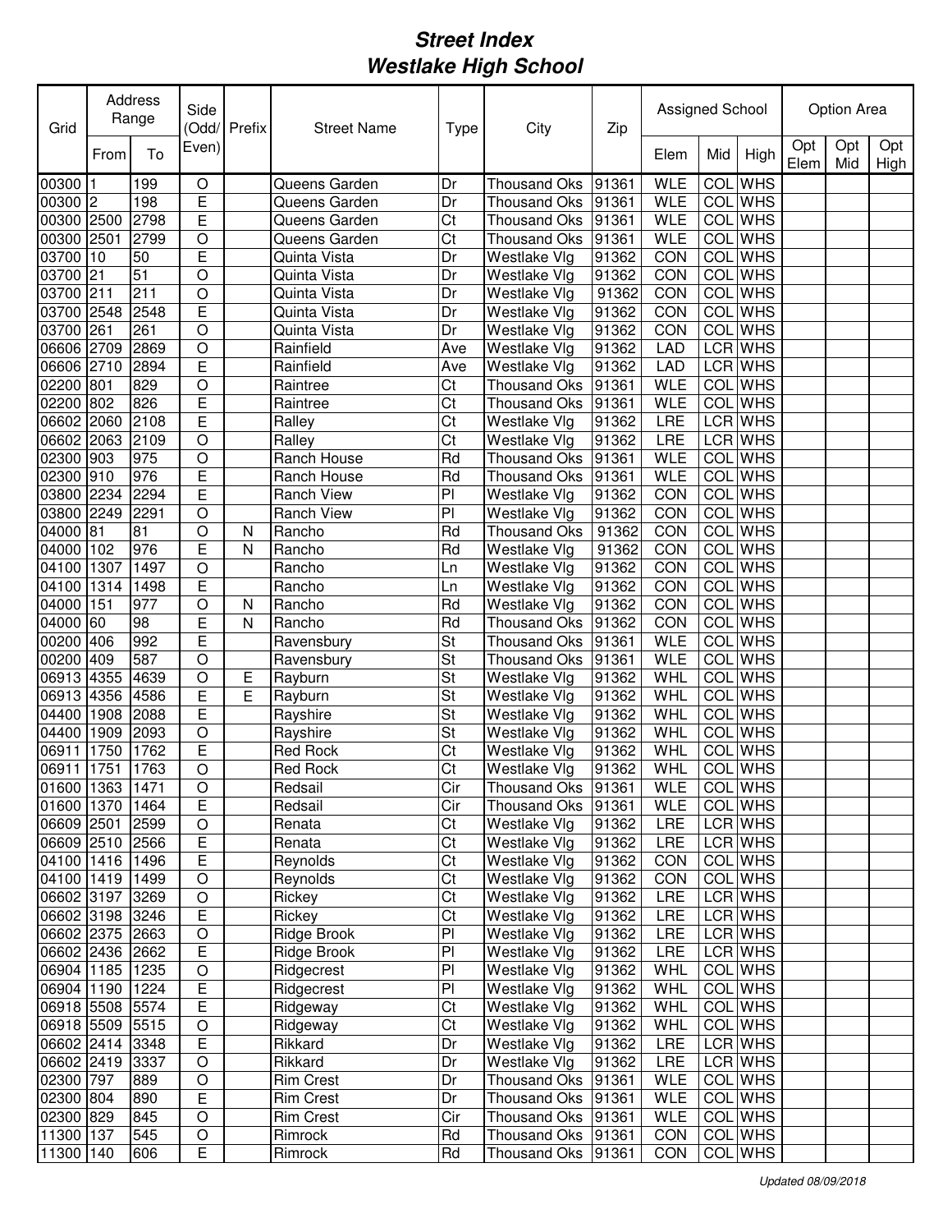# Street Index
# Westlake High School

| Grid | Address Range | | Side (Odd/ Even) | Prefix | Street Name | Type | City | Zip | Assigned School | | | Option Area | | |
|---|---|---|---|---|---|---|---|---|---|---|---|---|---|---|
| | From | To | | | | | | | Elem | Mid | High | Opt Elem | Opt Mid | Opt High |
| 00300 | 1 | 199 | O | | Queens Garden | Dr | Thousand Oks | 91361 | WLE | COL | WHS | | | |
| 00300 | 2 | 198 | E | | Queens Garden | Dr | Thousand Oks | 91361 | WLE | COL | WHS | | | |
| 00300 | 2500 | 2798 | E | | Queens Garden | Ct | Thousand Oks | 91361 | WLE | COL | WHS | | | |
| 00300 | 2501 | 2799 | O | | Queens Garden | Ct | Thousand Oks | 91361 | WLE | COL | WHS | | | |
| 03700 | 10 | 50 | E | | Quinta Vista | Dr | Westlake Vlg | 91362 | CON | COL | WHS | | | |
| 03700 | 21 | 51 | O | | Quinta Vista | Dr | Westlake Vlg | 91362 | CON | COL | WHS | | | |
| 03700 | 211 | 211 | O | | Quinta Vista | Dr | Westlake Vlg | 91362 | CON | COL | WHS | | | |
| 03700 | 2548 | 2548 | E | | Quinta Vista | Dr | Westlake Vlg | 91362 | CON | COL | WHS | | | |
| 03700 | 261 | 261 | O | | Quinta Vista | Dr | Westlake Vlg | 91362 | CON | COL | WHS | | | |
| 06606 | 2709 | 2869 | O | | Rainfield | Ave | Westlake Vlg | 91362 | LAD | LCR | WHS | | | |
| 06606 | 2710 | 2894 | E | | Rainfield | Ave | Westlake Vlg | 91362 | LAD | LCR | WHS | | | |
| 02200 | 801 | 829 | O | | Raintree | Ct | Thousand Oks | 91361 | WLE | COL | WHS | | | |
| 02200 | 802 | 826 | E | | Raintree | Ct | Thousand Oks | 91361 | WLE | COL | WHS | | | |
| 06602 | 2060 | 2108 | E | | Ralley | Ct | Westlake Vlg | 91362 | LRE | LCR | WHS | | | |
| 06602 | 2063 | 2109 | O | | Ralley | Ct | Westlake Vlg | 91362 | LRE | LCR | WHS | | | |
| 02300 | 903 | 975 | O | | Ranch House | Rd | Thousand Oks | 91361 | WLE | COL | WHS | | | |
| 02300 | 910 | 976 | E | | Ranch House | Rd | Thousand Oks | 91361 | WLE | COL | WHS | | | |
| 03800 | 2234 | 2294 | E | | Ranch View | Pl | Westlake Vlg | 91362 | CON | COL | WHS | | | |
| 03800 | 2249 | 2291 | O | | Ranch View | Pl | Westlake Vlg | 91362 | CON | COL | WHS | | | |
| 04000 | 81 | 81 | O | N | Rancho | Rd | Thousand Oks | 91362 | CON | COL | WHS | | | |
| 04000 | 102 | 976 | E | N | Rancho | Rd | Westlake Vlg | 91362 | CON | COL | WHS | | | |
| 04100 | 1307 | 1497 | O | | Rancho | Ln | Westlake Vlg | 91362 | CON | COL | WHS | | | |
| 04100 | 1314 | 1498 | E | | Rancho | Ln | Westlake Vlg | 91362 | CON | COL | WHS | | | |
| 04000 | 151 | 977 | O | N | Rancho | Rd | Westlake Vlg | 91362 | CON | COL | WHS | | | |
| 04000 | 60 | 98 | E | N | Rancho | Rd | Thousand Oks | 91362 | CON | COL | WHS | | | |
| 00200 | 406 | 992 | E | | Ravensbury | St | Thousand Oks | 91361 | WLE | COL | WHS | | | |
| 00200 | 409 | 587 | O | | Ravensbury | St | Thousand Oks | 91361 | WLE | COL | WHS | | | |
| 06913 | 4355 | 4639 | O | E | Rayburn | St | Westlake Vlg | 91362 | WHL | COL | WHS | | | |
| 06913 | 4356 | 4586 | E | E | Rayburn | St | Westlake Vlg | 91362 | WHL | COL | WHS | | | |
| 04400 | 1908 | 2088 | E | | Rayshire | St | Westlake Vlg | 91362 | WHL | COL | WHS | | | |
| 04400 | 1909 | 2093 | O | | Rayshire | St | Westlake Vlg | 91362 | WHL | COL | WHS | | | |
| 06911 | 1750 | 1762 | E | | Red Rock | Ct | Westlake Vlg | 91362 | WHL | COL | WHS | | | |
| 06911 | 1751 | 1763 | O | | Red Rock | Ct | Westlake Vlg | 91362 | WHL | COL | WHS | | | |
| 01600 | 1363 | 1471 | O | | Redsail | Cir | Thousand Oks | 91361 | WLE | COL | WHS | | | |
| 01600 | 1370 | 1464 | E | | Redsail | Cir | Thousand Oks | 91361 | WLE | COL | WHS | | | |
| 06609 | 2501 | 2599 | O | | Renata | Ct | Westlake Vlg | 91362 | LRE | LCR | WHS | | | |
| 06609 | 2510 | 2566 | E | | Renata | Ct | Westlake Vlg | 91362 | LRE | LCR | WHS | | | |
| 04100 | 1416 | 1496 | E | | Reynolds | Ct | Westlake Vlg | 91362 | CON | COL | WHS | | | |
| 04100 | 1419 | 1499 | O | | Reynolds | Ct | Westlake Vlg | 91362 | CON | COL | WHS | | | |
| 06602 | 3197 | 3269 | O | | Rickey | Ct | Westlake Vlg | 91362 | LRE | LCR | WHS | | | |
| 06602 | 3198 | 3246 | E | | Rickey | Ct | Westlake Vlg | 91362 | LRE | LCR | WHS | | | |
| 06602 | 2375 | 2663 | O | | Ridge Brook | Pl | Westlake Vlg | 91362 | LRE | LCR | WHS | | | |
| 06602 | 2436 | 2662 | E | | Ridge Brook | Pl | Westlake Vlg | 91362 | LRE | LCR | WHS | | | |
| 06904 | 1185 | 1235 | O | | Ridgecrest | Pl | Westlake Vlg | 91362 | WHL | COL | WHS | | | |
| 06904 | 1190 | 1224 | E | | Ridgecrest | Pl | Westlake Vlg | 91362 | WHL | COL | WHS | | | |
| 06918 | 5508 | 5574 | E | | Ridgeway | Ct | Westlake Vlg | 91362 | WHL | COL | WHS | | | |
| 06918 | 5509 | 5515 | O | | Ridgeway | Ct | Westlake Vlg | 91362 | WHL | COL | WHS | | | |
| 06602 | 2414 | 3348 | E | | Rikkard | Dr | Westlake Vlg | 91362 | LRE | LCR | WHS | | | |
| 06602 | 2419 | 3337 | O | | Rikkard | Dr | Westlake Vlg | 91362 | LRE | LCR | WHS | | | |
| 02300 | 797 | 889 | O | | Rim Crest | Dr | Thousand Oks | 91361 | WLE | COL | WHS | | | |
| 02300 | 804 | 890 | E | | Rim Crest | Dr | Thousand Oks | 91361 | WLE | COL | WHS | | | |
| 02300 | 829 | 845 | O | | Rim Crest | Cir | Thousand Oks | 91361 | WLE | COL | WHS | | | |
| 11300 | 137 | 545 | O | | Rimrock | Rd | Thousand Oks | 91361 | CON | COL | WHS | | | |
| 11300 | 140 | 606 | E | | Rimrock | Rd | Thousand Oks | 91361 | CON | COL | WHS | | | |

*Updated 08/09/2018*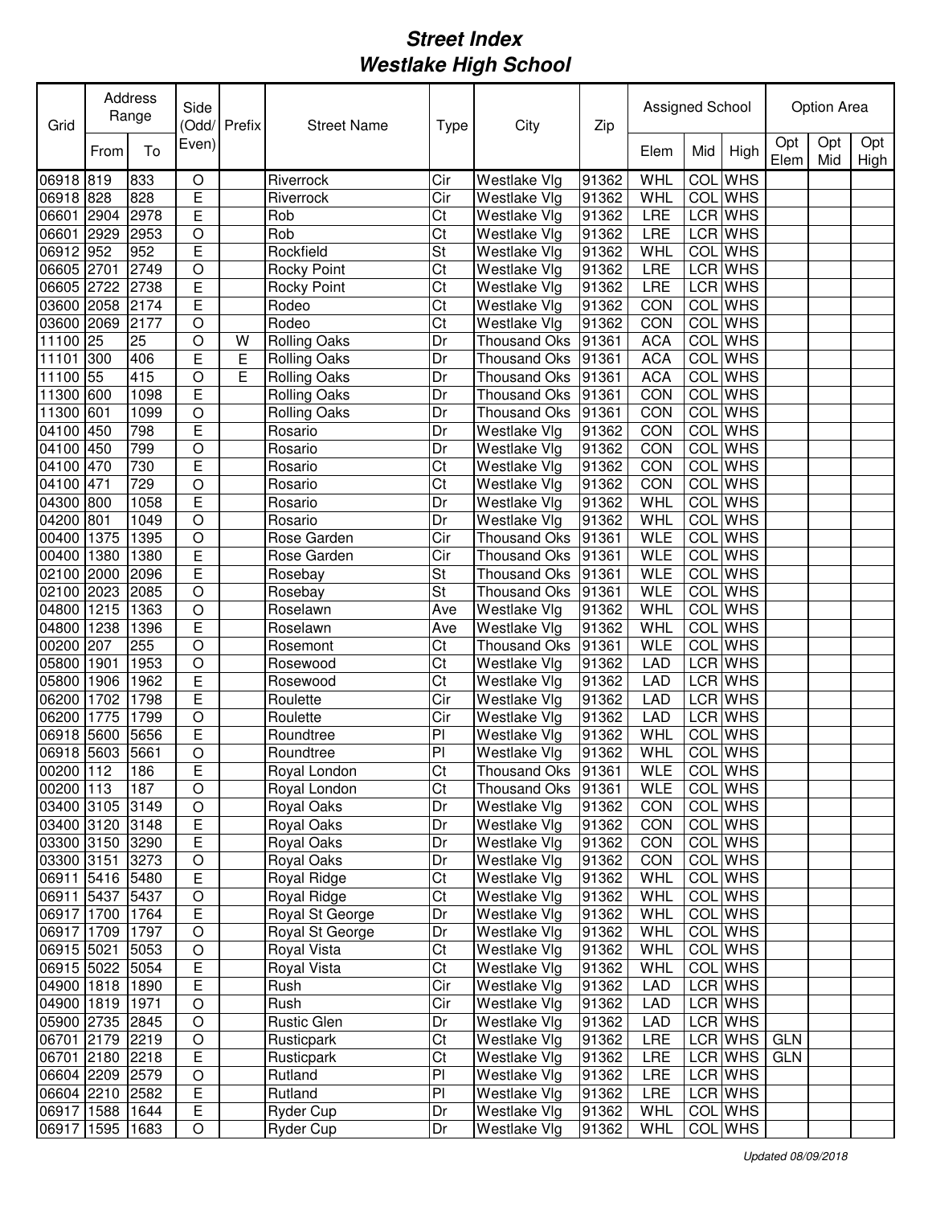# *Street Index*
# *Westlake High School*

| Grid | Address Range | | Side (Odd/ Even) | Prefix | Street Name | Type | City | Zip | Assigned School | | | Option Area | | |
|---|---|---|---|---|---|---|---|---|---|---|---|---|---|---|
| | From | To | | | | | | | Elem | Mid | High | Opt Elem | Opt Mid | Opt High |
| 06918 | 819 | 833 | O | | Riverrock | Cir | Westlake Vlg | 91362 | WHL | COL | WHS | | | |
| 06918 | 828 | 828 | E | | Riverrock | Cir | Westlake Vlg | 91362 | WHL | COL | WHS | | | |
| 06601 | 2904 | 2978 | E | | Rob | Ct | Westlake Vlg | 91362 | LRE | LCR | WHS | | | |
| 06601 | 2929 | 2953 | O | | Rob | Ct | Westlake Vlg | 91362 | LRE | LCR | WHS | | | |
| 06912 | 952 | 952 | E | | Rockfield | St | Westlake Vlg | 91362 | WHL | COL | WHS | | | |
| 06605 | 2701 | 2749 | O | | Rocky Point | Ct | Westlake Vlg | 91362 | LRE | LCR | WHS | | | |
| 06605 | 2722 | 2738 | E | | Rocky Point | Ct | Westlake Vlg | 91362 | LRE | LCR | WHS | | | |
| 03600 | 2058 | 2174 | E | | Rodeo | Ct | Westlake Vlg | 91362 | CON | COL | WHS | | | |
| 03600 | 2069 | 2177 | O | | Rodeo | Ct | Westlake Vlg | 91362 | CON | COL | WHS | | | |
| 11100 | 25 | 25 | O | W | Rolling Oaks | Dr | Thousand Oks | 91361 | ACA | COL | WHS | | | |
| 11101 | 300 | 406 | E | E | Rolling Oaks | Dr | Thousand Oks | 91361 | ACA | COL | WHS | | | |
| 11100 | 55 | 415 | O | E | Rolling Oaks | Dr | Thousand Oks | 91361 | ACA | COL | WHS | | | |
| 11300 | 600 | 1098 | E | | Rolling Oaks | Dr | Thousand Oks | 91361 | CON | COL | WHS | | | |
| 11300 | 601 | 1099 | O | | Rolling Oaks | Dr | Thousand Oks | 91361 | CON | COL | WHS | | | |
| 04100 | 450 | 798 | E | | Rosario | Dr | Westlake Vlg | 91362 | CON | COL | WHS | | | |
| 04100 | 450 | 799 | O | | Rosario | Dr | Westlake Vlg | 91362 | CON | COL | WHS | | | |
| 04100 | 470 | 730 | E | | Rosario | Ct | Westlake Vlg | 91362 | CON | COL | WHS | | | |
| 04100 | 471 | 729 | O | | Rosario | Ct | Westlake Vlg | 91362 | CON | COL | WHS | | | |
| 04300 | 800 | 1058 | E | | Rosario | Dr | Westlake Vlg | 91362 | WHL | COL | WHS | | | |
| 04200 | 801 | 1049 | O | | Rosario | Dr | Westlake Vlg | 91362 | WHL | COL | WHS | | | |
| 00400 | 1375 | 1395 | O | | Rose Garden | Cir | Thousand Oks | 91361 | WLE | COL | WHS | | | |
| 00400 | 1380 | 1380 | E | | Rose Garden | Cir | Thousand Oks | 91361 | WLE | COL | WHS | | | |
| 02100 | 2000 | 2096 | E | | Rosebay | St | Thousand Oks | 91361 | WLE | COL | WHS | | | |
| 02100 | 2023 | 2085 | O | | Rosebay | St | Thousand Oks | 91361 | WLE | COL | WHS | | | |
| 04800 | 1215 | 1363 | O | | Roselawn | Ave | Westlake Vlg | 91362 | WHL | COL | WHS | | | |
| 04800 | 1238 | 1396 | E | | Roselawn | Ave | Westlake Vlg | 91362 | WHL | COL | WHS | | | |
| 00200 | 207 | 255 | O | | Rosemont | Ct | Thousand Oks | 91361 | WLE | COL | WHS | | | |
| 05800 | 1901 | 1953 | O | | Rosewood | Ct | Westlake Vlg | 91362 | LAD | LCR | WHS | | | |
| 05800 | 1906 | 1962 | E | | Rosewood | Ct | Westlake Vlg | 91362 | LAD | LCR | WHS | | | |
| 06200 | 1702 | 1798 | E | | Roulette | Cir | Westlake Vlg | 91362 | LAD | LCR | WHS | | | |
| 06200 | 1775 | 1799 | O | | Roulette | Cir | Westlake Vlg | 91362 | LAD | LCR | WHS | | | |
| 06918 | 5600 | 5656 | E | | Roundtree | Pl | Westlake Vlg | 91362 | WHL | COL | WHS | | | |
| 06918 | 5603 | 5661 | O | | Roundtree | Pl | Westlake Vlg | 91362 | WHL | COL | WHS | | | |
| 00200 | 112 | 186 | E | | Royal London | Ct | Thousand Oks | 91361 | WLE | COL | WHS | | | |
| 00200 | 113 | 187 | O | | Royal London | Ct | Thousand Oks | 91361 | WLE | COL | WHS | | | |
| 03400 | 3105 | 3149 | O | | Royal Oaks | Dr | Westlake Vlg | 91362 | CON | COL | WHS | | | |
| 03400 | 3120 | 3148 | E | | Royal Oaks | Dr | Westlake Vlg | 91362 | CON | COL | WHS | | | |
| 03300 | 3150 | 3290 | E | | Royal Oaks | Dr | Westlake Vlg | 91362 | CON | COL | WHS | | | |
| 03300 | 3151 | 3273 | O | | Royal Oaks | Dr | Westlake Vlg | 91362 | CON | COL | WHS | | | |
| 06911 | 5416 | 5480 | E | | Royal Ridge | Ct | Westlake Vlg | 91362 | WHL | COL | WHS | | | |
| 06911 | 5437 | 5437 | O | | Royal Ridge | Ct | Westlake Vlg | 91362 | WHL | COL | WHS | | | |
| 06917 | 1700 | 1764 | E | | Royal St George | Dr | Westlake Vlg | 91362 | WHL | COL | WHS | | | |
| 06917 | 1709 | 1797 | O | | Royal St George | Dr | Westlake Vlg | 91362 | WHL | COL | WHS | | | |
| 06915 | 5021 | 5053 | O | | Royal Vista | Ct | Westlake Vlg | 91362 | WHL | COL | WHS | | | |
| 06915 | 5022 | 5054 | E | | Royal Vista | Ct | Westlake Vlg | 91362 | WHL | COL | WHS | | | |
| 04900 | 1818 | 1890 | E | | Rush | Cir | Westlake Vlg | 91362 | LAD | LCR | WHS | | | |
| 04900 | 1819 | 1971 | O | | Rush | Cir | Westlake Vlg | 91362 | LAD | LCR | WHS | | | |
| 05900 | 2735 | 2845 | O | | Rustic Glen | Dr | Westlake Vlg | 91362 | LAD | LCR | WHS | | | |
| 06701 | 2179 | 2219 | O | | Rusticpark | Ct | Westlake Vlg | 91362 | LRE | LCR | WHS | GLN | | |
| 06701 | 2180 | 2218 | E | | Rusticpark | Ct | Westlake Vlg | 91362 | LRE | LCR | WHS | GLN | | |
| 06604 | 2209 | 2579 | O | | Rutland | Pl | Westlake Vlg | 91362 | LRE | LCR | WHS | | | |
| 06604 | 2210 | 2582 | E | | Rutland | Pl | Westlake Vlg | 91362 | LRE | LCR | WHS | | | |
| 06917 | 1588 | 1644 | E | | Ryder Cup | Dr | Westlake Vlg | 91362 | WHL | COL | WHS | | | |
| 06917 | 1595 | 1683 | O | | Ryder Cup | Dr | Westlake Vlg | 91362 | WHL | COL | WHS | | | |

*Updated 08/09/2018*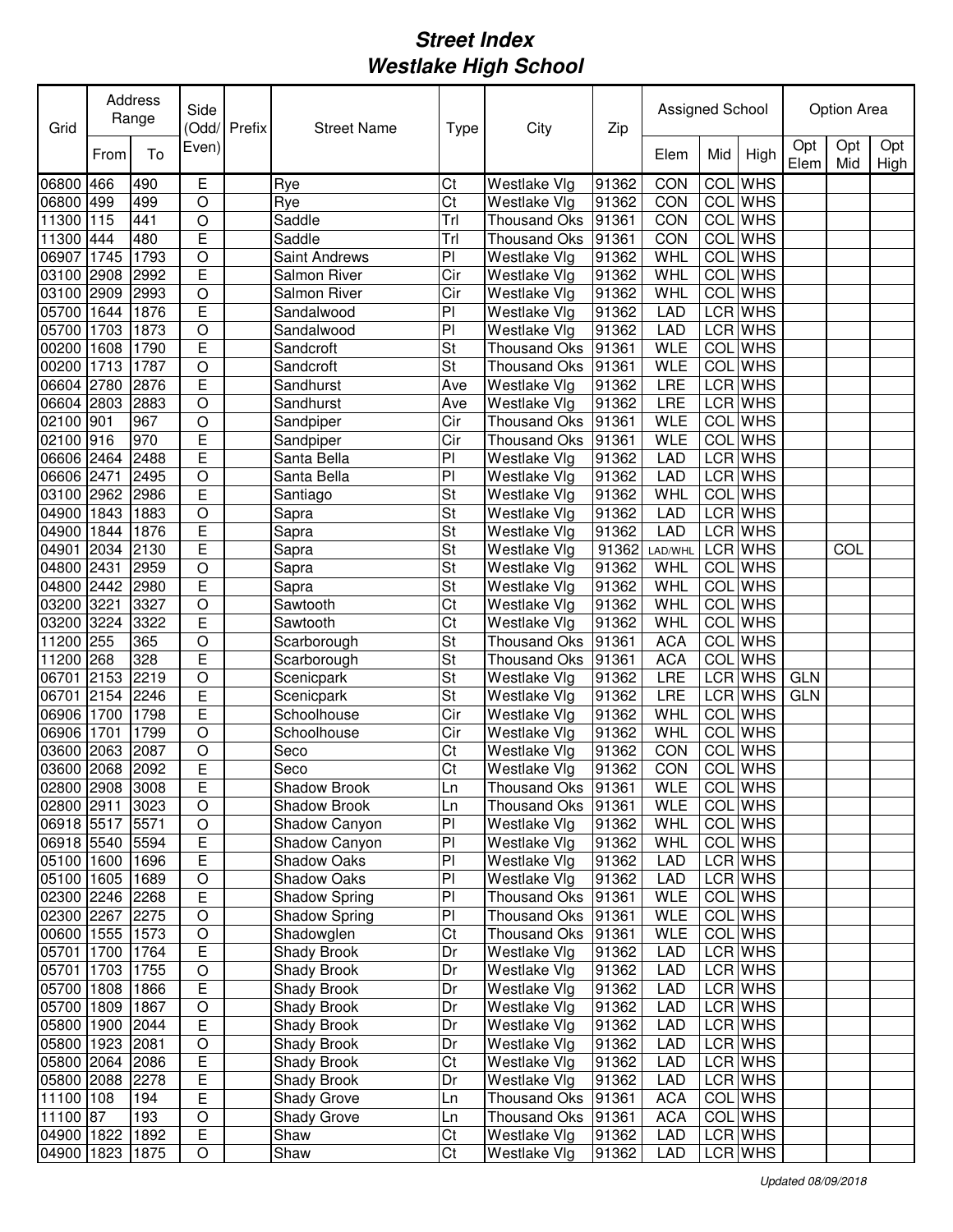# Street Index
# Westlake High School

| Grid | Address Range | | Side (Odd/ Even) | Prefix | Street Name | Type | City | Zip | Assigned School | | | Option Area | | |
|---|---|---|---|---|---|---|---|---|---|---|---|---|---|---|
| | From | To | | | | | | | Elem | Mid | High | Opt Elem | Opt Mid | Opt High |
| 06800 | 466 | 490 | E | | Rye | Ct | Westlake Vlg | 91362 | CON | COL | WHS | | | |
| 06800 | 499 | 499 | O | | Rye | Ct | Westlake Vlg | 91362 | CON | COL | WHS | | | |
| 11300 | 115 | 441 | O | | Saddle | Trl | Thousand Oks | 91361 | CON | COL | WHS | | | |
| 11300 | 444 | 480 | E | | Saddle | Trl | Thousand Oks | 91361 | CON | COL | WHS | | | |
| 06907 | 1745 | 1793 | O | | Saint Andrews | Pl | Westlake Vlg | 91362 | WHL | COL | WHS | | | |
| 03100 | 2908 | 2992 | E | | Salmon River | Cir | Westlake Vlg | 91362 | WHL | COL | WHS | | | |
| 03100 | 2909 | 2993 | O | | Salmon River | Cir | Westlake Vlg | 91362 | WHL | COL | WHS | | | |
| 05700 | 1644 | 1876 | E | | Sandalwood | Pl | Westlake Vlg | 91362 | LAD | LCR | WHS | | | |
| 05700 | 1703 | 1873 | O | | Sandalwood | Pl | Westlake Vlg | 91362 | LAD | LCR | WHS | | | |
| 00200 | 1608 | 1790 | E | | Sandcroft | St | Thousand Oks | 91361 | WLE | COL | WHS | | | |
| 00200 | 1713 | 1787 | O | | Sandcroft | St | Thousand Oks | 91361 | WLE | COL | WHS | | | |
| 06604 | 2780 | 2876 | E | | Sandhurst | Ave | Westlake Vlg | 91362 | LRE | LCR | WHS | | | |
| 06604 | 2803 | 2883 | O | | Sandhurst | Ave | Westlake Vlg | 91362 | LRE | LCR | WHS | | | |
| 02100 | 901 | 967 | O | | Sandpiper | Cir | Thousand Oks | 91361 | WLE | COL | WHS | | | |
| 02100 | 916 | 970 | E | | Sandpiper | Cir | Thousand Oks | 91361 | WLE | COL | WHS | | | |
| 06606 | 2464 | 2488 | E | | Santa Bella | Pl | Westlake Vlg | 91362 | LAD | LCR | WHS | | | |
| 06606 | 2471 | 2495 | O | | Santa Bella | Pl | Westlake Vlg | 91362 | LAD | LCR | WHS | | | |
| 03100 | 2962 | 2986 | E | | Santiago | St | Westlake Vlg | 91362 | WHL | COL | WHS | | | |
| 04900 | 1843 | 1883 | O | | Sapra | St | Westlake Vlg | 91362 | LAD | LCR | WHS | | | |
| 04900 | 1844 | 1876 | E | | Sapra | St | Westlake Vlg | 91362 | LAD | LCR | WHS | | | |
| 04901 | 2034 | 2130 | E | | Sapra | St | Westlake Vlg | 91362 | LAD/WHL | LCR | WHS | | COL | |
| 04800 | 2431 | 2959 | O | | Sapra | St | Westlake Vlg | 91362 | WHL | COL | WHS | | | |
| 04800 | 2442 | 2980 | E | | Sapra | St | Westlake Vlg | 91362 | WHL | COL | WHS | | | |
| 03200 | 3221 | 3327 | O | | Sawtooth | Ct | Westlake Vlg | 91362 | WHL | COL | WHS | | | |
| 03200 | 3224 | 3322 | E | | Sawtooth | Ct | Westlake Vlg | 91362 | WHL | COL | WHS | | | |
| 11200 | 255 | 365 | O | | Scarborough | St | Thousand Oks | 91361 | ACA | COL | WHS | | | |
| 11200 | 268 | 328 | E | | Scarborough | St | Thousand Oks | 91361 | ACA | COL | WHS | | | |
| 06701 | 2153 | 2219 | O | | Scenicpark | St | Westlake Vlg | 91362 | LRE | LCR | WHS | GLN | | |
| 06701 | 2154 | 2246 | E | | Scenicpark | St | Westlake Vlg | 91362 | LRE | LCR | WHS | GLN | | |
| 06906 | 1700 | 1798 | E | | Schoolhouse | Cir | Westlake Vlg | 91362 | WHL | COL | WHS | | | |
| 06906 | 1701 | 1799 | O | | Schoolhouse | Cir | Westlake Vlg | 91362 | WHL | COL | WHS | | | |
| 03600 | 2063 | 2087 | O | | Seco | Ct | Westlake Vlg | 91362 | CON | COL | WHS | | | |
| 03600 | 2068 | 2092 | E | | Seco | Ct | Westlake Vlg | 91362 | CON | COL | WHS | | | |
| 02800 | 2908 | 3008 | E | | Shadow Brook | Ln | Thousand Oks | 91361 | WLE | COL | WHS | | | |
| 02800 | 2911 | 3023 | O | | Shadow Brook | Ln | Thousand Oks | 91361 | WLE | COL | WHS | | | |
| 06918 | 5517 | 5571 | O | | Shadow Canyon | Pl | Westlake Vlg | 91362 | WHL | COL | WHS | | | |
| 06918 | 5540 | 5594 | E | | Shadow Canyon | Pl | Westlake Vlg | 91362 | WHL | COL | WHS | | | |
| 05100 | 1600 | 1696 | E | | Shadow Oaks | Pl | Westlake Vlg | 91362 | LAD | LCR | WHS | | | |
| 05100 | 1605 | 1689 | O | | Shadow Oaks | Pl | Westlake Vlg | 91362 | LAD | LCR | WHS | | | |
| 02300 | 2246 | 2268 | E | | Shadow Spring | Pl | Thousand Oks | 91361 | WLE | COL | WHS | | | |
| 02300 | 2267 | 2275 | O | | Shadow Spring | Pl | Thousand Oks | 91361 | WLE | COL | WHS | | | |
| 00600 | 1555 | 1573 | O | | Shadowglen | Ct | Thousand Oks | 91361 | WLE | COL | WHS | | | |
| 05701 | 1700 | 1764 | E | | Shady Brook | Dr | Westlake Vlg | 91362 | LAD | LCR | WHS | | | |
| 05701 | 1703 | 1755 | O | | Shady Brook | Dr | Westlake Vlg | 91362 | LAD | LCR | WHS | | | |
| 05700 | 1808 | 1866 | E | | Shady Brook | Dr | Westlake Vlg | 91362 | LAD | LCR | WHS | | | |
| 05700 | 1809 | 1867 | O | | Shady Brook | Dr | Westlake Vlg | 91362 | LAD | LCR | WHS | | | |
| 05800 | 1900 | 2044 | E | | Shady Brook | Dr | Westlake Vlg | 91362 | LAD | LCR | WHS | | | |
| 05800 | 1923 | 2081 | O | | Shady Brook | Dr | Westlake Vlg | 91362 | LAD | LCR | WHS | | | |
| 05800 | 2064 | 2086 | E | | Shady Brook | Ct | Westlake Vlg | 91362 | LAD | LCR | WHS | | | |
| 05800 | 2088 | 2278 | E | | Shady Brook | Dr | Westlake Vlg | 91362 | LAD | LCR | WHS | | | |
| 11100 | 108 | 194 | E | | Shady Grove | Ln | Thousand Oks | 91361 | ACA | COL | WHS | | | |
| 11100 | 87 | 193 | O | | Shady Grove | Ln | Thousand Oks | 91361 | ACA | COL | WHS | | | |
| 04900 | 1822 | 1892 | E | | Shaw | Ct | Westlake Vlg | 91362 | LAD | LCR | WHS | | | |
| 04900 | 1823 | 1875 | O | | Shaw | Ct | Westlake Vlg | 91362 | LAD | LCR | WHS | | | |

*Updated 08/09/2018*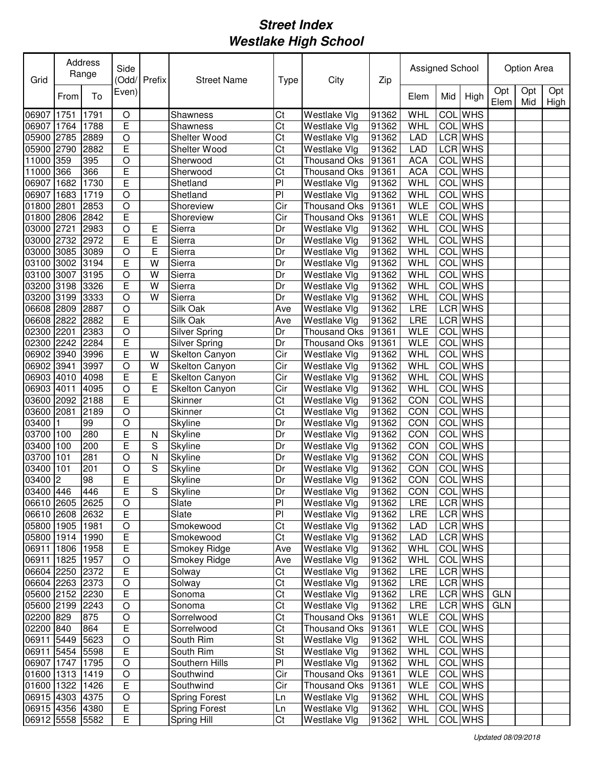# *Street Index*
# *Westlake High School*

| Grid | Address Range | | Side (Odd/ Even) | Prefix | Street Name | Type | City | Zip | Assigned School | | | Option Area | | |
|---|---|---|---|---|---|---|---|---|---|---|---|---|---|---|
| | From | To | | | | | | | Elem | Mid | High | Opt Elem | Opt Mid | Opt High |
| 06907 | 1751 | 1791 | O | | Shawness | Ct | Westlake Vlg | 91362 | WHL | COL | WHS | | | |
| 06907 | 1764 | 1788 | E | | Shawness | Ct | Westlake Vlg | 91362 | WHL | COL | WHS | | | |
| 05900 | 2785 | 2889 | O | | Shelter Wood | Ct | Westlake Vlg | 91362 | LAD | LCR | WHS | | | |
| 05900 | 2790 | 2882 | E | | Shelter Wood | Ct | Westlake Vlg | 91362 | LAD | LCR | WHS | | | |
| 11000 | 359 | 395 | O | | Sherwood | Ct | Thousand Oks | 91361 | ACA | COL | WHS | | | |
| 11000 | 366 | 366 | E | | Sherwood | Ct | Thousand Oks | 91361 | ACA | COL | WHS | | | |
| 06907 | 1682 | 1730 | E | | Shetland | Pl | Westlake Vlg | 91362 | WHL | COL | WHS | | | |
| 06907 | 1683 | 1719 | O | | Shetland | Pl | Westlake Vlg | 91362 | WHL | COL | WHS | | | |
| 01800 | 2801 | 2853 | O | | Shoreview | Cir | Thousand Oks | 91361 | WLE | COL | WHS | | | |
| 01800 | 2806 | 2842 | E | | Shoreview | Cir | Thousand Oks | 91361 | WLE | COL | WHS | | | |
| 03000 | 2721 | 2983 | O | E | Sierra | Dr | Westlake Vlg | 91362 | WHL | COL | WHS | | | |
| 03000 | 2732 | 2972 | E | E | Sierra | Dr | Westlake Vlg | 91362 | WHL | COL | WHS | | | |
| 03000 | 3085 | 3089 | O | E | Sierra | Dr | Westlake Vlg | 91362 | WHL | COL | WHS | | | |
| 03100 | 3002 | 3194 | E | W | Sierra | Dr | Westlake Vlg | 91362 | WHL | COL | WHS | | | |
| 03100 | 3007 | 3195 | O | W | Sierra | Dr | Westlake Vlg | 91362 | WHL | COL | WHS | | | |
| 03200 | 3198 | 3326 | E | W | Sierra | Dr | Westlake Vlg | 91362 | WHL | COL | WHS | | | |
| 03200 | 3199 | 3333 | O | W | Sierra | Dr | Westlake Vlg | 91362 | WHL | COL | WHS | | | |
| 06608 | 2809 | 2887 | O | | Silk Oak | Ave | Westlake Vlg | 91362 | LRE | LCR | WHS | | | |
| 06608 | 2822 | 2882 | E | | Silk Oak | Ave | Westlake Vlg | 91362 | LRE | LCR | WHS | | | |
| 02300 | 2201 | 2383 | O | | Silver Spring | Dr | Thousand Oks | 91361 | WLE | COL | WHS | | | |
| 02300 | 2242 | 2284 | E | | Silver Spring | Dr | Thousand Oks | 91361 | WLE | COL | WHS | | | |
| 06902 | 3940 | 3996 | E | W | Skelton Canyon | Cir | Westlake Vlg | 91362 | WHL | COL | WHS | | | |
| 06902 | 3941 | 3997 | O | W | Skelton Canyon | Cir | Westlake Vlg | 91362 | WHL | COL | WHS | | | |
| 06903 | 4010 | 4098 | E | E | Skelton Canyon | Cir | Westlake Vlg | 91362 | WHL | COL | WHS | | | |
| 06903 | 4011 | 4095 | O | E | Skelton Canyon | Cir | Westlake Vlg | 91362 | WHL | COL | WHS | | | |
| 03600 | 2092 | 2188 | E | | Skinner | Ct | Westlake Vlg | 91362 | CON | COL | WHS | | | |
| 03600 | 2081 | 2189 | O | | Skinner | Ct | Westlake Vlg | 91362 | CON | COL | WHS | | | |
| 03400 | 1 | 99 | O | | Skyline | Dr | Westlake Vlg | 91362 | CON | COL | WHS | | | |
| 03700 | 100 | 280 | E | N | Skyline | Dr | Westlake Vlg | 91362 | CON | COL | WHS | | | |
| 03400 | 100 | 200 | E | S | Skyline | Dr | Westlake Vlg | 91362 | CON | COL | WHS | | | |
| 03700 | 101 | 281 | O | N | Skyline | Dr | Westlake Vlg | 91362 | CON | COL | WHS | | | |
| 03400 | 101 | 201 | O | S | Skyline | Dr | Westlake Vlg | 91362 | CON | COL | WHS | | | |
| 03400 | 2 | 98 | E | | Skyline | Dr | Westlake Vlg | 91362 | CON | COL | WHS | | | |
| 03400 | 446 | 446 | E | S | Skyline | Dr | Westlake Vlg | 91362 | CON | COL | WHS | | | |
| 06610 | 2605 | 2625 | O | | Slate | Pl | Westlake Vlg | 91362 | LRE | LCR | WHS | | | |
| 06610 | 2608 | 2632 | E | | Slate | Pl | Westlake Vlg | 91362 | LRE | LCR | WHS | | | |
| 05800 | 1905 | 1981 | O | | Smokewood | Ct | Westlake Vlg | 91362 | LAD | LCR | WHS | | | |
| 05800 | 1914 | 1990 | E | | Smokewood | Ct | Westlake Vlg | 91362 | LAD | LCR | WHS | | | |
| 06911 | 1806 | 1958 | E | | Smokey Ridge | Ave | Westlake Vlg | 91362 | WHL | COL | WHS | | | |
| 06911 | 1825 | 1957 | O | | Smokey Ridge | Ave | Westlake Vlg | 91362 | WHL | COL | WHS | | | |
| 06604 | 2250 | 2372 | E | | Solway | Ct | Westlake Vlg | 91362 | LRE | LCR | WHS | | | |
| 06604 | 2263 | 2373 | O | | Solway | Ct | Westlake Vlg | 91362 | LRE | LCR | WHS | | | |
| 05600 | 2152 | 2230 | E | | Sonoma | Ct | Westlake Vlg | 91362 | LRE | LCR | WHS | GLN | | |
| 05600 | 2199 | 2243 | O | | Sonoma | Ct | Westlake Vlg | 91362 | LRE | LCR | WHS | GLN | | |
| 02200 | 829 | 875 | O | | Sorrelwood | Ct | Thousand Oks | 91361 | WLE | COL | WHS | | | |
| 02200 | 840 | 864 | E | | Sorrelwood | Ct | Thousand Oks | 91361 | WLE | COL | WHS | | | |
| 06911 | 5449 | 5623 | O | | South Rim | St | Westlake Vlg | 91362 | WHL | COL | WHS | | | |
| 06911 | 5454 | 5598 | E | | South Rim | St | Westlake Vlg | 91362 | WHL | COL | WHS | | | |
| 06907 | 1747 | 1795 | O | | Southern Hills | Pl | Westlake Vlg | 91362 | WHL | COL | WHS | | | |
| 01600 | 1313 | 1419 | O | | Southwind | Cir | Thousand Oks | 91361 | WLE | COL | WHS | | | |
| 01600 | 1322 | 1426 | E | | Southwind | Cir | Thousand Oks | 91361 | WLE | COL | WHS | | | |
| 06915 | 4303 | 4375 | O | | Spring Forest | Ln | Westlake Vlg | 91362 | WHL | COL | WHS | | | |
| 06915 | 4356 | 4380 | E | | Spring Forest | Ln | Westlake Vlg | 91362 | WHL | COL | WHS | | | |
| 06912 | 5558 | 5582 | E | | Spring Hill | Ct | Westlake Vlg | 91362 | WHL | COL | WHS | | | |

*Updated 08/09/2018*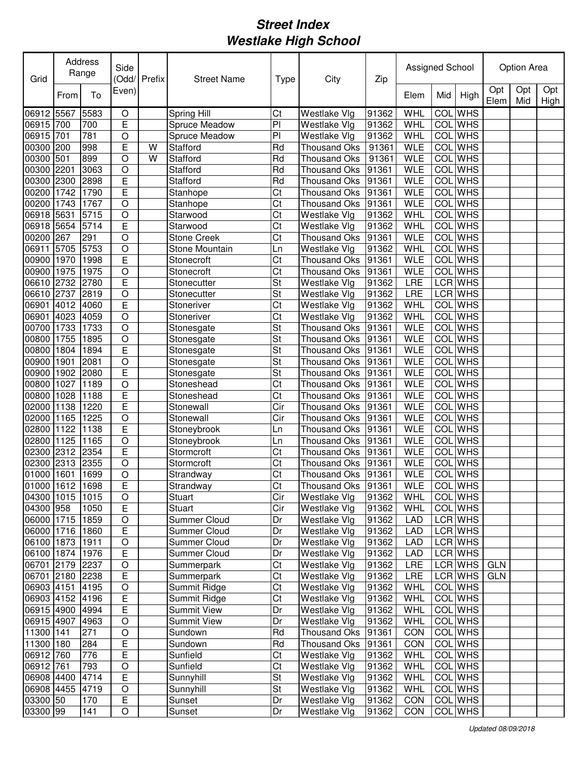# *Street Index*
# *Westlake High School*

| Grid | Address Range | | Side (Odd/ Even) | Prefix | Street Name | Type | City | Zip | Assigned School | | | Option Area | | |
|---|---|---|---|---|---|---|---|---|---|---|---|---|---|---|
| | From | To | | | | | | | Elem | Mid | High | Opt Elem | Opt Mid | Opt High |
| 06912 | 5567 | 5583 | O | | Spring Hill | Ct | Westlake Vlg | 91362 | WHL | COL | WHS | | | |
| 06915 | 700 | 700 | E | | Spruce Meadow | Pl | Westlake Vlg | 91362 | WHL | COL | WHS | | | |
| 06915 | 701 | 781 | O | | Spruce Meadow | Pl | Westlake Vlg | 91362 | WHL | COL | WHS | | | |
| 00300 | 200 | 998 | E | W | Stafford | Rd | Thousand Oks | 91361 | WLE | COL | WHS | | | |
| 00300 | 501 | 899 | O | W | Stafford | Rd | Thousand Oks | 91361 | WLE | COL | WHS | | | |
| 00300 | 2201 | 3063 | O | | Stafford | Rd | Thousand Oks | 91361 | WLE | COL | WHS | | | |
| 00300 | 2300 | 2898 | E | | Stafford | Rd | Thousand Oks | 91361 | WLE | COL | WHS | | | |
| 00200 | 1742 | 1790 | E | | Stanhope | Ct | Thousand Oks | 91361 | WLE | COL | WHS | | | |
| 00200 | 1743 | 1767 | O | | Stanhope | Ct | Thousand Oks | 91361 | WLE | COL | WHS | | | |
| 06918 | 5631 | 5715 | O | | Starwood | Ct | Westlake Vlg | 91362 | WHL | COL | WHS | | | |
| 06918 | 5654 | 5714 | E | | Starwood | Ct | Westlake Vlg | 91362 | WHL | COL | WHS | | | |
| 00200 | 267 | 291 | O | | Stone Creek | Ct | Thousand Oks | 91361 | WLE | COL | WHS | | | |
| 06911 | 5705 | 5753 | O | | Stone Mountain | Ln | Westlake Vlg | 91362 | WHL | COL | WHS | | | |
| 00900 | 1970 | 1998 | E | | Stonecroft | Ct | Thousand Oks | 91361 | WLE | COL | WHS | | | |
| 00900 | 1975 | 1975 | O | | Stonecroft | Ct | Thousand Oks | 91361 | WLE | COL | WHS | | | |
| 06610 | 2732 | 2780 | E | | Stonecutter | St | Westlake Vlg | 91362 | LRE | LCR | WHS | | | |
| 06610 | 2737 | 2819 | O | | Stonecutter | St | Westlake Vlg | 91362 | LRE | LCR | WHS | | | |
| 06901 | 4012 | 4060 | E | | Stoneriver | Ct | Westlake Vlg | 91362 | WHL | COL | WHS | | | |
| 06901 | 4023 | 4059 | O | | Stoneriver | Ct | Westlake Vlg | 91362 | WHL | COL | WHS | | | |
| 00700 | 1733 | 1733 | O | | Stonesgate | St | Thousand Oks | 91361 | WLE | COL | WHS | | | |
| 00800 | 1755 | 1895 | O | | Stonesgate | St | Thousand Oks | 91361 | WLE | COL | WHS | | | |
| 00800 | 1804 | 1894 | E | | Stonesgate | St | Thousand Oks | 91361 | WLE | COL | WHS | | | |
| 00900 | 1901 | 2081 | O | | Stonesgate | St | Thousand Oks | 91361 | WLE | COL | WHS | | | |
| 00900 | 1902 | 2080 | E | | Stonesgate | St | Thousand Oks | 91361 | WLE | COL | WHS | | | |
| 00800 | 1027 | 1189 | O | | Stoneshead | Ct | Thousand Oks | 91361 | WLE | COL | WHS | | | |
| 00800 | 1028 | 1188 | E | | Stoneshead | Ct | Thousand Oks | 91361 | WLE | COL | WHS | | | |
| 02000 | 1138 | 1220 | E | | Stonewall | Cir | Thousand Oks | 91361 | WLE | COL | WHS | | | |
| 02000 | 1165 | 1225 | O | | Stonewall | Cir | Thousand Oks | 91361 | WLE | COL | WHS | | | |
| 02800 | 1122 | 1138 | E | | Stoneybrook | Ln | Thousand Oks | 91361 | WLE | COL | WHS | | | |
| 02800 | 1125 | 1165 | O | | Stoneybrook | Ln | Thousand Oks | 91361 | WLE | COL | WHS | | | |
| 02300 | 2312 | 2354 | E | | Stormcroft | Ct | Thousand Oks | 91361 | WLE | COL | WHS | | | |
| 02300 | 2313 | 2355 | O | | Stormcroft | Ct | Thousand Oks | 91361 | WLE | COL | WHS | | | |
| 01000 | 1601 | 1699 | O | | Strandway | Ct | Thousand Oks | 91361 | WLE | COL | WHS | | | |
| 01000 | 1612 | 1698 | E | | Strandway | Ct | Thousand Oks | 91361 | WLE | COL | WHS | | | |
| 04300 | 1015 | 1015 | O | | Stuart | Cir | Westlake Vlg | 91362 | WHL | COL | WHS | | | |
| 04300 | 958 | 1050 | E | | Stuart | Cir | Westlake Vlg | 91362 | WHL | COL | WHS | | | |
| 06000 | 1715 | 1859 | O | | Summer Cloud | Dr | Westlake Vlg | 91362 | LAD | LCR | WHS | | | |
| 06000 | 1716 | 1860 | E | | Summer Cloud | Dr | Westlake Vlg | 91362 | LAD | LCR | WHS | | | |
| 06100 | 1873 | 1911 | O | | Summer Cloud | Dr | Westlake Vlg | 91362 | LAD | LCR | WHS | | | |
| 06100 | 1874 | 1976 | E | | Summer Cloud | Dr | Westlake Vlg | 91362 | LAD | LCR | WHS | | | |
| 06701 | 2179 | 2237 | O | | Summerpark | Ct | Westlake Vlg | 91362 | LRE | LCR | WHS | GLN | | |
| 06701 | 2180 | 2238 | E | | Summerpark | Ct | Westlake Vlg | 91362 | LRE | LCR | WHS | GLN | | |
| 06903 | 4151 | 4195 | O | | Summit Ridge | Ct | Westlake Vlg | 91362 | WHL | COL | WHS | | | |
| 06903 | 4152 | 4196 | E | | Summit Ridge | Ct | Westlake Vlg | 91362 | WHL | COL | WHS | | | |
| 06915 | 4900 | 4994 | E | | Summit View | Dr | Westlake Vlg | 91362 | WHL | COL | WHS | | | |
| 06915 | 4907 | 4963 | O | | Summit View | Dr | Westlake Vlg | 91362 | WHL | COL | WHS | | | |
| 11300 | 141 | 271 | O | | Sundown | Rd | Thousand Oks | 91361 | CON | COL | WHS | | | |
| 11300 | 180 | 284 | E | | Sundown | Rd | Thousand Oks | 91361 | CON | COL | WHS | | | |
| 06912 | 760 | 776 | E | | Sunfield | Ct | Westlake Vlg | 91362 | WHL | COL | WHS | | | |
| 06912 | 761 | 793 | O | | Sunfield | Ct | Westlake Vlg | 91362 | WHL | COL | WHS | | | |
| 06908 | 4400 | 4714 | E | | Sunnyhill | St | Westlake Vlg | 91362 | WHL | COL | WHS | | | |
| 06908 | 4455 | 4719 | O | | Sunnyhill | St | Westlake Vlg | 91362 | WHL | COL | WHS | | | |
| 03300 | 50 | 170 | E | | Sunset | Dr | Westlake Vlg | 91362 | CON | COL | WHS | | | |
| 03300 | 99 | 141 | O | | Sunset | Dr | Westlake Vlg | 91362 | CON | COL | WHS | | | |

*Updated 08/09/2018*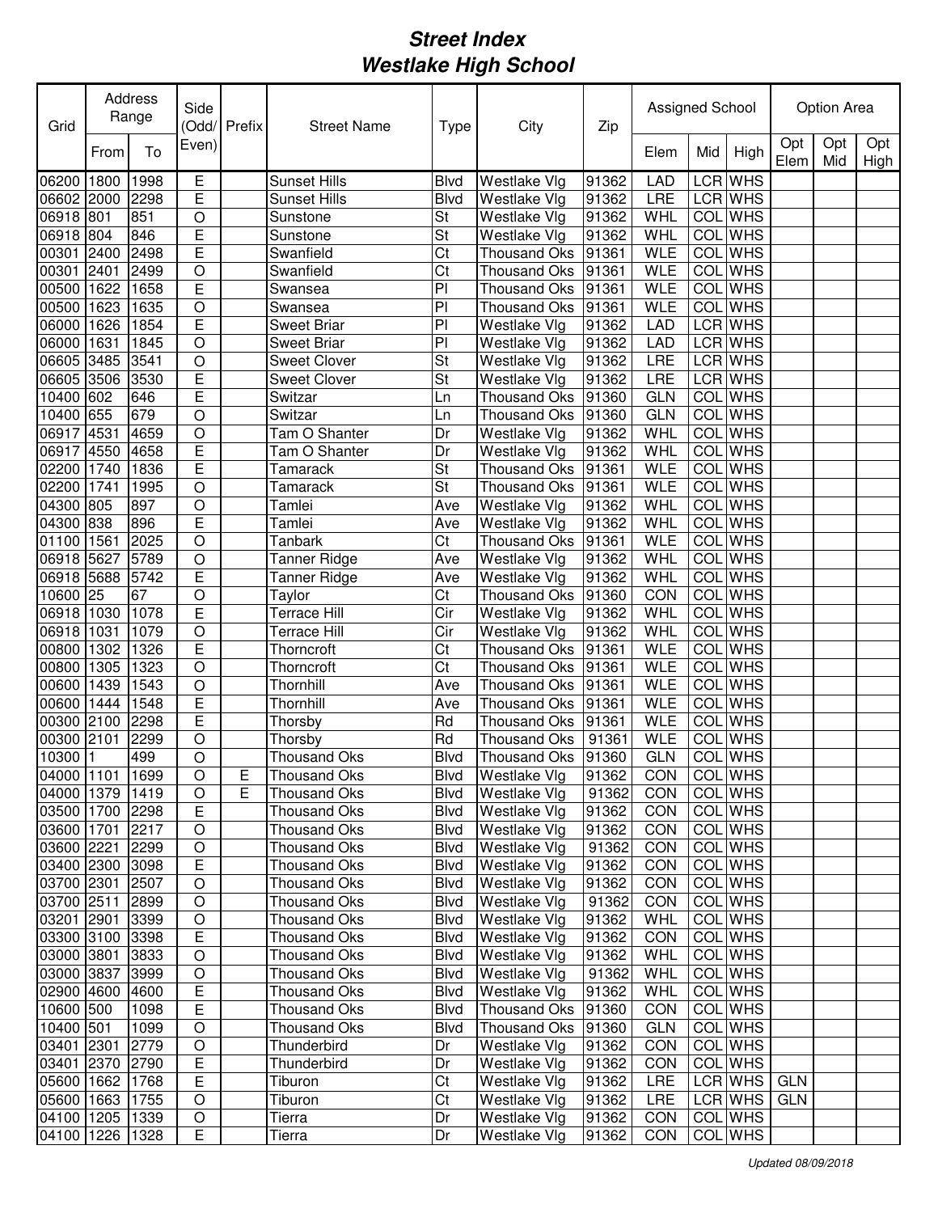# Street Index
# Westlake High School

| Grid | Address Range | | Side (Odd/ Even) | Prefix | Street Name | Type | City | Zip | Assigned School | | | Option Area | | |
|---|---|---|---|---|---|---|---|---|---|---|---|---|---|---|
| | From | To | | | | | | | Elem | Mid | High | Opt Elem | Opt Mid | Opt High |
| 06200 | 1800 | 1998 | E | | Sunset Hills | Blvd | Westlake Vlg | 91362 | LAD | LCR | WHS | | | |
| 06602 | 2000 | 2298 | E | | Sunset Hills | Blvd | Westlake Vlg | 91362 | LRE | LCR | WHS | | | |
| 06918 | 801 | 851 | O | | Sunstone | St | Westlake Vlg | 91362 | WHL | COL | WHS | | | |
| 06918 | 804 | 846 | E | | Sunstone | St | Westlake Vlg | 91362 | WHL | COL | WHS | | | |
| 00301 | 2400 | 2498 | E | | Swanfield | Ct | Thousand Oks | 91361 | WLE | COL | WHS | | | |
| 00301 | 2401 | 2499 | O | | Swanfield | Ct | Thousand Oks | 91361 | WLE | COL | WHS | | | |
| 00500 | 1622 | 1658 | E | | Swansea | Pl | Thousand Oks | 91361 | WLE | COL | WHS | | | |
| 00500 | 1623 | 1635 | O | | Swansea | Pl | Thousand Oks | 91361 | WLE | COL | WHS | | | |
| 06000 | 1626 | 1854 | E | | Sweet Briar | Pl | Westlake Vlg | 91362 | LAD | LCR | WHS | | | |
| 06000 | 1631 | 1845 | O | | Sweet Briar | Pl | Westlake Vlg | 91362 | LAD | LCR | WHS | | | |
| 06605 | 3485 | 3541 | O | | Sweet Clover | St | Westlake Vlg | 91362 | LRE | LCR | WHS | | | |
| 06605 | 3506 | 3530 | E | | Sweet Clover | St | Westlake Vlg | 91362 | LRE | LCR | WHS | | | |
| 10400 | 602 | 646 | E | | Switzar | Ln | Thousand Oks | 91360 | GLN | COL | WHS | | | |
| 10400 | 655 | 679 | O | | Switzar | Ln | Thousand Oks | 91360 | GLN | COL | WHS | | | |
| 06917 | 4531 | 4659 | O | | Tam O Shanter | Dr | Westlake Vlg | 91362 | WHL | COL | WHS | | | |
| 06917 | 4550 | 4658 | E | | Tam O Shanter | Dr | Westlake Vlg | 91362 | WHL | COL | WHS | | | |
| 02200 | 1740 | 1836 | E | | Tamarack | St | Thousand Oks | 91361 | WLE | COL | WHS | | | |
| 02200 | 1741 | 1995 | O | | Tamarack | St | Thousand Oks | 91361 | WLE | COL | WHS | | | |
| 04300 | 805 | 897 | O | | Tamlei | Ave | Westlake Vlg | 91362 | WHL | COL | WHS | | | |
| 04300 | 838 | 896 | E | | Tamlei | Ave | Westlake Vlg | 91362 | WHL | COL | WHS | | | |
| 01100 | 1561 | 2025 | O | | Tanbark | Ct | Thousand Oks | 91361 | WLE | COL | WHS | | | |
| 06918 | 5627 | 5789 | O | | Tanner Ridge | Ave | Westlake Vlg | 91362 | WHL | COL | WHS | | | |
| 06918 | 5688 | 5742 | E | | Tanner Ridge | Ave | Westlake Vlg | 91362 | WHL | COL | WHS | | | |
| 10600 | 25 | 67 | O | | Taylor | Ct | Thousand Oks | 91360 | CON | COL | WHS | | | |
| 06918 | 1030 | 1078 | E | | Terrace Hill | Cir | Westlake Vlg | 91362 | WHL | COL | WHS | | | |
| 06918 | 1031 | 1079 | O | | Terrace Hill | Cir | Westlake Vlg | 91362 | WHL | COL | WHS | | | |
| 00800 | 1302 | 1326 | E | | Thorncroft | Ct | Thousand Oks | 91361 | WLE | COL | WHS | | | |
| 00800 | 1305 | 1323 | O | | Thorncroft | Ct | Thousand Oks | 91361 | WLE | COL | WHS | | | |
| 00600 | 1439 | 1543 | O | | Thornhill | Ave | Thousand Oks | 91361 | WLE | COL | WHS | | | |
| 00600 | 1444 | 1548 | E | | Thornhill | Ave | Thousand Oks | 91361 | WLE | COL | WHS | | | |
| 00300 | 2100 | 2298 | E | | Thorsby | Rd | Thousand Oks | 91361 | WLE | COL | WHS | | | |
| 00300 | 2101 | 2299 | O | | Thorsby | Rd | Thousand Oks | 91361 | WLE | COL | WHS | | | |
| 10300 | 1 | 499 | O | | Thousand Oks | Blvd | Thousand Oks | 91360 | GLN | COL | WHS | | | |
| 04000 | 1101 | 1699 | O | E | Thousand Oks | Blvd | Westlake Vlg | 91362 | CON | COL | WHS | | | |
| 04000 | 1379 | 1419 | O | E | Thousand Oks | Blvd | Westlake Vlg | 91362 | CON | COL | WHS | | | |
| 03500 | 1700 | 2298 | E | | Thousand Oks | Blvd | Westlake Vlg | 91362 | CON | COL | WHS | | | |
| 03600 | 1701 | 2217 | O | | Thousand Oks | Blvd | Westlake Vlg | 91362 | CON | COL | WHS | | | |
| 03600 | 2221 | 2299 | O | | Thousand Oks | Blvd | Westlake Vlg | 91362 | CON | COL | WHS | | | |
| 03400 | 2300 | 3098 | E | | Thousand Oks | Blvd | Westlake Vlg | 91362 | CON | COL | WHS | | | |
| 03700 | 2301 | 2507 | O | | Thousand Oks | Blvd | Westlake Vlg | 91362 | CON | COL | WHS | | | |
| 03700 | 2511 | 2899 | O | | Thousand Oks | Blvd | Westlake Vlg | 91362 | CON | COL | WHS | | | |
| 03201 | 2901 | 3399 | O | | Thousand Oks | Blvd | Westlake Vlg | 91362 | WHL | COL | WHS | | | |
| 03300 | 3100 | 3398 | E | | Thousand Oks | Blvd | Westlake Vlg | 91362 | CON | COL | WHS | | | |
| 03000 | 3801 | 3833 | O | | Thousand Oks | Blvd | Westlake Vlg | 91362 | WHL | COL | WHS | | | |
| 03000 | 3837 | 3999 | O | | Thousand Oks | Blvd | Westlake Vlg | 91362 | WHL | COL | WHS | | | |
| 02900 | 4600 | 4600 | E | | Thousand Oks | Blvd | Westlake Vlg | 91362 | WHL | COL | WHS | | | |
| 10600 | 500 | 1098 | E | | Thousand Oks | Blvd | Thousand Oks | 91360 | CON | COL | WHS | | | |
| 10400 | 501 | 1099 | O | | Thousand Oks | Blvd | Thousand Oks | 91360 | GLN | COL | WHS | | | |
| 03401 | 2301 | 2779 | O | | Thunderbird | Dr | Westlake Vlg | 91362 | CON | COL | WHS | | | |
| 03401 | 2370 | 2790 | E | | Thunderbird | Dr | Westlake Vlg | 91362 | CON | COL | WHS | | | |
| 05600 | 1662 | 1768 | E | | Tiburon | Ct | Westlake Vlg | 91362 | LRE | LCR | WHS | GLN | | |
| 05600 | 1663 | 1755 | O | | Tiburon | Ct | Westlake Vlg | 91362 | LRE | LCR | WHS | GLN | | |
| 04100 | 1205 | 1339 | O | | Tierra | Dr | Westlake Vlg | 91362 | CON | COL | WHS | | | |
| 04100 | 1226 | 1328 | E | | Tierra | Dr | Westlake Vlg | 91362 | CON | COL | WHS | | | |

*Updated 08/09/2018*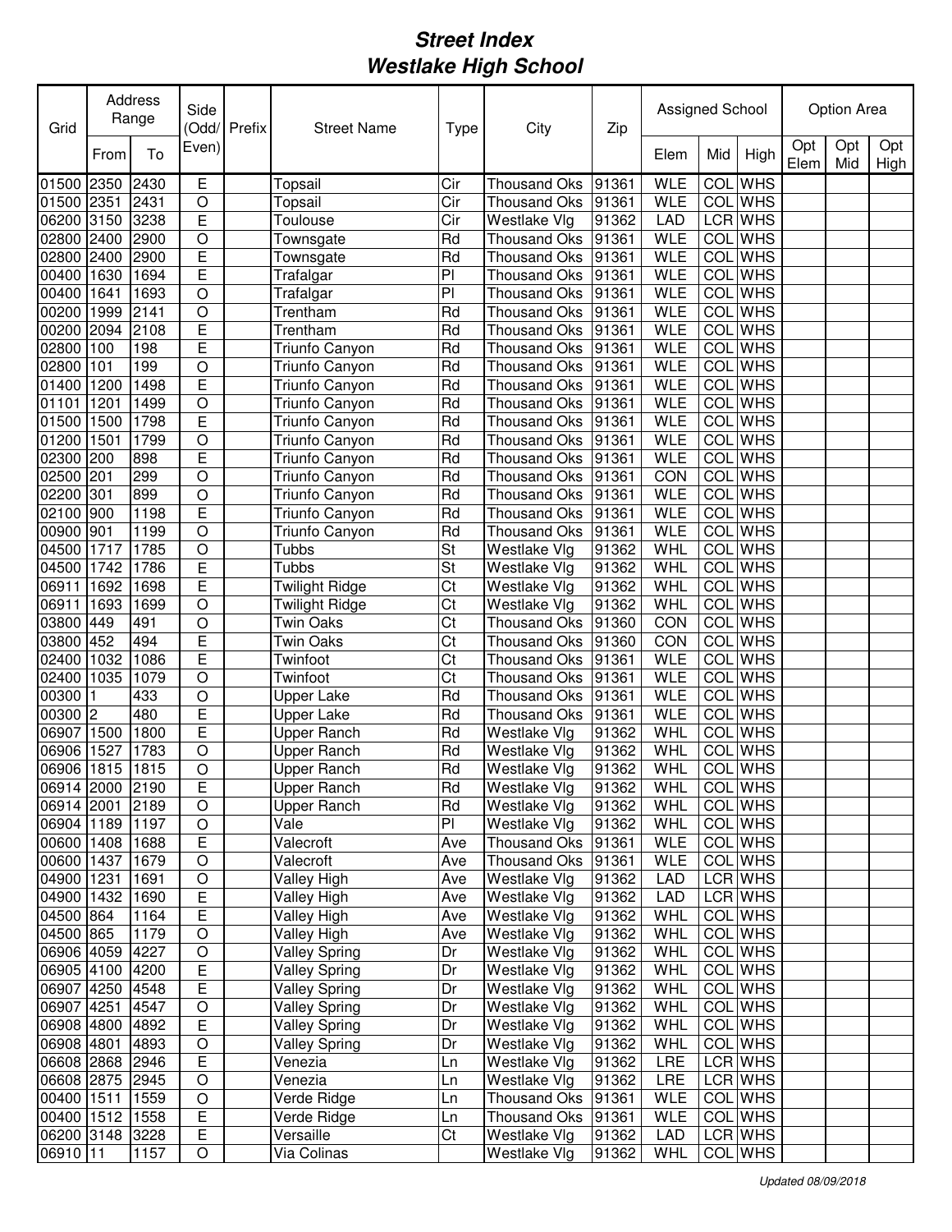# Street Index
# Westlake High School

| Grid | Address Range | | Side (Odd/ Even) | Prefix | Street Name | Type | City | Zip | Assigned School | | | Option Area | | |
|---|---|---|---|---|---|---|---|---|---|---|---|---|---|---|
| | From | To | | | | | | | Elem | Mid | High | Opt Elem | Opt Mid | Opt High |
| 01500 | 2350 | 2430 | E | | Topsail | Cir | Thousand Oks | 91361 | WLE | COL | WHS | | | |
| 01500 | 2351 | 2431 | O | | Topsail | Cir | Thousand Oks | 91361 | WLE | COL | WHS | | | |
| 06200 | 3150 | 3238 | E | | Toulouse | Cir | Westlake Vlg | 91362 | LAD | LCR | WHS | | | |
| 02800 | 2400 | 2900 | O | | Townsgate | Rd | Thousand Oks | 91361 | WLE | COL | WHS | | | |
| 02800 | 2400 | 2900 | E | | Townsgate | Rd | Thousand Oks | 91361 | WLE | COL | WHS | | | |
| 00400 | 1630 | 1694 | E | | Trafalgar | Pl | Thousand Oks | 91361 | WLE | COL | WHS | | | |
| 00400 | 1641 | 1693 | O | | Trafalgar | Pl | Thousand Oks | 91361 | WLE | COL | WHS | | | |
| 00200 | 1999 | 2141 | O | | Trentham | Rd | Thousand Oks | 91361 | WLE | COL | WHS | | | |
| 00200 | 2094 | 2108 | E | | Trentham | Rd | Thousand Oks | 91361 | WLE | COL | WHS | | | |
| 02800 | 100 | 198 | E | | Triunfo Canyon | Rd | Thousand Oks | 91361 | WLE | COL | WHS | | | |
| 02800 | 101 | 199 | O | | Triunfo Canyon | Rd | Thousand Oks | 91361 | WLE | COL | WHS | | | |
| 01400 | 1200 | 1498 | E | | Triunfo Canyon | Rd | Thousand Oks | 91361 | WLE | COL | WHS | | | |
| 01101 | 1201 | 1499 | O | | Triunfo Canyon | Rd | Thousand Oks | 91361 | WLE | COL | WHS | | | |
| 01500 | 1500 | 1798 | E | | Triunfo Canyon | Rd | Thousand Oks | 91361 | WLE | COL | WHS | | | |
| 01200 | 1501 | 1799 | O | | Triunfo Canyon | Rd | Thousand Oks | 91361 | WLE | COL | WHS | | | |
| 02300 | 200 | 898 | E | | Triunfo Canyon | Rd | Thousand Oks | 91361 | WLE | COL | WHS | | | |
| 02500 | 201 | 299 | O | | Triunfo Canyon | Rd | Thousand Oks | 91361 | CON | COL | WHS | | | |
| 02200 | 301 | 899 | O | | Triunfo Canyon | Rd | Thousand Oks | 91361 | WLE | COL | WHS | | | |
| 02100 | 900 | 1198 | E | | Triunfo Canyon | Rd | Thousand Oks | 91361 | WLE | COL | WHS | | | |
| 00900 | 901 | 1199 | O | | Triunfo Canyon | Rd | Thousand Oks | 91361 | WLE | COL | WHS | | | |
| 04500 | 1717 | 1785 | O | | Tubbs | St | Westlake Vlg | 91362 | WHL | COL | WHS | | | |
| 04500 | 1742 | 1786 | E | | Tubbs | St | Westlake Vlg | 91362 | WHL | COL | WHS | | | |
| 06911 | 1692 | 1698 | E | | Twilight Ridge | Ct | Westlake Vlg | 91362 | WHL | COL | WHS | | | |
| 06911 | 1693 | 1699 | O | | Twilight Ridge | Ct | Westlake Vlg | 91362 | WHL | COL | WHS | | | |
| 03800 | 449 | 491 | O | | Twin Oaks | Ct | Thousand Oks | 91360 | CON | COL | WHS | | | |
| 03800 | 452 | 494 | E | | Twin Oaks | Ct | Thousand Oks | 91360 | CON | COL | WHS | | | |
| 02400 | 1032 | 1086 | E | | Twinfoot | Ct | Thousand Oks | 91361 | WLE | COL | WHS | | | |
| 02400 | 1035 | 1079 | O | | Twinfoot | Ct | Thousand Oks | 91361 | WLE | COL | WHS | | | |
| 00300 | 1 | 433 | O | | Upper Lake | Rd | Thousand Oks | 91361 | WLE | COL | WHS | | | |
| 00300 | 2 | 480 | E | | Upper Lake | Rd | Thousand Oks | 91361 | WLE | COL | WHS | | | |
| 06907 | 1500 | 1800 | E | | Upper Ranch | Rd | Westlake Vlg | 91362 | WHL | COL | WHS | | | |
| 06906 | 1527 | 1783 | O | | Upper Ranch | Rd | Westlake Vlg | 91362 | WHL | COL | WHS | | | |
| 06906 | 1815 | 1815 | O | | Upper Ranch | Rd | Westlake Vlg | 91362 | WHL | COL | WHS | | | |
| 06914 | 2000 | 2190 | E | | Upper Ranch | Rd | Westlake Vlg | 91362 | WHL | COL | WHS | | | |
| 06914 | 2001 | 2189 | O | | Upper Ranch | Rd | Westlake Vlg | 91362 | WHL | COL | WHS | | | |
| 06904 | 1189 | 1197 | O | | Vale | Pl | Westlake Vlg | 91362 | WHL | COL | WHS | | | |
| 00600 | 1408 | 1688 | E | | Valecroft | Ave | Thousand Oks | 91361 | WLE | COL | WHS | | | |
| 00600 | 1437 | 1679 | O | | Valecroft | Ave | Thousand Oks | 91361 | WLE | COL | WHS | | | |
| 04900 | 1231 | 1691 | O | | Valley High | Ave | Westlake Vlg | 91362 | LAD | LCR | WHS | | | |
| 04900 | 1432 | 1690 | E | | Valley High | Ave | Westlake Vlg | 91362 | LAD | LCR | WHS | | | |
| 04500 | 864 | 1164 | E | | Valley High | Ave | Westlake Vlg | 91362 | WHL | COL | WHS | | | |
| 04500 | 865 | 1179 | O | | Valley High | Ave | Westlake Vlg | 91362 | WHL | COL | WHS | | | |
| 06906 | 4059 | 4227 | O | | Valley Spring | Dr | Westlake Vlg | 91362 | WHL | COL | WHS | | | |
| 06905 | 4100 | 4200 | E | | Valley Spring | Dr | Westlake Vlg | 91362 | WHL | COL | WHS | | | |
| 06907 | 4250 | 4548 | E | | Valley Spring | Dr | Westlake Vlg | 91362 | WHL | COL | WHS | | | |
| 06907 | 4251 | 4547 | O | | Valley Spring | Dr | Westlake Vlg | 91362 | WHL | COL | WHS | | | |
| 06908 | 4800 | 4892 | E | | Valley Spring | Dr | Westlake Vlg | 91362 | WHL | COL | WHS | | | |
| 06908 | 4801 | 4893 | O | | Valley Spring | Dr | Westlake Vlg | 91362 | WHL | COL | WHS | | | |
| 06608 | 2868 | 2946 | E | | Venezia | Ln | Westlake Vlg | 91362 | LRE | LCR | WHS | | | |
| 06608 | 2875 | 2945 | O | | Venezia | Ln | Westlake Vlg | 91362 | LRE | LCR | WHS | | | |
| 00400 | 1511 | 1559 | O | | Verde Ridge | Ln | Thousand Oks | 91361 | WLE | COL | WHS | | | |
| 00400 | 1512 | 1558 | E | | Verde Ridge | Ln | Thousand Oks | 91361 | WLE | COL | WHS | | | |
| 06200 | 3148 | 3228 | E | | Versaille | Ct | Westlake Vlg | 91362 | LAD | LCR | WHS | | | |
| 06910 | 11 | 1157 | O | | Via Colinas | | Westlake Vlg | 91362 | WHL | COL | WHS | | | |

*Updated 08/09/2018*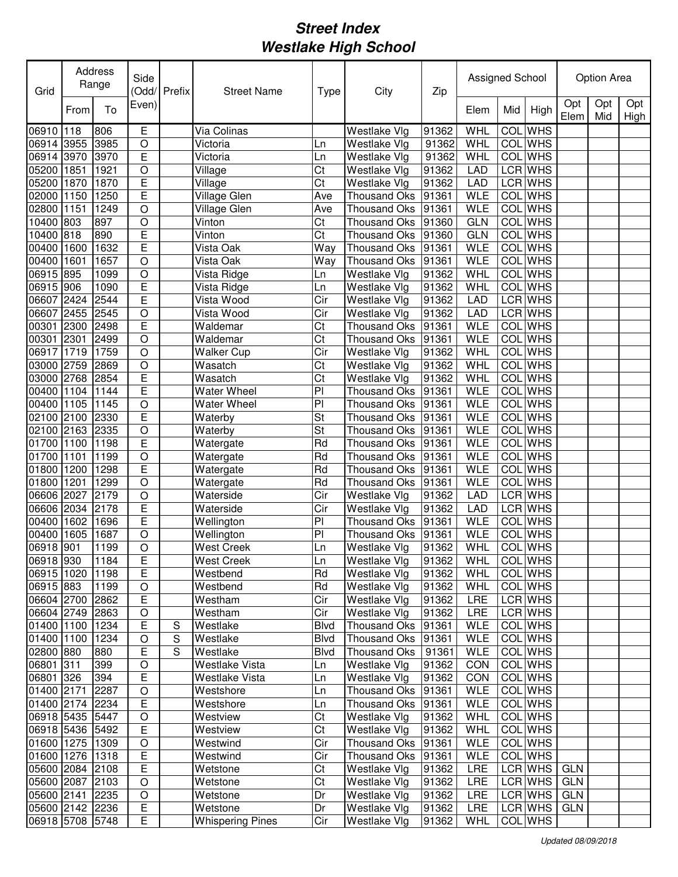# *Street Index*
# *Westlake High School*

| Grid | Address Range | | Side (Odd/ Even) | Prefix | Street Name | Type | City | Zip | Assigned School | | | Option Area | | |
|---|---|---|---|---|---|---|---|---|---|---|---|---|---|---|
| | From | To | | | | | | | Elem | Mid | High | Opt Elem | Opt Mid | Opt High |
| 06910 | 118 | 806 | E | | Via Colinas | | Westlake Vlg | 91362 | WHL | COL | WHS | | | |
| 06914 | 3955 | 3985 | O | | Victoria | Ln | Westlake Vlg | 91362 | WHL | COL | WHS | | | |
| 06914 | 3970 | 3970 | E | | Victoria | Ln | Westlake Vlg | 91362 | WHL | COL | WHS | | | |
| 05200 | 1851 | 1921 | O | | Village | Ct | Westlake Vlg | 91362 | LAD | LCR | WHS | | | |
| 05200 | 1870 | 1870 | E | | Village | Ct | Westlake Vlg | 91362 | LAD | LCR | WHS | | | |
| 02000 | 1150 | 1250 | E | | Village Glen | Ave | Thousand Oks | 91361 | WLE | COL | WHS | | | |
| 02800 | 1151 | 1249 | O | | Village Glen | Ave | Thousand Oks | 91361 | WLE | COL | WHS | | | |
| 10400 | 803 | 897 | O | | Vinton | Ct | Thousand Oks | 91360 | GLN | COL | WHS | | | |
| 10400 | 818 | 890 | E | | Vinton | Ct | Thousand Oks | 91360 | GLN | COL | WHS | | | |
| 00400 | 1600 | 1632 | E | | Vista Oak | Way | Thousand Oks | 91361 | WLE | COL | WHS | | | |
| 00400 | 1601 | 1657 | O | | Vista Oak | Way | Thousand Oks | 91361 | WLE | COL | WHS | | | |
| 06915 | 895 | 1099 | O | | Vista Ridge | Ln | Westlake Vlg | 91362 | WHL | COL | WHS | | | |
| 06915 | 906 | 1090 | E | | Vista Ridge | Ln | Westlake Vlg | 91362 | WHL | COL | WHS | | | |
| 06607 | 2424 | 2544 | E | | Vista Wood | Cir | Westlake Vlg | 91362 | LAD | LCR | WHS | | | |
| 06607 | 2455 | 2545 | O | | Vista Wood | Cir | Westlake Vlg | 91362 | LAD | LCR | WHS | | | |
| 00301 | 2300 | 2498 | E | | Waldemar | Ct | Thousand Oks | 91361 | WLE | COL | WHS | | | |
| 00301 | 2301 | 2499 | O | | Waldemar | Ct | Thousand Oks | 91361 | WLE | COL | WHS | | | |
| 06917 | 1719 | 1759 | O | | Walker Cup | Cir | Westlake Vlg | 91362 | WHL | COL | WHS | | | |
| 03000 | 2759 | 2869 | O | | Wasatch | Ct | Westlake Vlg | 91362 | WHL | COL | WHS | | | |
| 03000 | 2768 | 2854 | E | | Wasatch | Ct | Westlake Vlg | 91362 | WHL | COL | WHS | | | |
| 00400 | 1104 | 1144 | E | | Water Wheel | Pl | Thousand Oks | 91361 | WLE | COL | WHS | | | |
| 00400 | 1105 | 1145 | O | | Water Wheel | Pl | Thousand Oks | 91361 | WLE | COL | WHS | | | |
| 02100 | 2100 | 2330 | E | | Waterby | St | Thousand Oks | 91361 | WLE | COL | WHS | | | |
| 02100 | 2163 | 2335 | O | | Waterby | St | Thousand Oks | 91361 | WLE | COL | WHS | | | |
| 01700 | 1100 | 1198 | E | | Watergate | Rd | Thousand Oks | 91361 | WLE | COL | WHS | | | |
| 01700 | 1101 | 1199 | O | | Watergate | Rd | Thousand Oks | 91361 | WLE | COL | WHS | | | |
| 01800 | 1200 | 1298 | E | | Watergate | Rd | Thousand Oks | 91361 | WLE | COL | WHS | | | |
| 01800 | 1201 | 1299 | O | | Watergate | Rd | Thousand Oks | 91361 | WLE | COL | WHS | | | |
| 06606 | 2027 | 2179 | O | | Waterside | Cir | Westlake Vlg | 91362 | LAD | LCR | WHS | | | |
| 06606 | 2034 | 2178 | E | | Waterside | Cir | Westlake Vlg | 91362 | LAD | LCR | WHS | | | |
| 00400 | 1602 | 1696 | E | | Wellington | Pl | Thousand Oks | 91361 | WLE | COL | WHS | | | |
| 00400 | 1605 | 1687 | O | | Wellington | Pl | Thousand Oks | 91361 | WLE | COL | WHS | | | |
| 06918 | 901 | 1199 | O | | West Creek | Ln | Westlake Vlg | 91362 | WHL | COL | WHS | | | |
| 06918 | 930 | 1184 | E | | West Creek | Ln | Westlake Vlg | 91362 | WHL | COL | WHS | | | |
| 06915 | 1020 | 1198 | E | | Westbend | Rd | Westlake Vlg | 91362 | WHL | COL | WHS | | | |
| 06915 | 883 | 1199 | O | | Westbend | Rd | Westlake Vlg | 91362 | WHL | COL | WHS | | | |
| 06604 | 2700 | 2862 | E | | Westham | Cir | Westlake Vlg | 91362 | LRE | LCR | WHS | | | |
| 06604 | 2749 | 2863 | O | | Westham | Cir | Westlake Vlg | 91362 | LRE | LCR | WHS | | | |
| 01400 | 1100 | 1234 | E | S | Westlake | Blvd | Thousand Oks | 91361 | WLE | COL | WHS | | | |
| 01400 | 1100 | 1234 | O | S | Westlake | Blvd | Thousand Oks | 91361 | WLE | COL | WHS | | | |
| 02800 | 880 | 880 | E | S | Westlake | Blvd | Thousand Oks | 91361 | WLE | COL | WHS | | | |
| 06801 | 311 | 399 | O | | Westlake Vista | Ln | Westlake Vlg | 91362 | CON | COL | WHS | | | |
| 06801 | 326 | 394 | E | | Westlake Vista | Ln | Westlake Vlg | 91362 | CON | COL | WHS | | | |
| 01400 | 2171 | 2287 | O | | Westshore | Ln | Thousand Oks | 91361 | WLE | COL | WHS | | | |
| 01400 | 2174 | 2234 | E | | Westshore | Ln | Thousand Oks | 91361 | WLE | COL | WHS | | | |
| 06918 | 5435 | 5447 | O | | Westview | Ct | Westlake Vlg | 91362 | WHL | COL | WHS | | | |
| 06918 | 5436 | 5492 | E | | Westview | Ct | Westlake Vlg | 91362 | WHL | COL | WHS | | | |
| 01600 | 1275 | 1309 | O | | Westwind | Cir | Thousand Oks | 91361 | WLE | COL | WHS | | | |
| 01600 | 1276 | 1318 | E | | Westwind | Cir | Thousand Oks | 91361 | WLE | COL | WHS | | | |
| 05600 | 2084 | 2108 | E | | Wetstone | Ct | Westlake Vlg | 91362 | LRE | LCR | WHS | GLN | | |
| 05600 | 2087 | 2103 | O | | Wetstone | Ct | Westlake Vlg | 91362 | LRE | LCR | WHS | GLN | | |
| 05600 | 2141 | 2235 | O | | Wetstone | Dr | Westlake Vlg | 91362 | LRE | LCR | WHS | GLN | | |
| 05600 | 2142 | 2236 | E | | Wetstone | Dr | Westlake Vlg | 91362 | LRE | LCR | WHS | GLN | | |
| 06918 | 5708 | 5748 | E | | Whispering Pines | Cir | Westlake Vlg | 91362 | WHL | COL | WHS | | | |

*Updated 08/09/2018*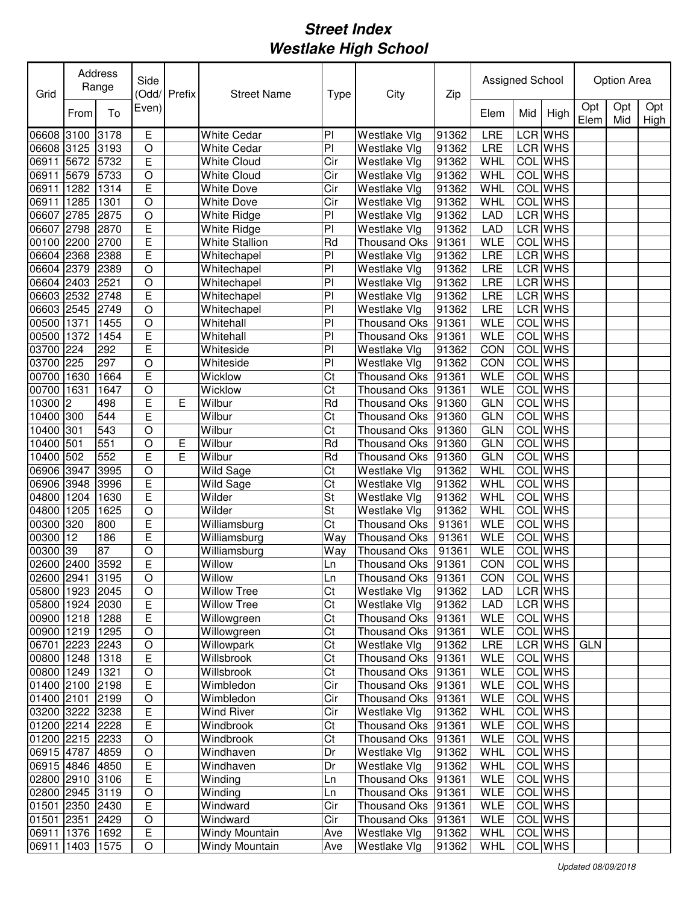# Street Index
# Westlake High School

| Grid | Address Range | | Side (Odd/ Even) | Prefix | Street Name | Type | City | Zip | Assigned School | | | Option Area | | |
|---|---|---|---|---|---|---|---|---|---|---|---|---|---|---|
| | From | To | | | | | | | Elem | Mid | High | Opt Elem | Opt Mid | Opt High |
| 06608 | 3100 | 3178 | E | | White Cedar | Pl | Westlake Vlg | 91362 | LRE | LCR | WHS | | | |
| 06608 | 3125 | 3193 | O | | White Cedar | Pl | Westlake Vlg | 91362 | LRE | LCR | WHS | | | |
| 06911 | 5672 | 5732 | E | | White Cloud | Cir | Westlake Vlg | 91362 | WHL | COL | WHS | | | |
| 06911 | 5679 | 5733 | O | | White Cloud | Cir | Westlake Vlg | 91362 | WHL | COL | WHS | | | |
| 06911 | 1282 | 1314 | E | | White Dove | Cir | Westlake Vlg | 91362 | WHL | COL | WHS | | | |
| 06911 | 1285 | 1301 | O | | White Dove | Cir | Westlake Vlg | 91362 | WHL | COL | WHS | | | |
| 06607 | 2785 | 2875 | O | | White Ridge | Pl | Westlake Vlg | 91362 | LAD | LCR | WHS | | | |
| 06607 | 2798 | 2870 | E | | White Ridge | Pl | Westlake Vlg | 91362 | LAD | LCR | WHS | | | |
| 00100 | 2200 | 2700 | E | | White Stallion | Rd | Thousand Oks | 91361 | WLE | COL | WHS | | | |
| 06604 | 2368 | 2388 | E | | Whitechapel | Pl | Westlake Vlg | 91362 | LRE | LCR | WHS | | | |
| 06604 | 2379 | 2389 | O | | Whitechapel | Pl | Westlake Vlg | 91362 | LRE | LCR | WHS | | | |
| 06604 | 2403 | 2521 | O | | Whitechapel | Pl | Westlake Vlg | 91362 | LRE | LCR | WHS | | | |
| 06603 | 2532 | 2748 | E | | Whitechapel | Pl | Westlake Vlg | 91362 | LRE | LCR | WHS | | | |
| 06603 | 2545 | 2749 | O | | Whitechapel | Pl | Westlake Vlg | 91362 | LRE | LCR | WHS | | | |
| 00500 | 1371 | 1455 | O | | Whitehall | Pl | Thousand Oks | 91361 | WLE | COL | WHS | | | |
| 00500 | 1372 | 1454 | E | | Whitehall | Pl | Thousand Oks | 91361 | WLE | COL | WHS | | | |
| 03700 | 224 | 292 | E | | Whiteside | Pl | Westlake Vlg | 91362 | CON | COL | WHS | | | |
| 03700 | 225 | 297 | O | | Whiteside | Pl | Westlake Vlg | 91362 | CON | COL | WHS | | | |
| 00700 | 1630 | 1664 | E | | Wicklow | Ct | Thousand Oks | 91361 | WLE | COL | WHS | | | |
| 00700 | 1631 | 1647 | O | | Wicklow | Ct | Thousand Oks | 91361 | WLE | COL | WHS | | | |
| 10300 | 2 | 498 | E | E | Wilbur | Rd | Thousand Oks | 91360 | GLN | COL | WHS | | | |
| 10400 | 300 | 544 | E | | Wilbur | Ct | Thousand Oks | 91360 | GLN | COL | WHS | | | |
| 10400 | 301 | 543 | O | | Wilbur | Ct | Thousand Oks | 91360 | GLN | COL | WHS | | | |
| 10400 | 501 | 551 | O | E | Wilbur | Rd | Thousand Oks | 91360 | GLN | COL | WHS | | | |
| 10400 | 502 | 552 | E | E | Wilbur | Rd | Thousand Oks | 91360 | GLN | COL | WHS | | | |
| 06906 | 3947 | 3995 | O | | Wild Sage | Ct | Westlake Vlg | 91362 | WHL | COL | WHS | | | |
| 06906 | 3948 | 3996 | E | | Wild Sage | Ct | Westlake Vlg | 91362 | WHL | COL | WHS | | | |
| 04800 | 1204 | 1630 | E | | Wilder | St | Westlake Vlg | 91362 | WHL | COL | WHS | | | |
| 04800 | 1205 | 1625 | O | | Wilder | St | Westlake Vlg | 91362 | WHL | COL | WHS | | | |
| 00300 | 320 | 800 | E | | Williamsburg | Ct | Thousand Oks | 91361 | WLE | COL | WHS | | | |
| 00300 | 12 | 186 | E | | Williamsburg | Way | Thousand Oks | 91361 | WLE | COL | WHS | | | |
| 00300 | 39 | 87 | O | | Williamsburg | Way | Thousand Oks | 91361 | WLE | COL | WHS | | | |
| 02600 | 2400 | 3592 | E | | Willow | Ln | Thousand Oks | 91361 | CON | COL | WHS | | | |
| 02600 | 2941 | 3195 | O | | Willow | Ln | Thousand Oks | 91361 | CON | COL | WHS | | | |
| 05800 | 1923 | 2045 | O | | Willow Tree | Ct | Westlake Vlg | 91362 | LAD | LCR | WHS | | | |
| 05800 | 1924 | 2030 | E | | Willow Tree | Ct | Westlake Vlg | 91362 | LAD | LCR | WHS | | | |
| 00900 | 1218 | 1288 | E | | Willowgreen | Ct | Thousand Oks | 91361 | WLE | COL | WHS | | | |
| 00900 | 1219 | 1295 | O | | Willowgreen | Ct | Thousand Oks | 91361 | WLE | COL | WHS | | | |
| 06701 | 2223 | 2243 | O | | Willowpark | Ct | Westlake Vlg | 91362 | LRE | LCR | WHS | GLN | | |
| 00800 | 1248 | 1318 | E | | Willsbrook | Ct | Thousand Oks | 91361 | WLE | COL | WHS | | | |
| 00800 | 1249 | 1321 | O | | Willsbrook | Ct | Thousand Oks | 91361 | WLE | COL | WHS | | | |
| 01400 | 2100 | 2198 | E | | Wimbledon | Cir | Thousand Oks | 91361 | WLE | COL | WHS | | | |
| 01400 | 2101 | 2199 | O | | Wimbledon | Cir | Thousand Oks | 91361 | WLE | COL | WHS | | | |
| 03200 | 3222 | 3238 | E | | Wind River | Cir | Westlake Vlg | 91362 | WHL | COL | WHS | | | |
| 01200 | 2214 | 2228 | E | | Windbrook | Ct | Thousand Oks | 91361 | WLE | COL | WHS | | | |
| 01200 | 2215 | 2233 | O | | Windbrook | Ct | Thousand Oks | 91361 | WLE | COL | WHS | | | |
| 06915 | 4787 | 4859 | O | | Windhaven | Dr | Westlake Vlg | 91362 | WHL | COL | WHS | | | |
| 06915 | 4846 | 4850 | E | | Windhaven | Dr | Westlake Vlg | 91362 | WHL | COL | WHS | | | |
| 02800 | 2910 | 3106 | E | | Winding | Ln | Thousand Oks | 91361 | WLE | COL | WHS | | | |
| 02800 | 2945 | 3119 | O | | Winding | Ln | Thousand Oks | 91361 | WLE | COL | WHS | | | |
| 01501 | 2350 | 2430 | E | | Windward | Cir | Thousand Oks | 91361 | WLE | COL | WHS | | | |
| 01501 | 2351 | 2429 | O | | Windward | Cir | Thousand Oks | 91361 | WLE | COL | WHS | | | |
| 06911 | 1376 | 1692 | E | | Windy Mountain | Ave | Westlake Vlg | 91362 | WHL | COL | WHS | | | |
| 06911 | 1403 | 1575 | O | | Windy Mountain | Ave | Westlake Vlg | 91362 | WHL | COL | WHS | | | |

*Updated 08/09/2018*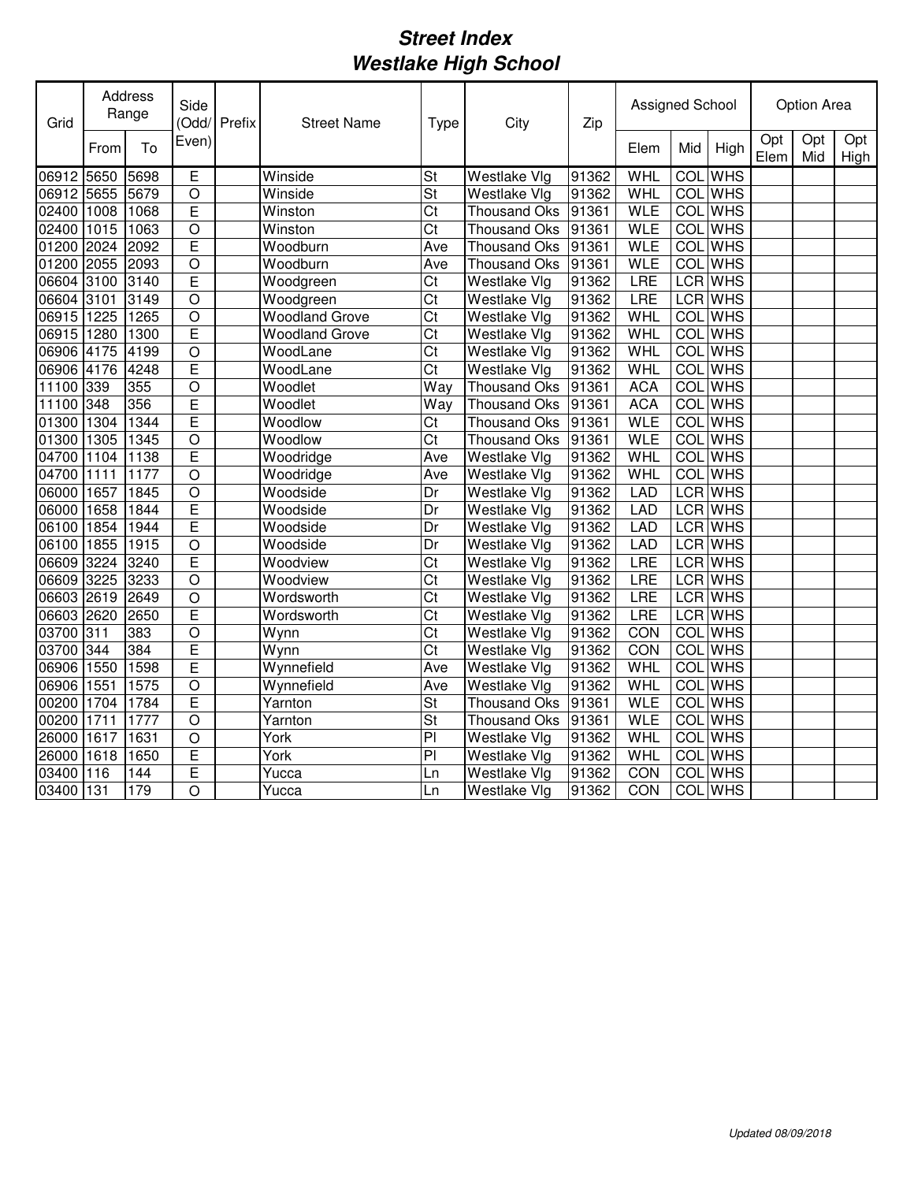# *Street Index*
# *Westlake High School*

| Grid | Address Range | | Side (Odd/ Even) | Prefix | Street Name | Type | City | Zip | Assigned School | | | Option Area | | |
|---|---|---|---|---|---|---|---|---|---|---|---|---|---|---|
| | From | To | | | | | | | Elem | Mid | High | Opt Elem | Opt Mid | Opt High |
| 06912 | 5650 | 5698 | E | | Winside | St | Westlake Vlg | 91362 | WHL | COL | WHS | | | |
| 06912 | 5655 | 5679 | O | | Winside | St | Westlake Vlg | 91362 | WHL | COL | WHS | | | |
| 02400 | 1008 | 1068 | E | | Winston | Ct | Thousand Oks | 91361 | WLE | COL | WHS | | | |
| 02400 | 1015 | 1063 | O | | Winston | Ct | Thousand Oks | 91361 | WLE | COL | WHS | | | |
| 01200 | 2024 | 2092 | E | | Woodburn | Ave | Thousand Oks | 91361 | WLE | COL | WHS | | | |
| 01200 | 2055 | 2093 | O | | Woodburn | Ave | Thousand Oks | 91361 | WLE | COL | WHS | | | |
| 06604 | 3100 | 3140 | E | | Woodgreen | Ct | Westlake Vlg | 91362 | LRE | LCR | WHS | | | |
| 06604 | 3101 | 3149 | O | | Woodgreen | Ct | Westlake Vlg | 91362 | LRE | LCR | WHS | | | |
| 06915 | 1225 | 1265 | O | | Woodland Grove | Ct | Westlake Vlg | 91362 | WHL | COL | WHS | | | |
| 06915 | 1280 | 1300 | E | | Woodland Grove | Ct | Westlake Vlg | 91362 | WHL | COL | WHS | | | |
| 06906 | 4175 | 4199 | O | | WoodLane | Ct | Westlake Vlg | 91362 | WHL | COL | WHS | | | |
| 06906 | 4176 | 4248 | E | | WoodLane | Ct | Westlake Vlg | 91362 | WHL | COL | WHS | | | |
| 11100 | 339 | 355 | O | | Woodlet | Way | Thousand Oks | 91361 | ACA | COL | WHS | | | |
| 11100 | 348 | 356 | E | | Woodlet | Way | Thousand Oks | 91361 | ACA | COL | WHS | | | |
| 01300 | 1304 | 1344 | E | | Woodlow | Ct | Thousand Oks | 91361 | WLE | COL | WHS | | | |
| 01300 | 1305 | 1345 | O | | Woodlow | Ct | Thousand Oks | 91361 | WLE | COL | WHS | | | |
| 04700 | 1104 | 1138 | E | | Woodridge | Ave | Westlake Vlg | 91362 | WHL | COL | WHS | | | |
| 04700 | 1111 | 1177 | O | | Woodridge | Ave | Westlake Vlg | 91362 | WHL | COL | WHS | | | |
| 06000 | 1657 | 1845 | O | | Woodside | Dr | Westlake Vlg | 91362 | LAD | LCR | WHS | | | |
| 06000 | 1658 | 1844 | E | | Woodside | Dr | Westlake Vlg | 91362 | LAD | LCR | WHS | | | |
| 06100 | 1854 | 1944 | E | | Woodside | Dr | Westlake Vlg | 91362 | LAD | LCR | WHS | | | |
| 06100 | 1855 | 1915 | O | | Woodside | Dr | Westlake Vlg | 91362 | LAD | LCR | WHS | | | |
| 06609 | 3224 | 3240 | E | | Woodview | Ct | Westlake Vlg | 91362 | LRE | LCR | WHS | | | |
| 06609 | 3225 | 3233 | O | | Woodview | Ct | Westlake Vlg | 91362 | LRE | LCR | WHS | | | |
| 06603 | 2619 | 2649 | O | | Wordsworth | Ct | Westlake Vlg | 91362 | LRE | LCR | WHS | | | |
| 06603 | 2620 | 2650 | E | | Wordsworth | Ct | Westlake Vlg | 91362 | LRE | LCR | WHS | | | |
| 03700 | 311 | 383 | O | | Wynn | Ct | Westlake Vlg | 91362 | CON | COL | WHS | | | |
| 03700 | 344 | 384 | E | | Wynn | Ct | Westlake Vlg | 91362 | CON | COL | WHS | | | |
| 06906 | 1550 | 1598 | E | | Wynnefield | Ave | Westlake Vlg | 91362 | WHL | COL | WHS | | | |
| 06906 | 1551 | 1575 | O | | Wynnefield | Ave | Westlake Vlg | 91362 | WHL | COL | WHS | | | |
| 00200 | 1704 | 1784 | E | | Yarnton | St | Thousand Oks | 91361 | WLE | COL | WHS | | | |
| 00200 | 1711 | 1777 | O | | Yarnton | St | Thousand Oks | 91361 | WLE | COL | WHS | | | |
| 26000 | 1617 | 1631 | O | | York | Pl | Westlake Vlg | 91362 | WHL | COL | WHS | | | |
| 26000 | 1618 | 1650 | E | | York | Pl | Westlake Vlg | 91362 | WHL | COL | WHS | | | |
| 03400 | 116 | 144 | E | | Yucca | Ln | Westlake Vlg | 91362 | CON | COL | WHS | | | |
| 03400 | 131 | 179 | O | | Yucca | Ln | Westlake Vlg | 91362 | CON | COL | WHS | | | |

*Updated 08/09/2018*